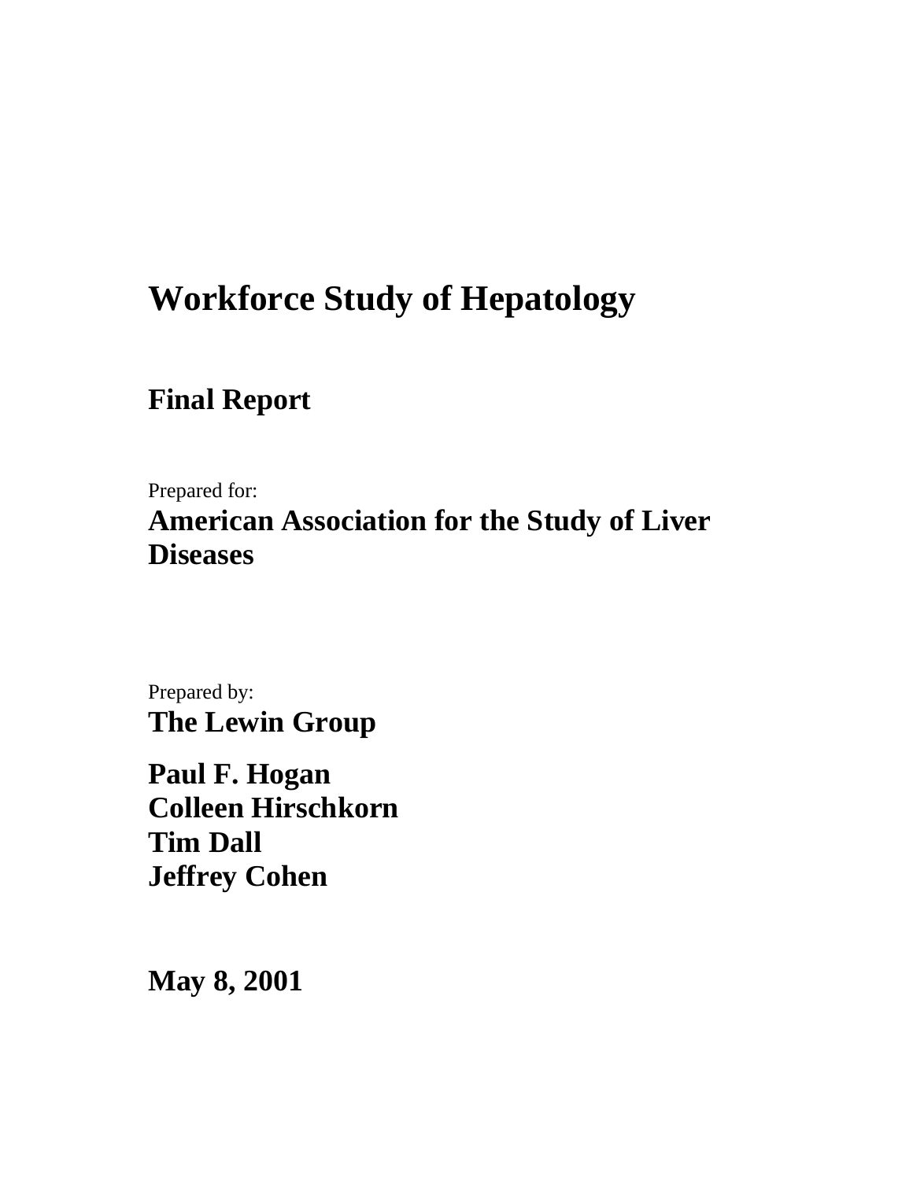# Workforce Study of Hepatology

## Final Report

Prepared for:

**American Association for the Study of Liver Diseases**

Prepared by:

**The Lewin Group**

**Paul F. Hogan**
**Colleen Hirschkorn**
**Tim Dall**
**Jeffrey Cohen**

**May 8, 2001**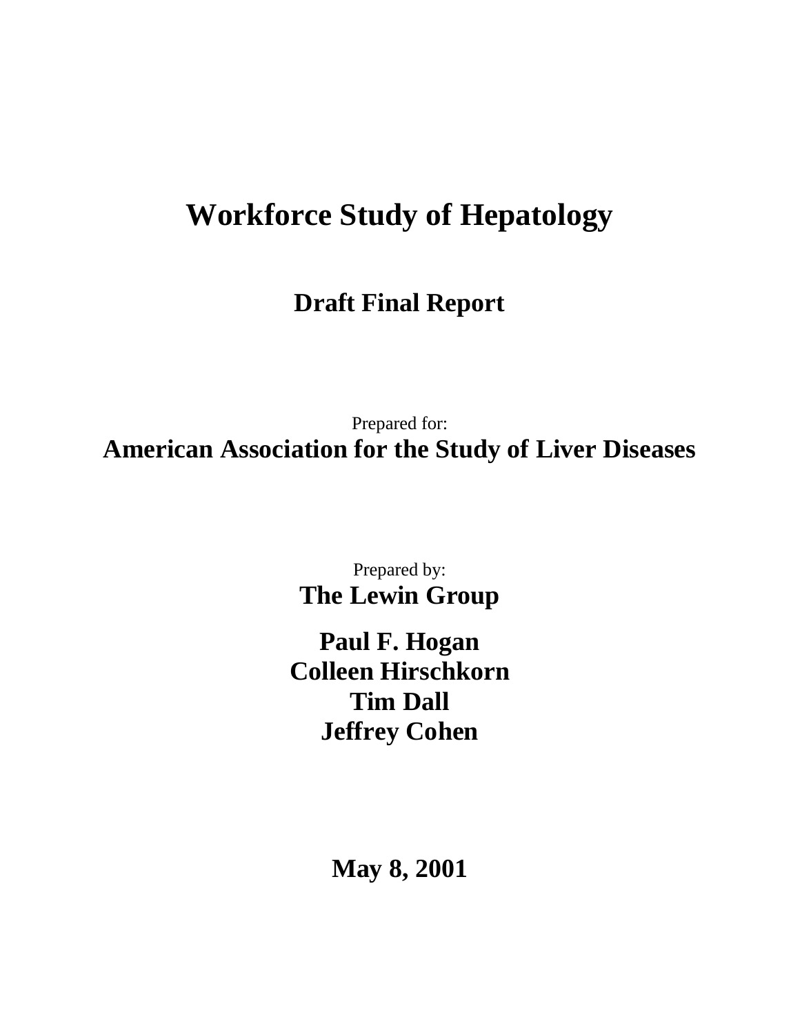# Workforce Study of Hepatology

## Draft Final Report

Prepared for:

**American Association for the Study of Liver Diseases**

Prepared by:

**The Lewin Group**

**Paul F. Hogan**
**Colleen Hirschkorn**
**Tim Dall**
**Jeffrey Cohen**

**May 8, 2001**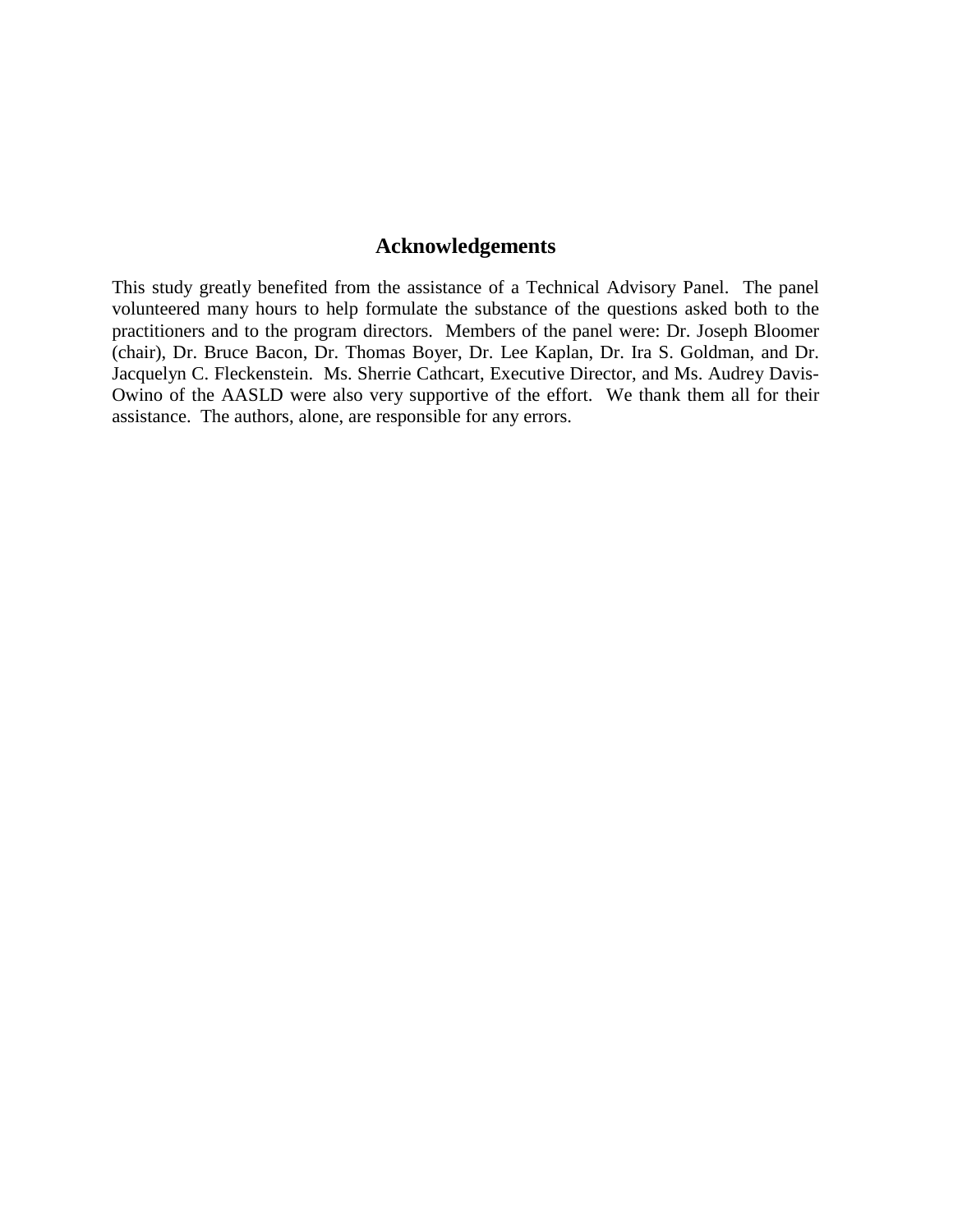## Acknowledgements

This study greatly benefited from the assistance of a Technical Advisory Panel. The panel volunteered many hours to help formulate the substance of the questions asked both to the practitioners and to the program directors. Members of the panel were: Dr. Joseph Bloomer (chair), Dr. Bruce Bacon, Dr. Thomas Boyer, Dr. Lee Kaplan, Dr. Ira S. Goldman, and Dr. Jacquelyn C. Fleckenstein. Ms. Sherrie Cathcart, Executive Director, and Ms. Audrey Davis-Owino of the AASLD were also very supportive of the effort. We thank them all for their assistance. The authors, alone, are responsible for any errors.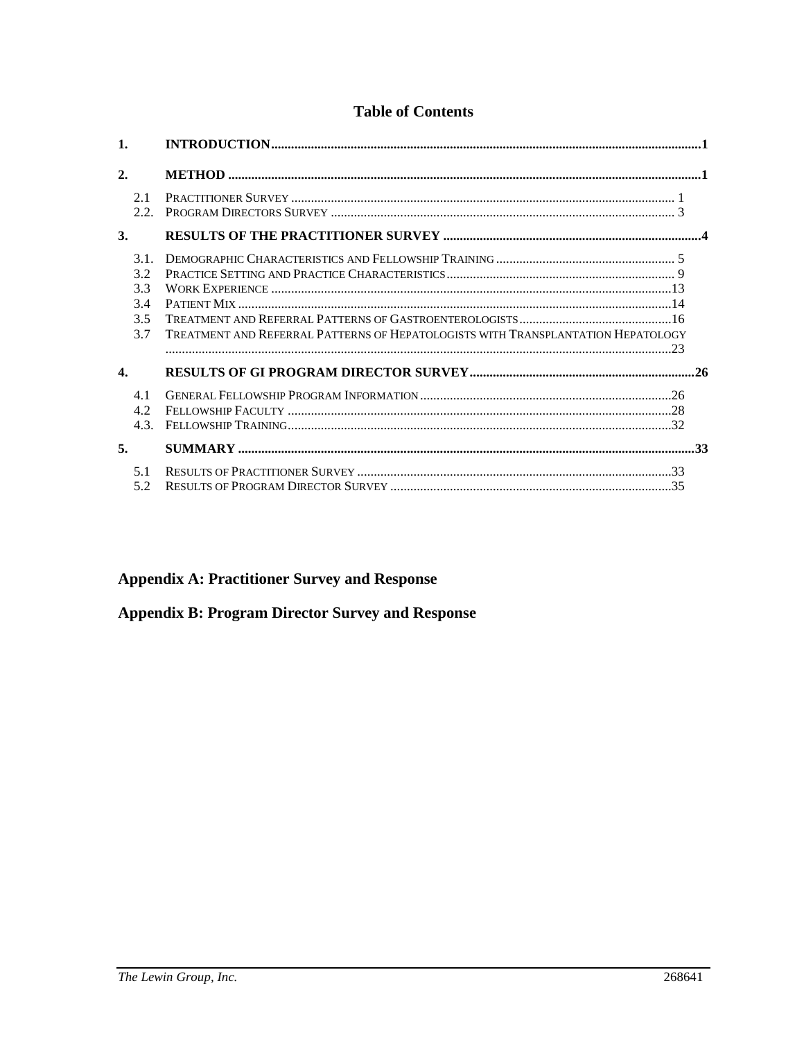# Table of Contents

| | | |
|---|---|---|
| **1.** | **INTRODUCTION** | **1** |
| **2.** | **METHOD** | **1** |
| 2.1 | Practitioner Survey | 1 |
| 2.2. | Program Directors Survey | 3 |
| **3.** | **RESULTS OF THE PRACTITIONER SURVEY** | **4** |
| 3.1. | Demographic Characteristics and Fellowship Training | 5 |
| 3.2 | Practice Setting and Practice Characteristics | 9 |
| 3.3 | Work Experience | 13 |
| 3.4 | Patient Mix | 14 |
| 3.5 | Treatment and Referral Patterns of Gastroenterologists | 16 |
| 3.7 | Treatment and Referral Patterns of Hepatologists with Transplantation Hepatology | 23 |
| **4.** | **RESULTS OF GI PROGRAM DIRECTOR SURVEY** | **26** |
| 4.1 | General Fellowship Program Information | 26 |
| 4.2 | Fellowship Faculty | 28 |
| 4.3. | Fellowship Training | 32 |
| **5.** | **SUMMARY** | **33** |
| 5.1 | Results of Practitioner Survey | 33 |
| 5.2 | Results of Program Director Survey | 35 |

**Appendix A: Practitioner Survey and Response**

**Appendix B: Program Director Survey and Response**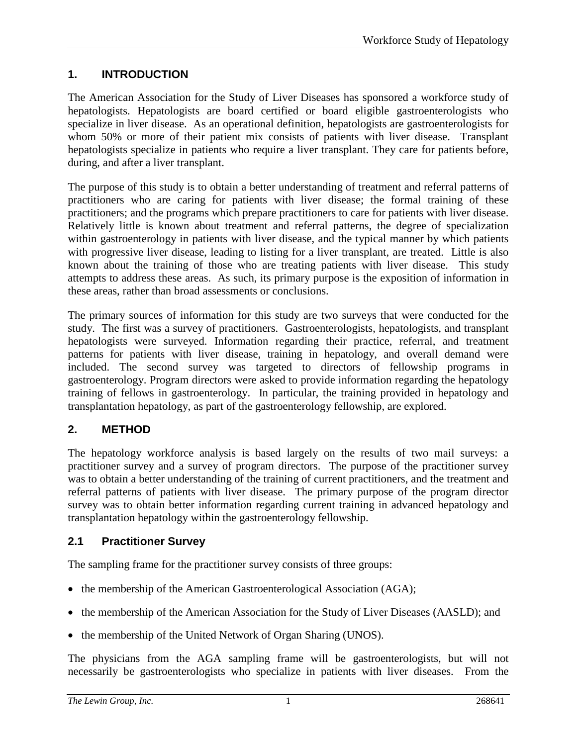## 1. INTRODUCTION

The American Association for the Study of Liver Diseases has sponsored a workforce study of hepatologists. Hepatologists are board certified or board eligible gastroenterologists who specialize in liver disease. As an operational definition, hepatologists are gastroenterologists for whom 50% or more of their patient mix consists of patients with liver disease. Transplant hepatologists specialize in patients who require a liver transplant. They care for patients before, during, and after a liver transplant.

The purpose of this study is to obtain a better understanding of treatment and referral patterns of practitioners who are caring for patients with liver disease; the formal training of these practitioners; and the programs which prepare practitioners to care for patients with liver disease. Relatively little is known about treatment and referral patterns, the degree of specialization within gastroenterology in patients with liver disease, and the typical manner by which patients with progressive liver disease, leading to listing for a liver transplant, are treated. Little is also known about the training of those who are treating patients with liver disease. This study attempts to address these areas. As such, its primary purpose is the exposition of information in these areas, rather than broad assessments or conclusions.

The primary sources of information for this study are two surveys that were conducted for the study. The first was a survey of practitioners. Gastroenterologists, hepatologists, and transplant hepatologists were surveyed. Information regarding their practice, referral, and treatment patterns for patients with liver disease, training in hepatology, and overall demand were included. The second survey was targeted to directors of fellowship programs in gastroenterology. Program directors were asked to provide information regarding the hepatology training of fellows in gastroenterology. In particular, the training provided in hepatology and transplantation hepatology, as part of the gastroenterology fellowship, are explored.

## 2. METHOD

The hepatology workforce analysis is based largely on the results of two mail surveys: a practitioner survey and a survey of program directors. The purpose of the practitioner survey was to obtain a better understanding of the training of current practitioners, and the treatment and referral patterns of patients with liver disease. The primary purpose of the program director survey was to obtain better information regarding current training in advanced hepatology and transplantation hepatology within the gastroenterology fellowship.

### 2.1 Practitioner Survey

The sampling frame for the practitioner survey consists of three groups:

- the membership of the American Gastroenterological Association (AGA);
- the membership of the American Association for the Study of Liver Diseases (AASLD); and
- the membership of the United Network of Organ Sharing (UNOS).

The physicians from the AGA sampling frame will be gastroenterologists, but will not necessarily be gastroenterologists who specialize in patients with liver diseases. From the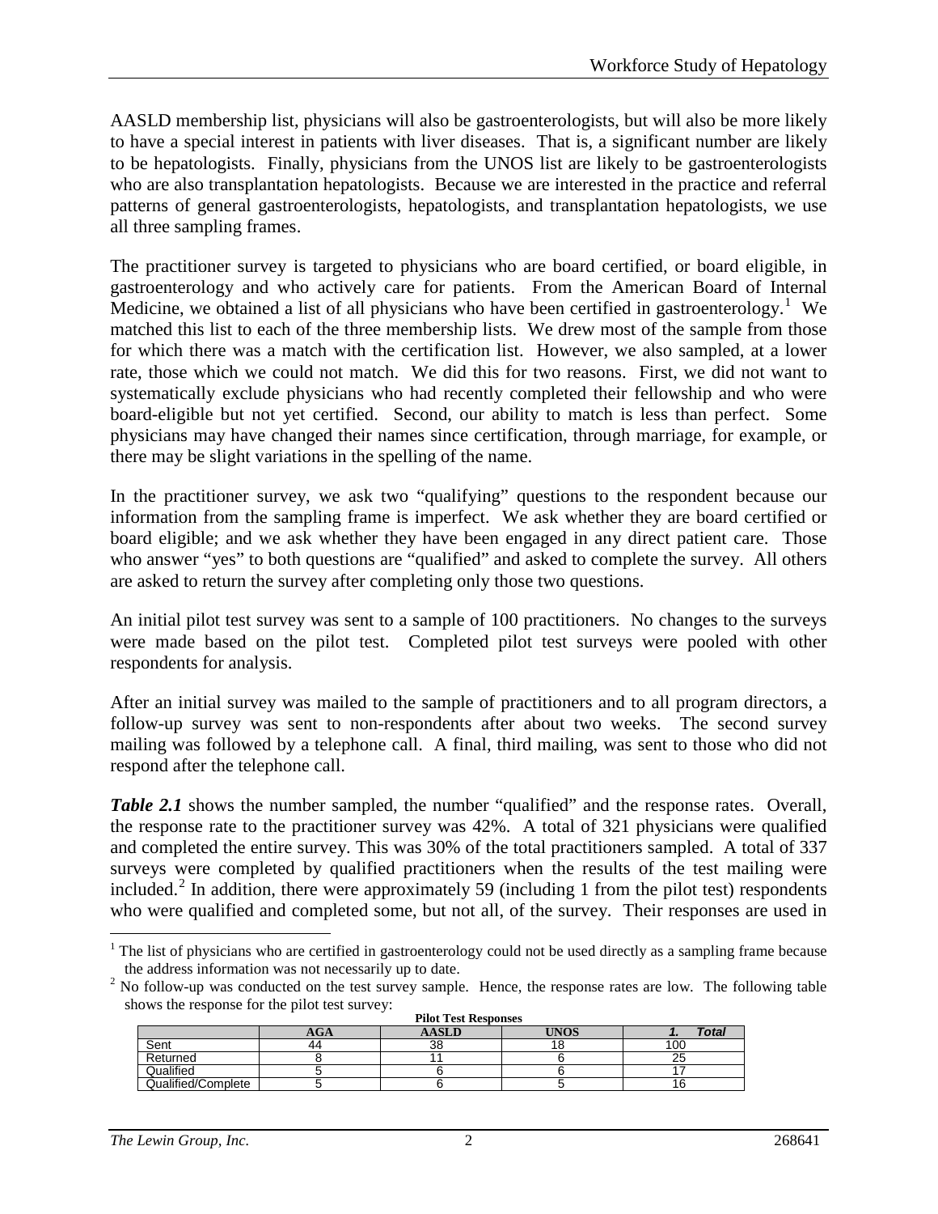AASLD membership list, physicians will also be gastroenterologists, but will also be more likely to have a special interest in patients with liver diseases. That is, a significant number are likely to be hepatologists. Finally, physicians from the UNOS list are likely to be gastroenterologists who are also transplantation hepatologists. Because we are interested in the practice and referral patterns of general gastroenterologists, hepatologists, and transplantation hepatologists, we use all three sampling frames.

The practitioner survey is targeted to physicians who are board certified, or board eligible, in gastroenterology and who actively care for patients. From the American Board of Internal Medicine, we obtained a list of all physicians who have been certified in gastroenterology.[1] We matched this list to each of the three membership lists. We drew most of the sample from those for which there was a match with the certification list. However, we also sampled, at a lower rate, those which we could not match. We did this for two reasons. First, we did not want to systematically exclude physicians who had recently completed their fellowship and who were board-eligible but not yet certified. Second, our ability to match is less than perfect. Some physicians may have changed their names since certification, through marriage, for example, or there may be slight variations in the spelling of the name.

In the practitioner survey, we ask two "qualifying" questions to the respondent because our information from the sampling frame is imperfect. We ask whether they are board certified or board eligible; and we ask whether they have been engaged in any direct patient care. Those who answer "yes" to both questions are "qualified" and asked to complete the survey. All others are asked to return the survey after completing only those two questions.

An initial pilot test survey was sent to a sample of 100 practitioners. No changes to the surveys were made based on the pilot test. Completed pilot test surveys were pooled with other respondents for analysis.

After an initial survey was mailed to the sample of practitioners and to all program directors, a follow-up survey was sent to non-respondents after about two weeks. The second survey mailing was followed by a telephone call. A final, third mailing, was sent to those who did not respond after the telephone call.

***Table 2.1*** shows the number sampled, the number "qualified" and the response rates. Overall, the response rate to the practitioner survey was 42%. A total of 321 physicians were qualified and completed the entire survey. This was 30% of the total practitioners sampled. A total of 337 surveys were completed by qualified practitioners when the results of the test mailing were included.[2] In addition, there were approximately 59 (including 1 from the pilot test) respondents who were qualified and completed some, but not all, of the survey. Their responses are used in

---

[1] The list of physicians who are certified in gastroenterology could not be used directly as a sampling frame because the address information was not necessarily up to date.

[2] No follow-up was conducted on the test survey sample. Hence, the response rates are low. The following table shows the response for the pilot test survey:

**Pilot Test Responses**

| | AGA | AASLD | UNOS | Total |
|---|---|---|---|---|
| Sent | 44 | 38 | 18 | 100 |
| Returned | 8 | 11 | 6 | 25 |
| Qualified | 5 | 6 | 6 | 17 |
| Qualified/Complete | 5 | 6 | 5 | 16 |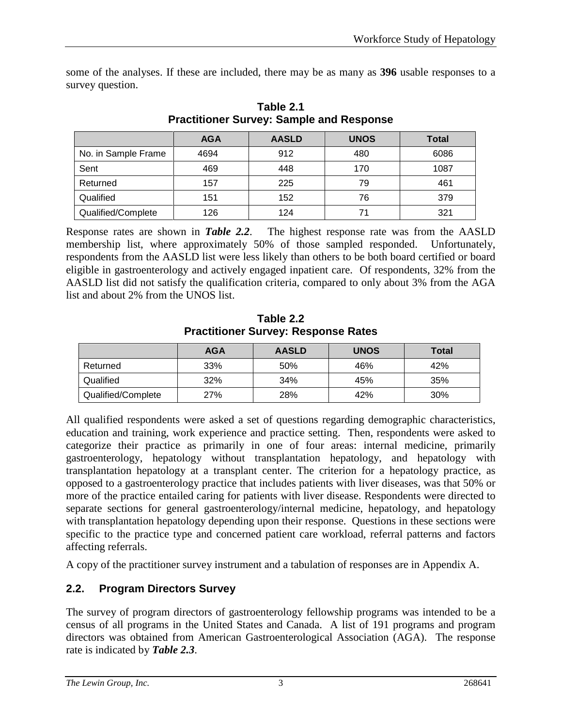some of the analyses. If these are included, there may be as many as **396** usable responses to a survey question.

**Table 2.1**
**Practitioner Survey: Sample and Response**

| | AGA | AASLD | UNOS | Total |
|---|---|---|---|---|
| No. in Sample Frame | 4694 | 912 | 480 | 6086 |
| Sent | 469 | 448 | 170 | 1087 |
| Returned | 157 | 225 | 79 | 461 |
| Qualified | 151 | 152 | 76 | 379 |
| Qualified/Complete | 126 | 124 | 71 | 321 |

Response rates are shown in ***Table 2.2***. The highest response rate was from the AASLD membership list, where approximately 50% of those sampled responded. Unfortunately, respondents from the AASLD list were less likely than others to be both board certified or board eligible in gastroenterology and actively engaged inpatient care. Of respondents, 32% from the AASLD list did not satisfy the qualification criteria, compared to only about 3% from the AGA list and about 2% from the UNOS list.

**Table 2.2**
**Practitioner Survey: Response Rates**

| | AGA | AASLD | UNOS | Total |
|---|---|---|---|---|
| Returned | 33% | 50% | 46% | 42% |
| Qualified | 32% | 34% | 45% | 35% |
| Qualified/Complete | 27% | 28% | 42% | 30% |

All qualified respondents were asked a set of questions regarding demographic characteristics, education and training, work experience and practice setting. Then, respondents were asked to categorize their practice as primarily in one of four areas: internal medicine, primarily gastroenterology, hepatology without transplantation hepatology, and hepatology with transplantation hepatology at a transplant center. The criterion for a hepatology practice, as opposed to a gastroenterology practice that includes patients with liver diseases, was that 50% or more of the practice entailed caring for patients with liver disease. Respondents were directed to separate sections for general gastroenterology/internal medicine, hepatology, and hepatology with transplantation hepatology depending upon their response. Questions in these sections were specific to the practice type and concerned patient care workload, referral patterns and factors affecting referrals.

A copy of the practitioner survey instrument and a tabulation of responses are in Appendix A.

## 2.2. Program Directors Survey

The survey of program directors of gastroenterology fellowship programs was intended to be a census of all programs in the United States and Canada. A list of 191 programs and program directors was obtained from American Gastroenterological Association (AGA). The response rate is indicated by ***Table 2.3***.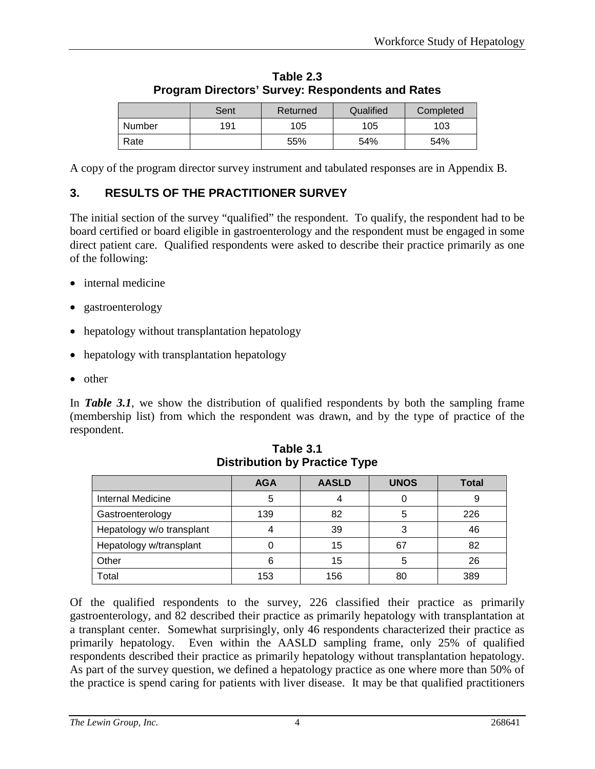**Table 2.3**
**Program Directors' Survey: Respondents and Rates**

| | Sent | Returned | Qualified | Completed |
|---|---|---|---|---|
| Number | 191 | 105 | 105 | 103 |
| Rate | | 55% | 54% | 54% |

A copy of the program director survey instrument and tabulated responses are in Appendix B.

## 3. RESULTS OF THE PRACTITIONER SURVEY

The initial section of the survey "qualified" the respondent. To qualify, the respondent had to be board certified or board eligible in gastroenterology and the respondent must be engaged in some direct patient care. Qualified respondents were asked to describe their practice primarily as one of the following:

- internal medicine
- gastroenterology
- hepatology without transplantation hepatology
- hepatology with transplantation hepatology
- other

In ***Table 3.1***, we show the distribution of qualified respondents by both the sampling frame (membership list) from which the respondent was drawn, and by the type of practice of the respondent.

**Table 3.1**
**Distribution by Practice Type**

| | AGA | AASLD | UNOS | Total |
|---|---|---|---|---|
| Internal Medicine | 5 | 4 | 0 | 9 |
| Gastroenterology | 139 | 82 | 5 | 226 |
| Hepatology w/o transplant | 4 | 39 | 3 | 46 |
| Hepatology w/transplant | 0 | 15 | 67 | 82 |
| Other | 6 | 15 | 5 | 26 |
| Total | 153 | 156 | 80 | 389 |

Of the qualified respondents to the survey, 226 classified their practice as primarily gastroenterology, and 82 described their practice as primarily hepatology with transplantation at a transplant center. Somewhat surprisingly, only 46 respondents characterized their practice as primarily hepatology. Even within the AASLD sampling frame, only 25% of qualified respondents described their practice as primarily hepatology without transplantation hepatology. As part of the survey question, we defined a hepatology practice as one where more than 50% of the practice is spend caring for patients with liver disease. It may be that qualified practitioners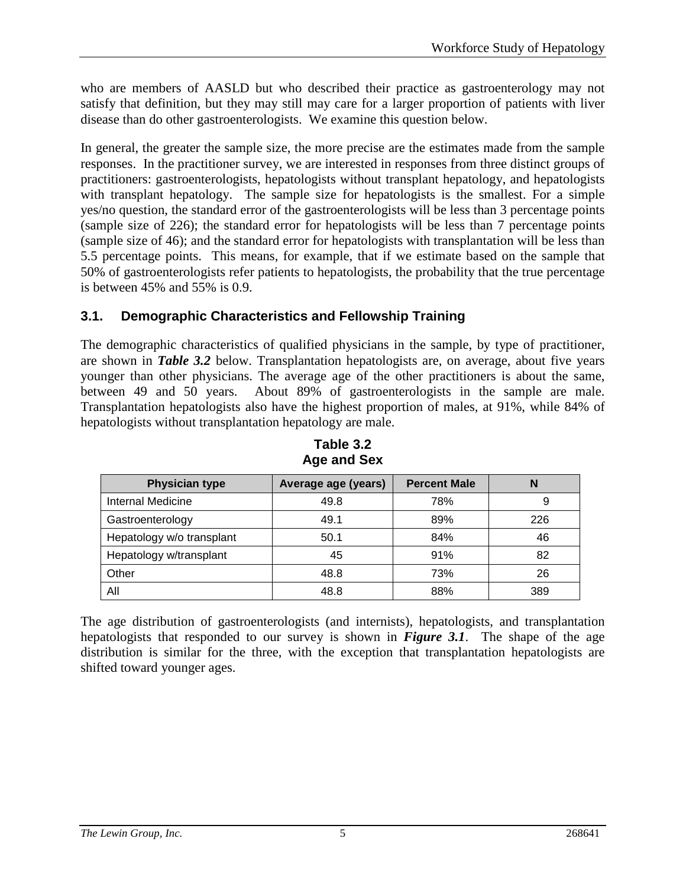who are members of AASLD but who described their practice as gastroenterology may not satisfy that definition, but they may still may care for a larger proportion of patients with liver disease than do other gastroenterologists. We examine this question below.

In general, the greater the sample size, the more precise are the estimates made from the sample responses. In the practitioner survey, we are interested in responses from three distinct groups of practitioners: gastroenterologists, hepatologists without transplant hepatology, and hepatologists with transplant hepatology. The sample size for hepatologists is the smallest. For a simple yes/no question, the standard error of the gastroenterologists will be less than 3 percentage points (sample size of 226); the standard error for hepatologists will be less than 7 percentage points (sample size of 46); and the standard error for hepatologists with transplantation will be less than 5.5 percentage points. This means, for example, that if we estimate based on the sample that 50% of gastroenterologists refer patients to hepatologists, the probability that the true percentage is between 45% and 55% is 0.9.

## 3.1. Demographic Characteristics and Fellowship Training

The demographic characteristics of qualified physicians in the sample, by type of practitioner, are shown in ***Table 3.2*** below. Transplantation hepatologists are, on average, about five years younger than other physicians. The average age of the other practitioners is about the same, between 49 and 50 years. About 89% of gastroenterologists in the sample are male. Transplantation hepatologists also have the highest proportion of males, at 91%, while 84% of hepatologists without transplantation hepatology are male.

**Table 3.2**
**Age and Sex**

| Physician type | Average age (years) | Percent Male | N |
|---|---|---|---|
| Internal Medicine | 49.8 | 78% | 9 |
| Gastroenterology | 49.1 | 89% | 226 |
| Hepatology w/o transplant | 50.1 | 84% | 46 |
| Hepatology w/transplant | 45 | 91% | 82 |
| Other | 48.8 | 73% | 26 |
| All | 48.8 | 88% | 389 |

The age distribution of gastroenterologists (and internists), hepatologists, and transplantation hepatologists that responded to our survey is shown in ***Figure 3.1***. The shape of the age distribution is similar for the three, with the exception that transplantation hepatologists are shifted toward younger ages.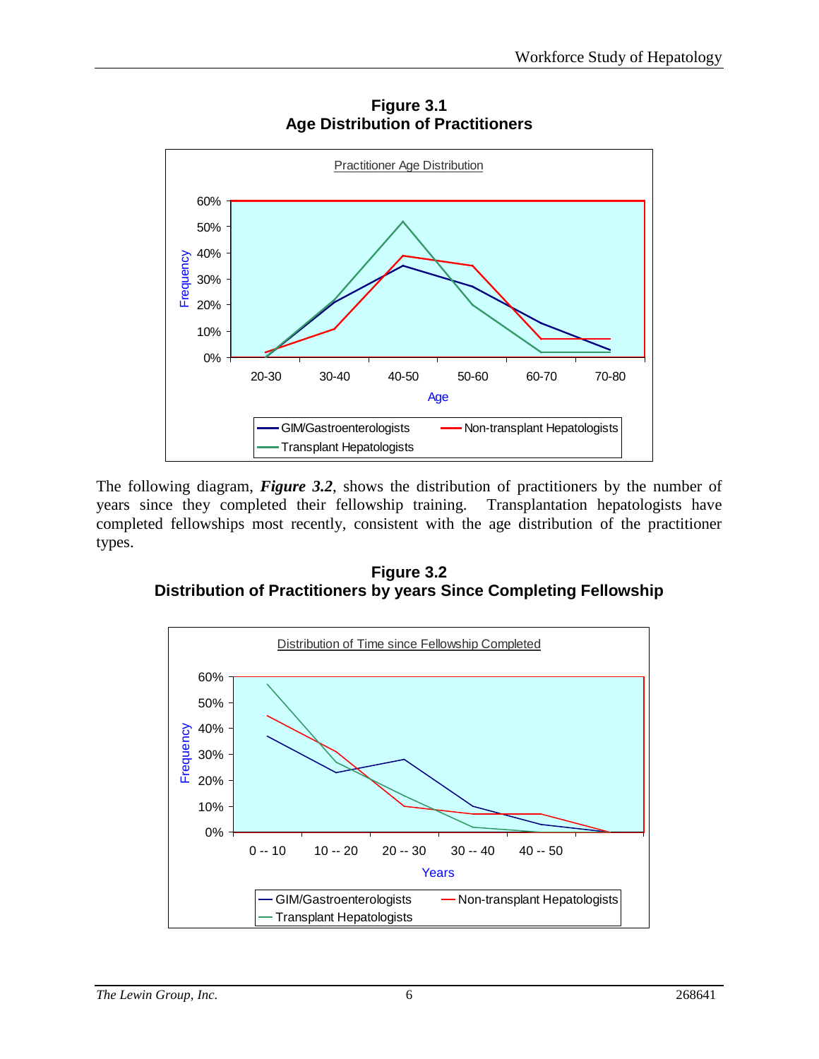**Figure 3.1**
**Age Distribution of Practitioners**

The following diagram, ***Figure 3.2***, shows the distribution of practitioners by the number of years since they completed their fellowship training. Transplantation hepatologists have completed fellowships most recently, consistent with the age distribution of the practitioner types.

**Figure 3.2**
**Distribution of Practitioners by years Since Completing Fellowship**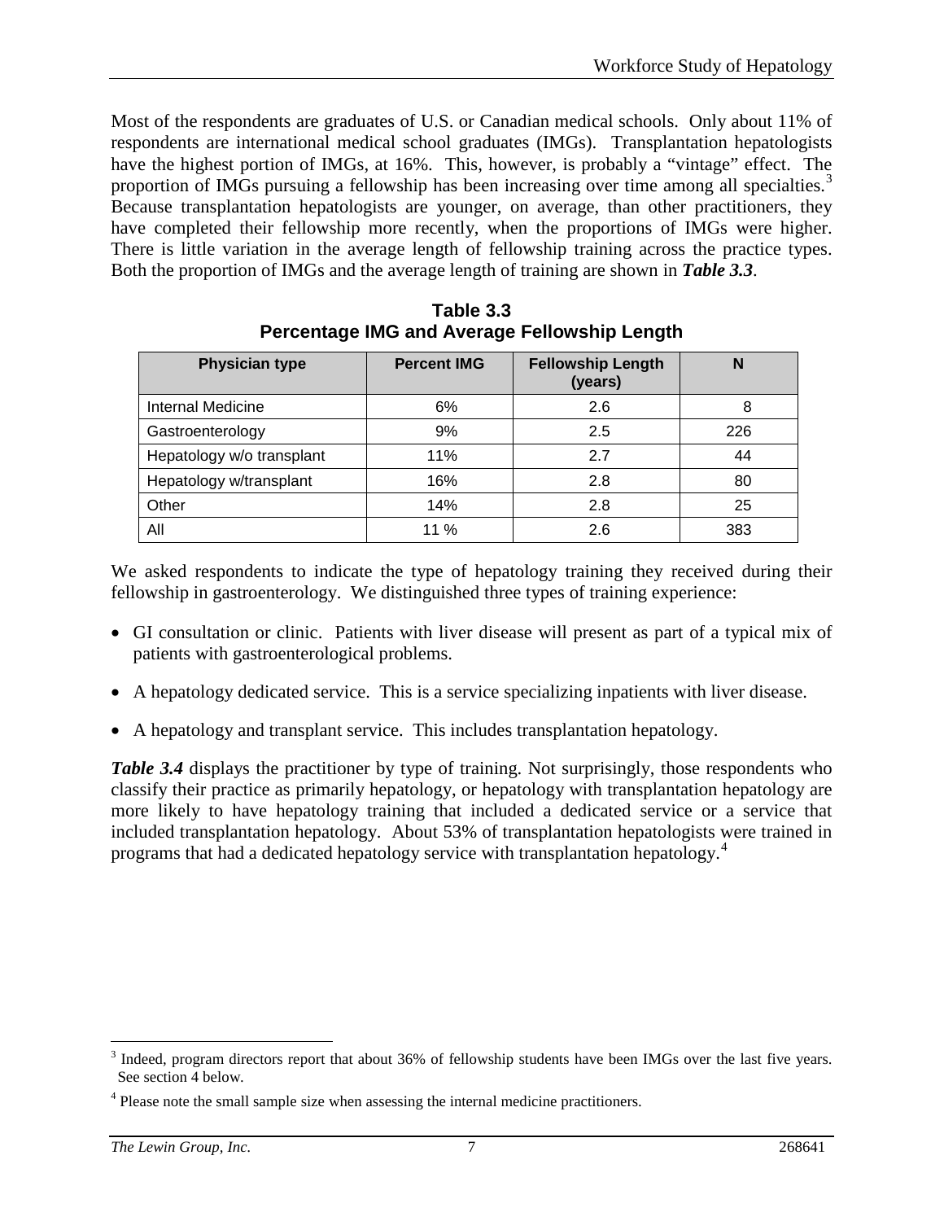Most of the respondents are graduates of U.S. or Canadian medical schools. Only about 11% of respondents are international medical school graduates (IMGs). Transplantation hepatologists have the highest portion of IMGs, at 16%. This, however, is probably a "vintage" effect. The proportion of IMGs pursuing a fellowship has been increasing over time among all specialties.[3] Because transplantation hepatologists are younger, on average, than other practitioners, they have completed their fellowship more recently, when the proportions of IMGs were higher. There is little variation in the average length of fellowship training across the practice types. Both the proportion of IMGs and the average length of training are shown in ***Table 3.3***.

**Table 3.3**
**Percentage IMG and Average Fellowship Length**

| Physician type | Percent IMG | Fellowship Length (years) | N |
|---|---|---|---|
| Internal Medicine | 6% | 2.6 | 8 |
| Gastroenterology | 9% | 2.5 | 226 |
| Hepatology w/o transplant | 11% | 2.7 | 44 |
| Hepatology w/transplant | 16% | 2.8 | 80 |
| Other | 14% | 2.8 | 25 |
| All | 11 % | 2.6 | 383 |

We asked respondents to indicate the type of hepatology training they received during their fellowship in gastroenterology. We distinguished three types of training experience:

- GI consultation or clinic. Patients with liver disease will present as part of a typical mix of patients with gastroenterological problems.
- A hepatology dedicated service. This is a service specializing inpatients with liver disease.
- A hepatology and transplant service. This includes transplantation hepatology.

***Table 3.4*** displays the practitioner by type of training. Not surprisingly, those respondents who classify their practice as primarily hepatology, or hepatology with transplantation hepatology are more likely to have hepatology training that included a dedicated service or a service that included transplantation hepatology. About 53% of transplantation hepatologists were trained in programs that had a dedicated hepatology service with transplantation hepatology.[4]

[3] Indeed, program directors report that about 36% of fellowship students have been IMGs over the last five years. See section 4 below.

[4] Please note the small sample size when assessing the internal medicine practitioners.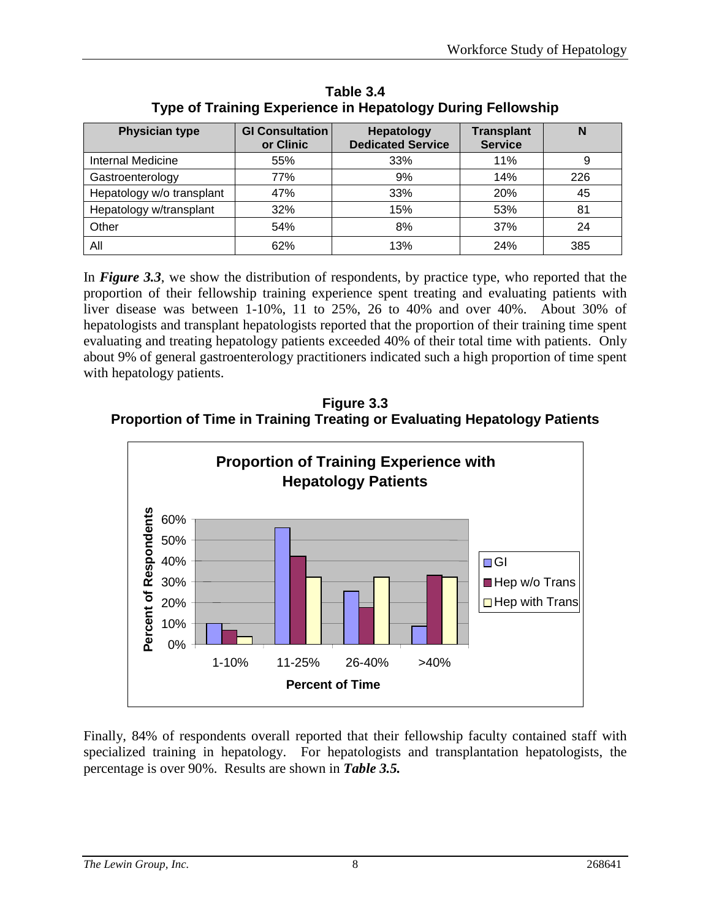**Table 3.4**
**Type of Training Experience in Hepatology During Fellowship**

| Physician type | GI Consultation or Clinic | Hepatology Dedicated Service | Transplant Service | N |
|---|---|---|---|---|
| Internal Medicine | 55% | 33% | 11% | 9 |
| Gastroenterology | 77% | 9% | 14% | 226 |
| Hepatology w/o transplant | 47% | 33% | 20% | 45 |
| Hepatology w/transplant | 32% | 15% | 53% | 81 |
| Other | 54% | 8% | 37% | 24 |
| All | 62% | 13% | 24% | 385 |

In ***Figure 3.3***, we show the distribution of respondents, by practice type, who reported that the proportion of their fellowship training experience spent treating and evaluating patients with liver disease was between 1-10%, 11 to 25%, 26 to 40% and over 40%. About 30% of hepatologists and transplant hepatologists reported that the proportion of their training time spent evaluating and treating hepatology patients exceeded 40% of their total time with patients. Only about 9% of general gastroenterology practitioners indicated such a high proportion of time spent with hepatology patients.

**Figure 3.3**
**Proportion of Time in Training Treating or Evaluating Hepatology Patients**

**Proportion of Training Experience with Hepatology Patients**

| Percent of Time | GI | Hep w/o Trans | Hep with Trans |
|---|---|---|---|
| 1-10% | 10% | 7% | 4% |
| 11-25% | 56% | 42% | 32% |
| 26-40% | 25% | 18% | 32% |
| >40% | 9% | 33% | 32% |

Finally, 84% of respondents overall reported that their fellowship faculty contained staff with specialized training in hepatology. For hepatologists and transplantation hepatologists, the percentage is over 90%. Results are shown in ***Table 3.5.***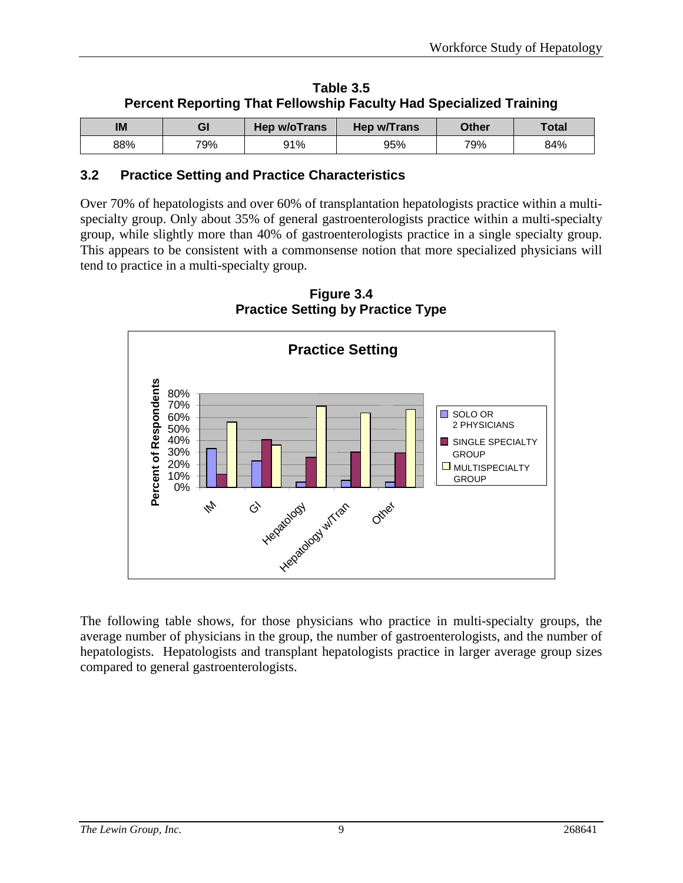**Table 3.5**
**Percent Reporting That Fellowship Faculty Had Specialized Training**

| IM | GI | Hep w/oTrans | Hep w/Trans | Other | Total |
|---|---|---|---|---|---|
| 88% | 79% | 91% | 95% | 79% | 84% |

## 3.2 Practice Setting and Practice Characteristics

Over 70% of hepatologists and over 60% of transplantation hepatologists practice within a multi-specialty group. Only about 35% of general gastroenterologists practice within a multi-specialty group, while slightly more than 40% of gastroenterologists practice in a single specialty group. This appears to be consistent with a commonsense notion that more specialized physicians will tend to practice in a multi-specialty group.

**Figure 3.4**
**Practice Setting by Practice Type**

The following table shows, for those physicians who practice in multi-specialty groups, the average number of physicians in the group, the number of gastroenterologists, and the number of hepatologists. Hepatologists and transplant hepatologists practice in larger average group sizes compared to general gastroenterologists.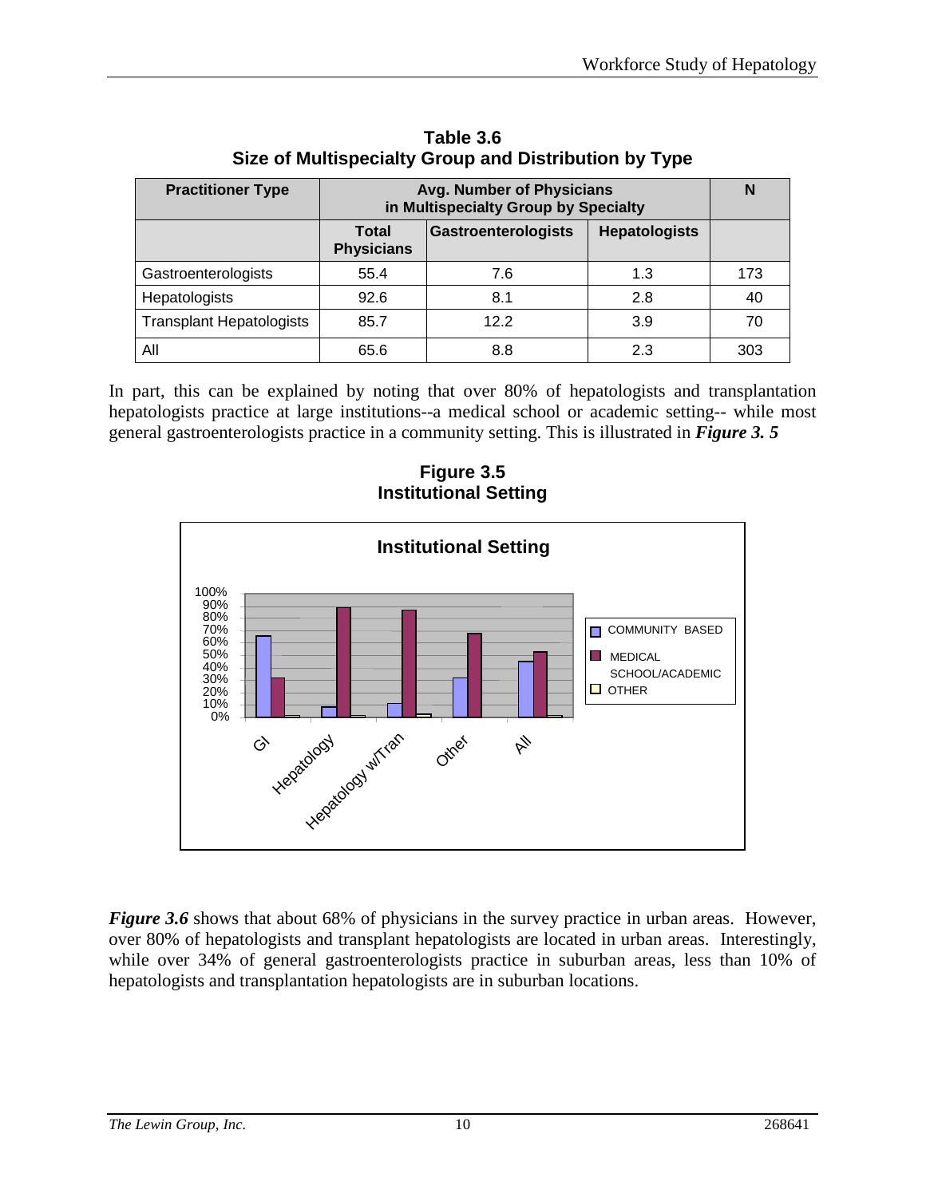**Table 3.6**
**Size of Multispecialty Group and Distribution by Type**

| Practitioner Type | Avg. Number of Physicians in Multispecialty Group by Specialty | | | N |
|---|---|---|---|---|
| | Total Physicians | Gastroenterologists | Hepatologists | |
| Gastroenterologists | 55.4 | 7.6 | 1.3 | 173 |
| Hepatologists | 92.6 | 8.1 | 2.8 | 40 |
| Transplant Hepatologists | 85.7 | 12.2 | 3.9 | 70 |
| All | 65.6 | 8.8 | 2.3 | 303 |

In part, this can be explained by noting that over 80% of hepatologists and transplantation hepatologists practice at large institutions--a medical school or academic setting-- while most general gastroenterologists practice in a community setting. This is illustrated in ***Figure 3. 5***

**Figure 3.5**
**Institutional Setting**

*Figure 3.6* shows that about 68% of physicians in the survey practice in urban areas. However, over 80% of hepatologists and transplant hepatologists are located in urban areas. Interestingly, while over 34% of general gastroenterologists practice in suburban areas, less than 10% of hepatologists and transplantation hepatologists are in suburban locations.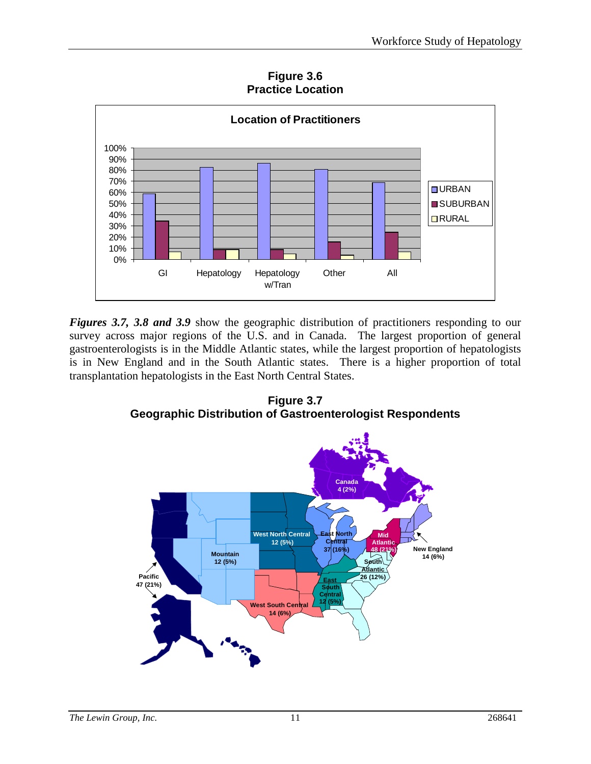**Figure 3.6**
**Practice Location**

**Location of Practitioners**

**Figures 3.7, 3.8 and 3.9** show the geographic distribution of practitioners responding to our survey across major regions of the U.S. and in Canada. The largest proportion of general gastroenterologists is in the Middle Atlantic states, while the largest proportion of hepatologists is in New England and in the South Atlantic states. There is a higher proportion of total transplantation hepatologists in the East North Central States.

**Figure 3.7**
**Geographic Distribution of Gastroenterologist Respondents**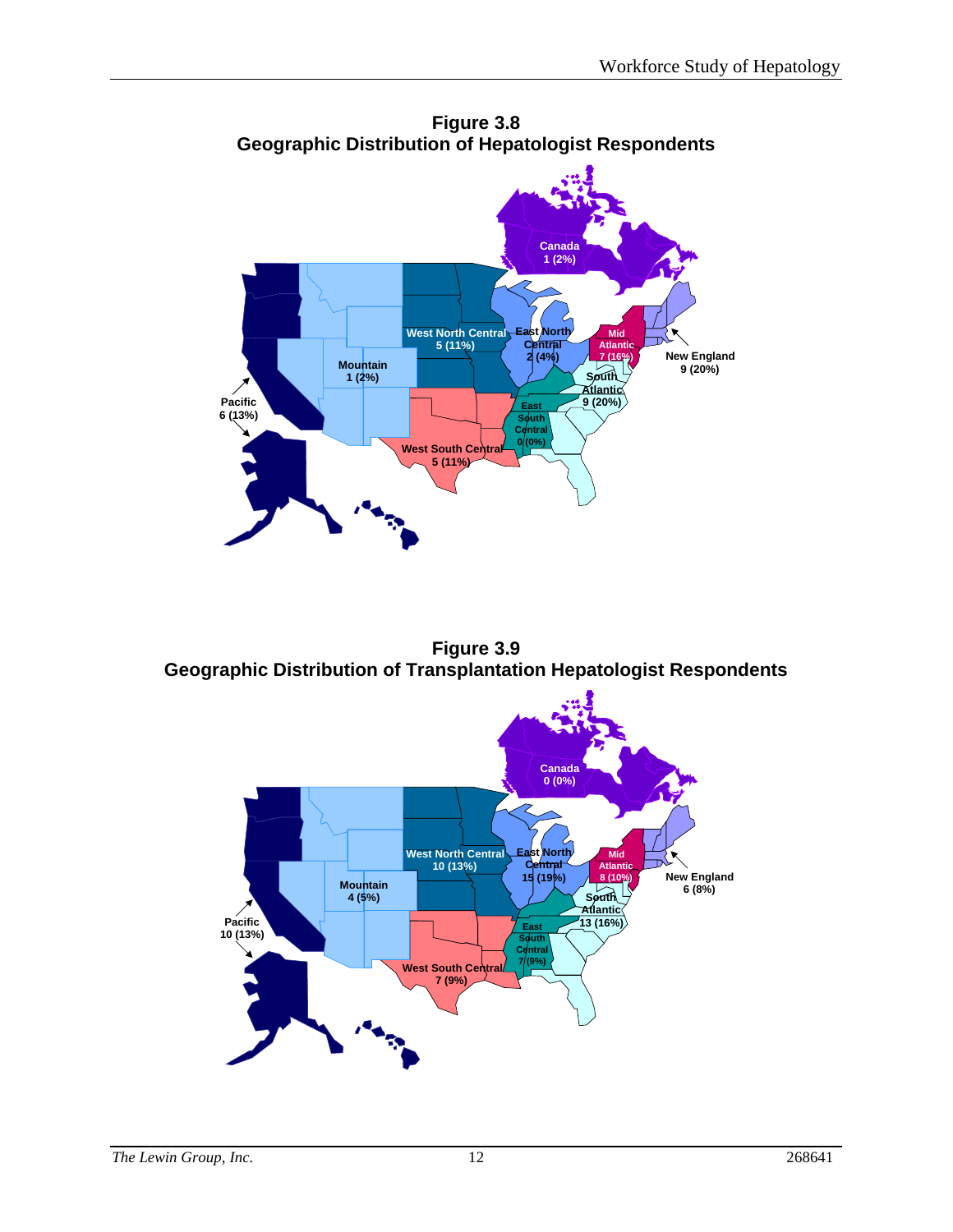**Figure 3.8**
**Geographic Distribution of Hepatologist Respondents**

Canada 1 (2%)

West North Central 5 (11%)

East North Central 2 (4%)

Mid Atlantic 7 (16%)

New England 9 (20%)

Mountain 1 (2%)

South Atlantic 9 (20%)

Pacific 6 (13%)

East South Central 0 (0%)

West South Central 5 (11%)

**Figure 3.9**
**Geographic Distribution of Transplantation Hepatologist Respondents**

Canada 0 (0%)

West North Central 10 (13%)

East North Central 15 (19%)

Mid Atlantic 8 (10%)

New England 6 (8%)

Mountain 4 (5%)

South Atlantic 13 (16%)

Pacific 10 (13%)

East South Central 7 (9%)

West South Central 7 (9%)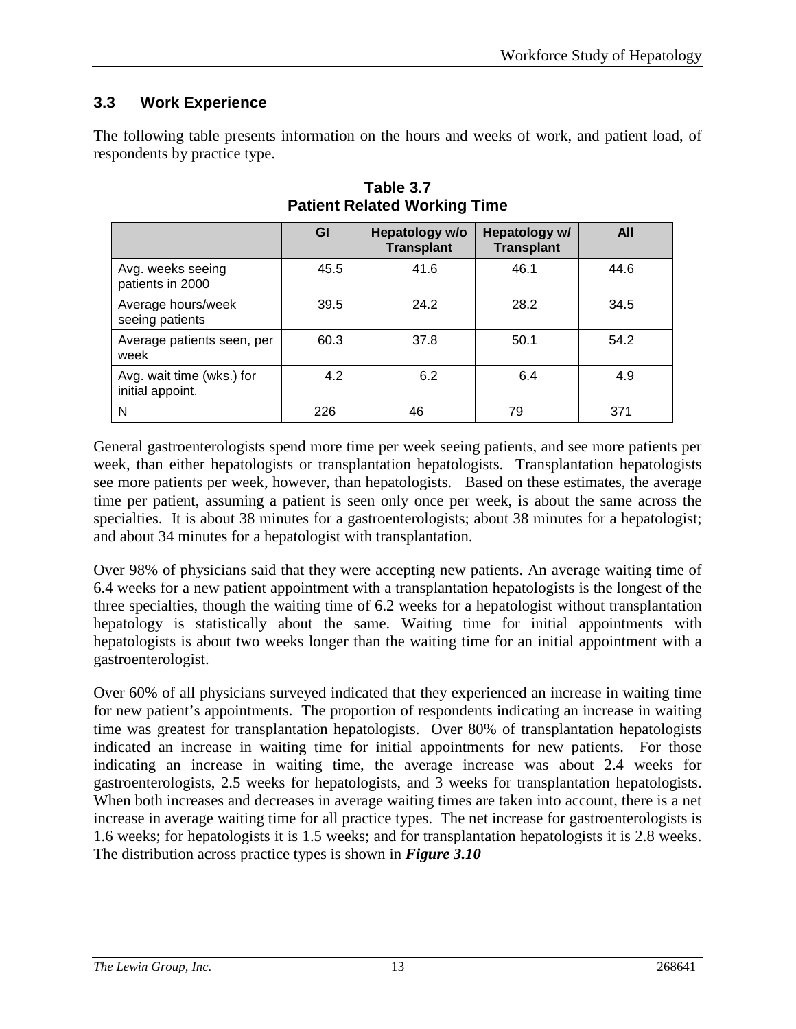## 3.3 Work Experience

The following table presents information on the hours and weeks of work, and patient load, of respondents by practice type.

**Table 3.7**
**Patient Related Working Time**

| | GI | Hepatology w/o Transplant | Hepatology w/ Transplant | All |
|---|---|---|---|---|
| Avg. weeks seeing patients in 2000 | 45.5 | 41.6 | 46.1 | 44.6 |
| Average hours/week seeing patients | 39.5 | 24.2 | 28.2 | 34.5 |
| Average patients seen, per week | 60.3 | 37.8 | 50.1 | 54.2 |
| Avg. wait time (wks.) for initial appoint. | 4.2 | 6.2 | 6.4 | 4.9 |
| N | 226 | 46 | 79 | 371 |

General gastroenterologists spend more time per week seeing patients, and see more patients per week, than either hepatologists or transplantation hepatologists. Transplantation hepatologists see more patients per week, however, than hepatologists. Based on these estimates, the average time per patient, assuming a patient is seen only once per week, is about the same across the specialties. It is about 38 minutes for a gastroenterologists; about 38 minutes for a hepatologist; and about 34 minutes for a hepatologist with transplantation.

Over 98% of physicians said that they were accepting new patients. An average waiting time of 6.4 weeks for a new patient appointment with a transplantation hepatologists is the longest of the three specialties, though the waiting time of 6.2 weeks for a hepatologist without transplantation hepatology is statistically about the same. Waiting time for initial appointments with hepatologists is about two weeks longer than the waiting time for an initial appointment with a gastroenterologist.

Over 60% of all physicians surveyed indicated that they experienced an increase in waiting time for new patient's appointments. The proportion of respondents indicating an increase in waiting time was greatest for transplantation hepatologists. Over 80% of transplantation hepatologists indicated an increase in waiting time for initial appointments for new patients. For those indicating an increase in waiting time, the average increase was about 2.4 weeks for gastroenterologists, 2.5 weeks for hepatologists, and 3 weeks for transplantation hepatologists. When both increases and decreases in average waiting times are taken into account, there is a net increase in average waiting time for all practice types. The net increase for gastroenterologists is 1.6 weeks; for hepatologists it is 1.5 weeks; and for transplantation hepatologists it is 2.8 weeks. The distribution across practice types is shown in ***Figure 3.10***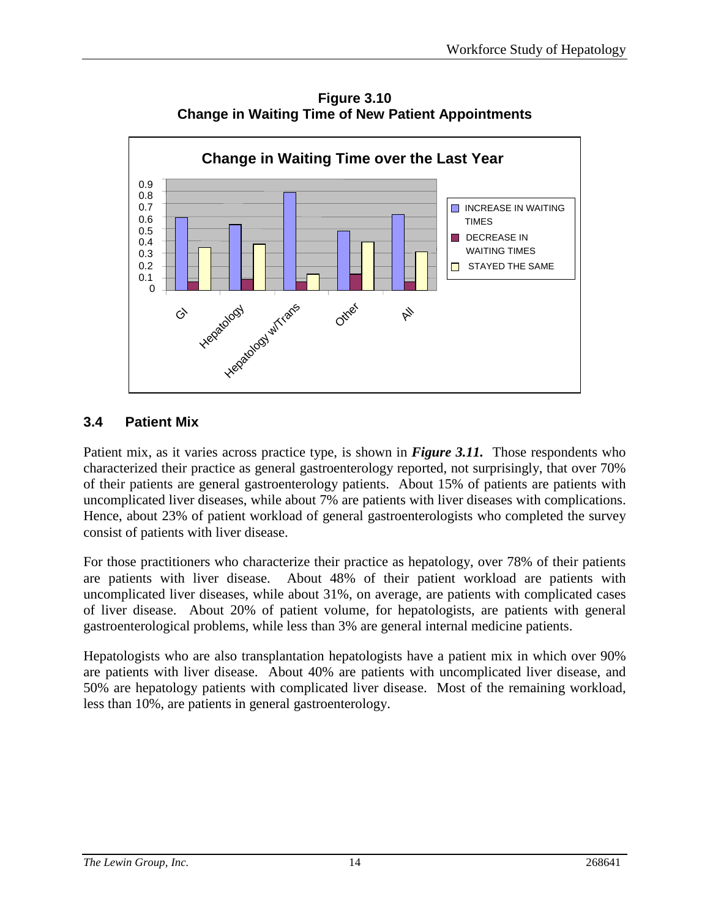**Figure 3.10**
**Change in Waiting Time of New Patient Appointments**

## 3.4 Patient Mix

Patient mix, as it varies across practice type, is shown in ***Figure 3.11.*** Those respondents who characterized their practice as general gastroenterology reported, not surprisingly, that over 70% of their patients are general gastroenterology patients. About 15% of patients are patients with uncomplicated liver diseases, while about 7% are patients with liver diseases with complications. Hence, about 23% of patient workload of general gastroenterologists who completed the survey consist of patients with liver disease.

For those practitioners who characterize their practice as hepatology, over 78% of their patients are patients with liver disease. About 48% of their patient workload are patients with uncomplicated liver diseases, while about 31%, on average, are patients with complicated cases of liver disease. About 20% of patient volume, for hepatologists, are patients with general gastroenterological problems, while less than 3% are general internal medicine patients.

Hepatologists who are also transplantation hepatologists have a patient mix in which over 90% are patients with liver disease. About 40% are patients with uncomplicated liver disease, and 50% are hepatology patients with complicated liver disease. Most of the remaining workload, less than 10%, are patients in general gastroenterology.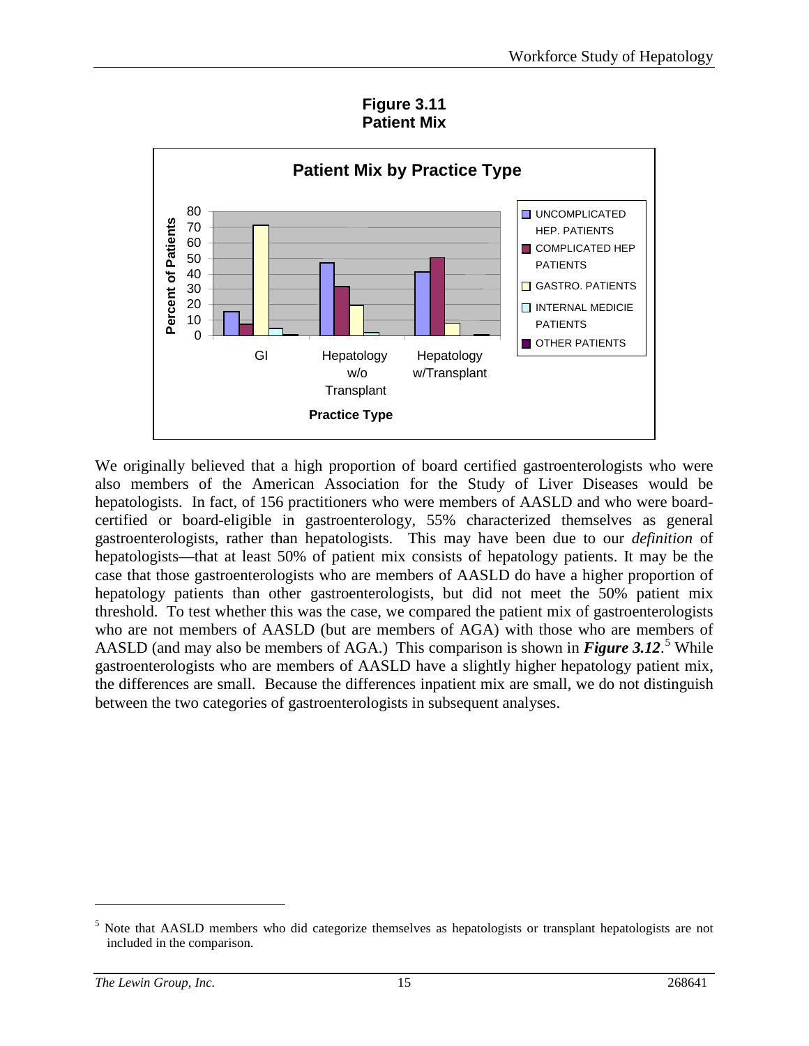**Figure 3.11**
**Patient Mix**

We originally believed that a high proportion of board certified gastroenterologists who were also members of the American Association for the Study of Liver Diseases would be hepatologists. In fact, of 156 practitioners who were members of AASLD and who were board-certified or board-eligible in gastroenterology, 55% characterized themselves as general gastroenterologists, rather than hepatologists. This may have been due to our *definition* of hepatologists—that at least 50% of patient mix consists of hepatology patients. It may be the case that those gastroenterologists who are members of AASLD do have a higher proportion of hepatology patients than other gastroenterologists, but did not meet the 50% patient mix threshold. To test whether this was the case, we compared the patient mix of gastroenterologists who are not members of AASLD (but are members of AGA) with those who are members of AASLD (and may also be members of AGA.) This comparison is shown in ***Figure 3.12***.[5] While gastroenterologists who are members of AASLD have a slightly higher hepatology patient mix, the differences are small. Because the differences inpatient mix are small, we do not distinguish between the two categories of gastroenterologists in subsequent analyses.

[5] Note that AASLD members who did categorize themselves as hepatologists or transplant hepatologists are not included in the comparison.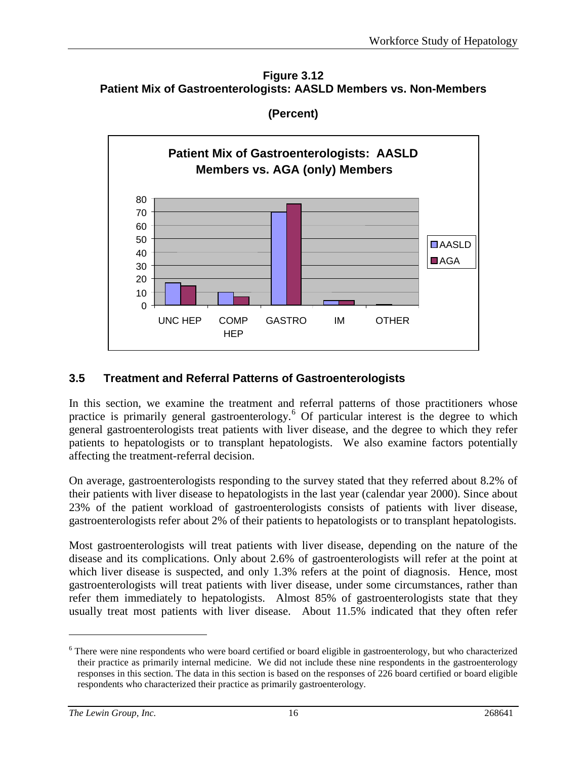**Figure 3.12**
**Patient Mix of Gastroenterologists: AASLD Members vs. Non-Members**

**(Percent)**

**Patient Mix of Gastroenterologists: AASLD Members vs. AGA (only) Members**

### 3.5 Treatment and Referral Patterns of Gastroenterologists

In this section, we examine the treatment and referral patterns of those practitioners whose practice is primarily general gastroenterology.[6] Of particular interest is the degree to which general gastroenterologists treat patients with liver disease, and the degree to which they refer patients to hepatologists or to transplant hepatologists. We also examine factors potentially affecting the treatment-referral decision.

On average, gastroenterologists responding to the survey stated that they referred about 8.2% of their patients with liver disease to hepatologists in the last year (calendar year 2000). Since about 23% of the patient workload of gastroenterologists consists of patients with liver disease, gastroenterologists refer about 2% of their patients to hepatologists or to transplant hepatologists.

Most gastroenterologists will treat patients with liver disease, depending on the nature of the disease and its complications. Only about 2.6% of gastroenterologists will refer at the point at which liver disease is suspected, and only 1.3% refers at the point of diagnosis. Hence, most gastroenterologists will treat patients with liver disease, under some circumstances, rather than refer them immediately to hepatologists. Almost 85% of gastroenterologists state that they usually treat most patients with liver disease. About 11.5% indicated that they often refer

---

[6] There were nine respondents who were board certified or board eligible in gastroenterology, but who characterized their practice as primarily internal medicine. We did not include these nine respondents in the gastroenterology responses in this section. The data in this section is based on the responses of 226 board certified or board eligible respondents who characterized their practice as primarily gastroenterology.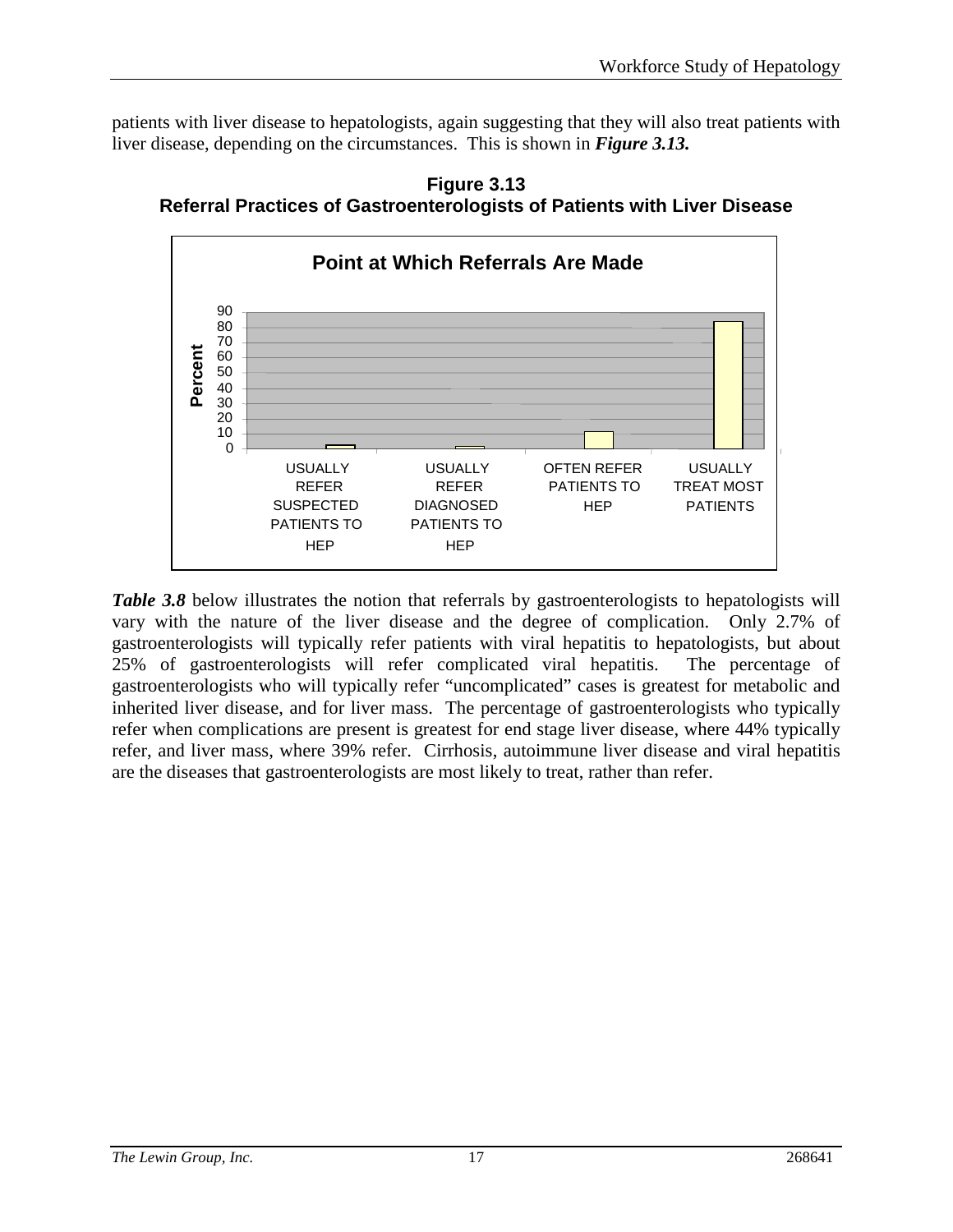patients with liver disease to hepatologists, again suggesting that they will also treat patients with liver disease, depending on the circumstances. This is shown in ***Figure 3.13.***

**Figure 3.13**
**Referral Practices of Gastroenterologists of Patients with Liver Disease**

**Point at Which Referrals Are Made**

Percent

USUALLY REFER SUSPECTED PATIENTS TO HEP | USUALLY REFER DIAGNOSED PATIENTS TO HEP | OFTEN REFER PATIENTS TO HEP | USUALLY TREAT MOST PATIENTS

***Table 3.8*** below illustrates the notion that referrals by gastroenterologists to hepatologists will vary with the nature of the liver disease and the degree of complication. Only 2.7% of gastroenterologists will typically refer patients with viral hepatitis to hepatologists, but about 25% of gastroenterologists will refer complicated viral hepatitis. The percentage of gastroenterologists who will typically refer "uncomplicated" cases is greatest for metabolic and inherited liver disease, and for liver mass. The percentage of gastroenterologists who typically refer when complications are present is greatest for end stage liver disease, where 44% typically refer, and liver mass, where 39% refer. Cirrhosis, autoimmune liver disease and viral hepatitis are the diseases that gastroenterologists are most likely to treat, rather than refer.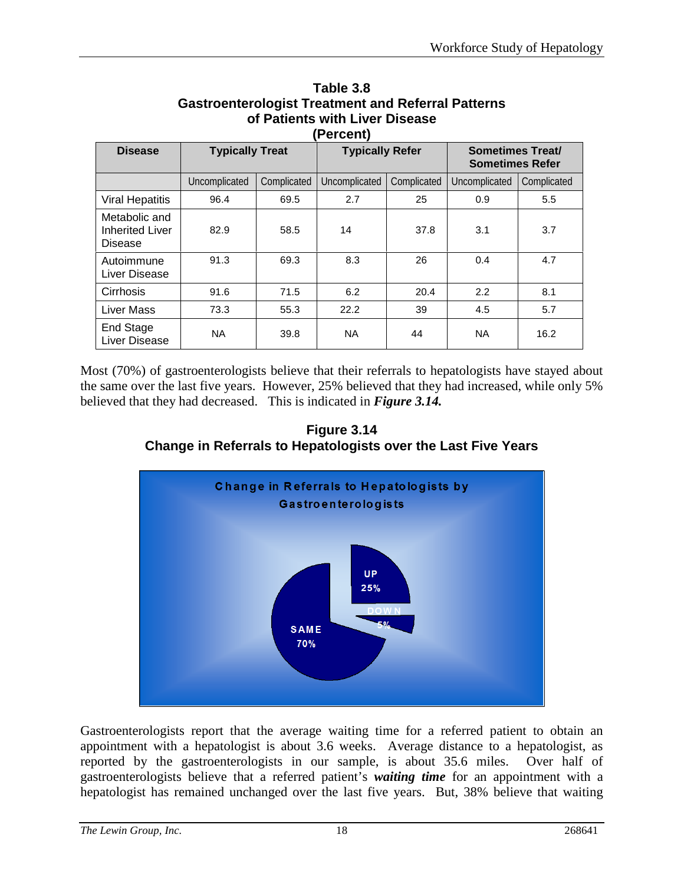**Table 3.8**
**Gastroenterologist Treatment and Referral Patterns of Patients with Liver Disease (Percent)**

| Disease | Typically Treat | | Typically Refer | | Sometimes Treat/ Sometimes Refer | |
|---|---|---|---|---|---|---|
| | Uncomplicated | Complicated | Uncomplicated | Complicated | Uncomplicated | Complicated |
| Viral Hepatitis | 96.4 | 69.5 | 2.7 | 25 | 0.9 | 5.5 |
| Metabolic and Inherited Liver Disease | 82.9 | 58.5 | 14 | 37.8 | 3.1 | 3.7 |
| Autoimmune Liver Disease | 91.3 | 69.3 | 8.3 | 26 | 0.4 | 4.7 |
| Cirrhosis | 91.6 | 71.5 | 6.2 | 20.4 | 2.2 | 8.1 |
| Liver Mass | 73.3 | 55.3 | 22.2 | 39 | 4.5 | 5.7 |
| End Stage Liver Disease | NA | 39.8 | NA | 44 | NA | 16.2 |

Most (70%) of gastroenterologists believe that their referrals to hepatologists have stayed about the same over the last five years. However, 25% believed that they had increased, while only 5% believed that they had decreased. This is indicated in ***Figure 3.14.***

**Figure 3.14**
**Change in Referrals to Hepatologists over the Last Five Years**

Gastroenterologists report that the average waiting time for a referred patient to obtain an appointment with a hepatologist is about 3.6 weeks. Average distance to a hepatologist, as reported by the gastroenterologists in our sample, is about 35.6 miles. Over half of gastroenterologists believe that a referred patient's ***waiting time*** for an appointment with a hepatologist has remained unchanged over the last five years. But, 38% believe that waiting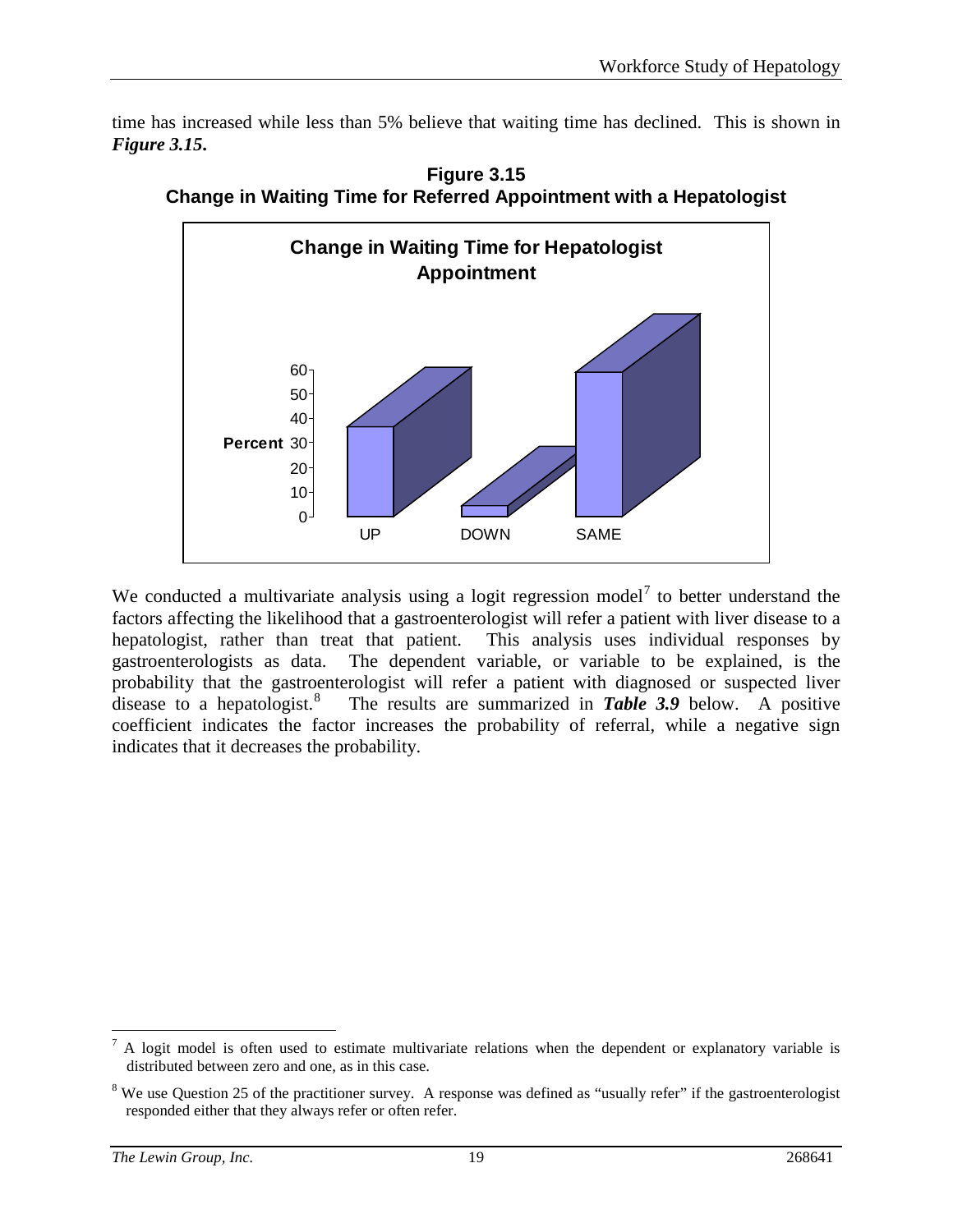time has increased while less than 5% believe that waiting time has declined. This is shown in ***Figure 3.15***.

**Figure 3.15**
**Change in Waiting Time for Referred Appointment with a Hepatologist**

We conducted a multivariate analysis using a logit regression model[7] to better understand the factors affecting the likelihood that a gastroenterologist will refer a patient with liver disease to a hepatologist, rather than treat that patient. This analysis uses individual responses by gastroenterologists as data. The dependent variable, or variable to be explained, is the probability that the gastroenterologist will refer a patient with diagnosed or suspected liver disease to a hepatologist.[8] The results are summarized in ***Table 3.9*** below. A positive coefficient indicates the factor increases the probability of referral, while a negative sign indicates that it decreases the probability.

---

[7] A logit model is often used to estimate multivariate relations when the dependent or explanatory variable is distributed between zero and one, as in this case.

[8] We use Question 25 of the practitioner survey. A response was defined as "usually refer" if the gastroenterologist responded either that they always refer or often refer.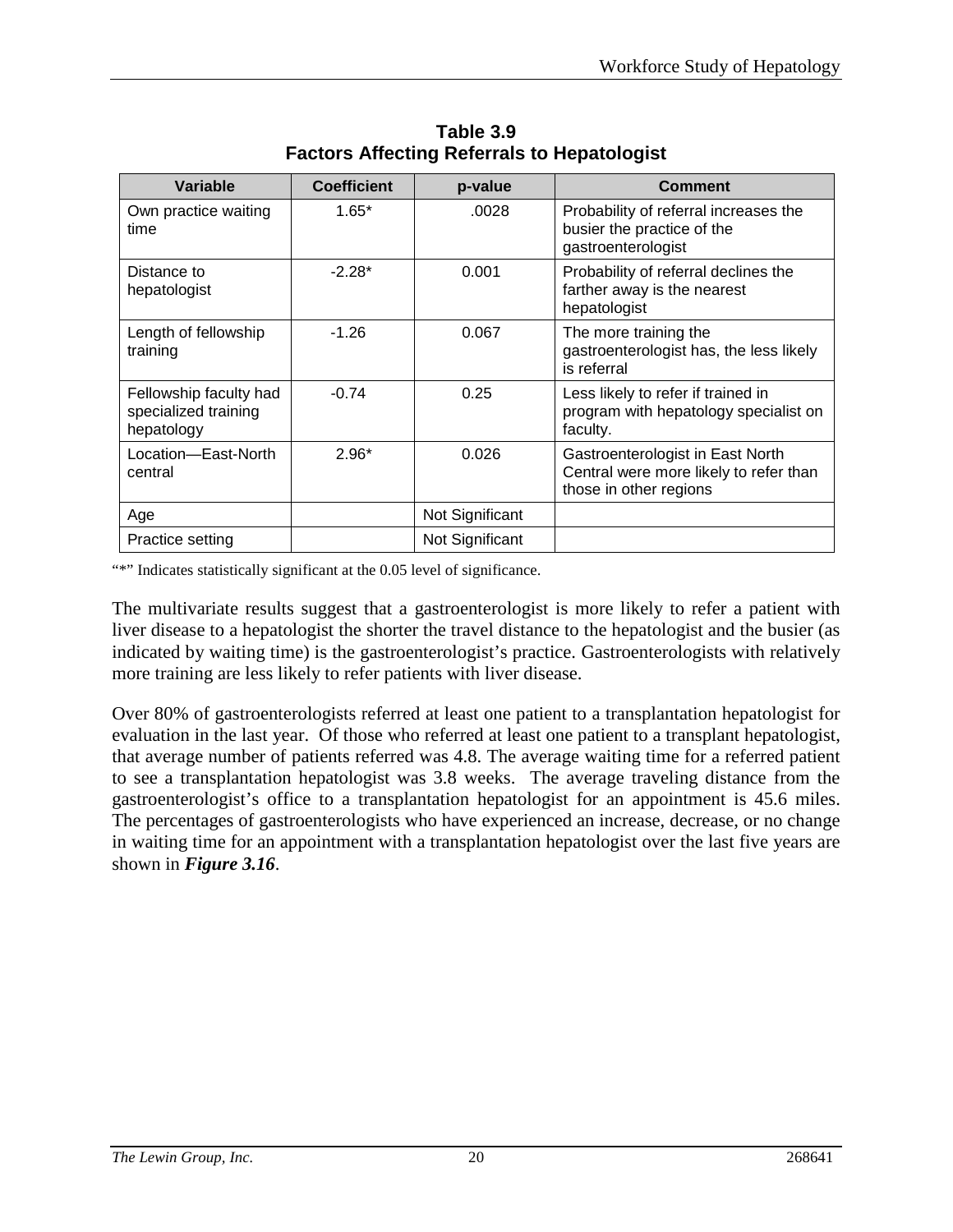**Table 3.9**
**Factors Affecting Referrals to Hepatologist**

| Variable | Coefficient | p-value | Comment |
|---|---|---|---|
| Own practice waiting time | 1.65* | .0028 | Probability of referral increases the busier the practice of the gastroenterologist |
| Distance to hepatologist | -2.28* | 0.001 | Probability of referral declines the farther away is the nearest hepatologist |
| Length of fellowship training | -1.26 | 0.067 | The more training the gastroenterologist has, the less likely is referral |
| Fellowship faculty had specialized training hepatology | -0.74 | 0.25 | Less likely to refer if trained in program with hepatology specialist on faculty. |
| Location—East-North central | 2.96* | 0.026 | Gastroenterologist in East North Central were more likely to refer than those in other regions |
| Age | | Not Significant | |
| Practice setting | | Not Significant | |

"*" Indicates statistically significant at the 0.05 level of significance.

The multivariate results suggest that a gastroenterologist is more likely to refer a patient with liver disease to a hepatologist the shorter the travel distance to the hepatologist and the busier (as indicated by waiting time) is the gastroenterologist's practice. Gastroenterologists with relatively more training are less likely to refer patients with liver disease.

Over 80% of gastroenterologists referred at least one patient to a transplantation hepatologist for evaluation in the last year. Of those who referred at least one patient to a transplant hepatologist, that average number of patients referred was 4.8. The average waiting time for a referred patient to see a transplantation hepatologist was 3.8 weeks. The average traveling distance from the gastroenterologist's office to a transplantation hepatologist for an appointment is 45.6 miles. The percentages of gastroenterologists who have experienced an increase, decrease, or no change in waiting time for an appointment with a transplantation hepatologist over the last five years are shown in ***Figure 3.16***.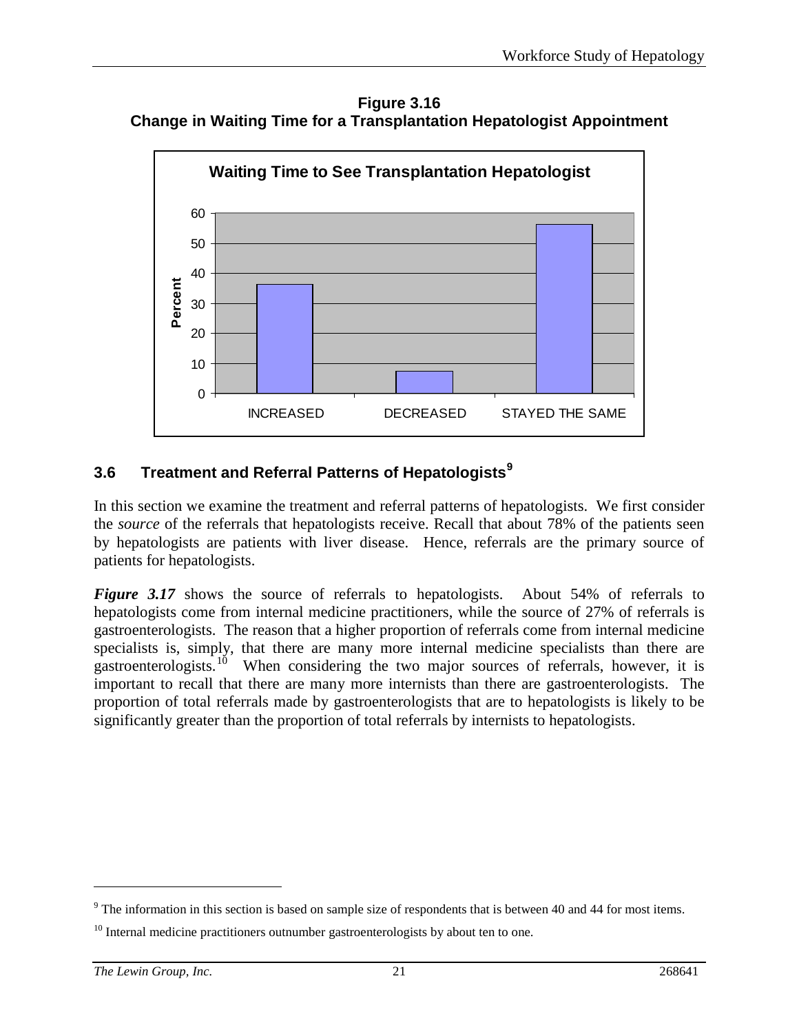**Figure 3.16**
**Change in Waiting Time for a Transplantation Hepatologist Appointment**

## 3.6 Treatment and Referral Patterns of Hepatologists[9]

In this section we examine the treatment and referral patterns of hepatologists. We first consider the *source* of the referrals that hepatologists receive. Recall that about 78% of the patients seen by hepatologists are patients with liver disease. Hence, referrals are the primary source of patients for hepatologists.

***Figure 3.17*** shows the source of referrals to hepatologists. About 54% of referrals to hepatologists come from internal medicine practitioners, while the source of 27% of referrals is gastroenterologists. The reason that a higher proportion of referrals come from internal medicine specialists is, simply, that there are many more internal medicine specialists than there are gastroenterologists.[10] When considering the two major sources of referrals, however, it is important to recall that there are many more internists than there are gastroenterologists. The proportion of total referrals made by gastroenterologists that are to hepatologists is likely to be significantly greater than the proportion of total referrals by internists to hepatologists.

---

[9] The information in this section is based on sample size of respondents that is between 40 and 44 for most items.

[10] Internal medicine practitioners outnumber gastroenterologists by about ten to one.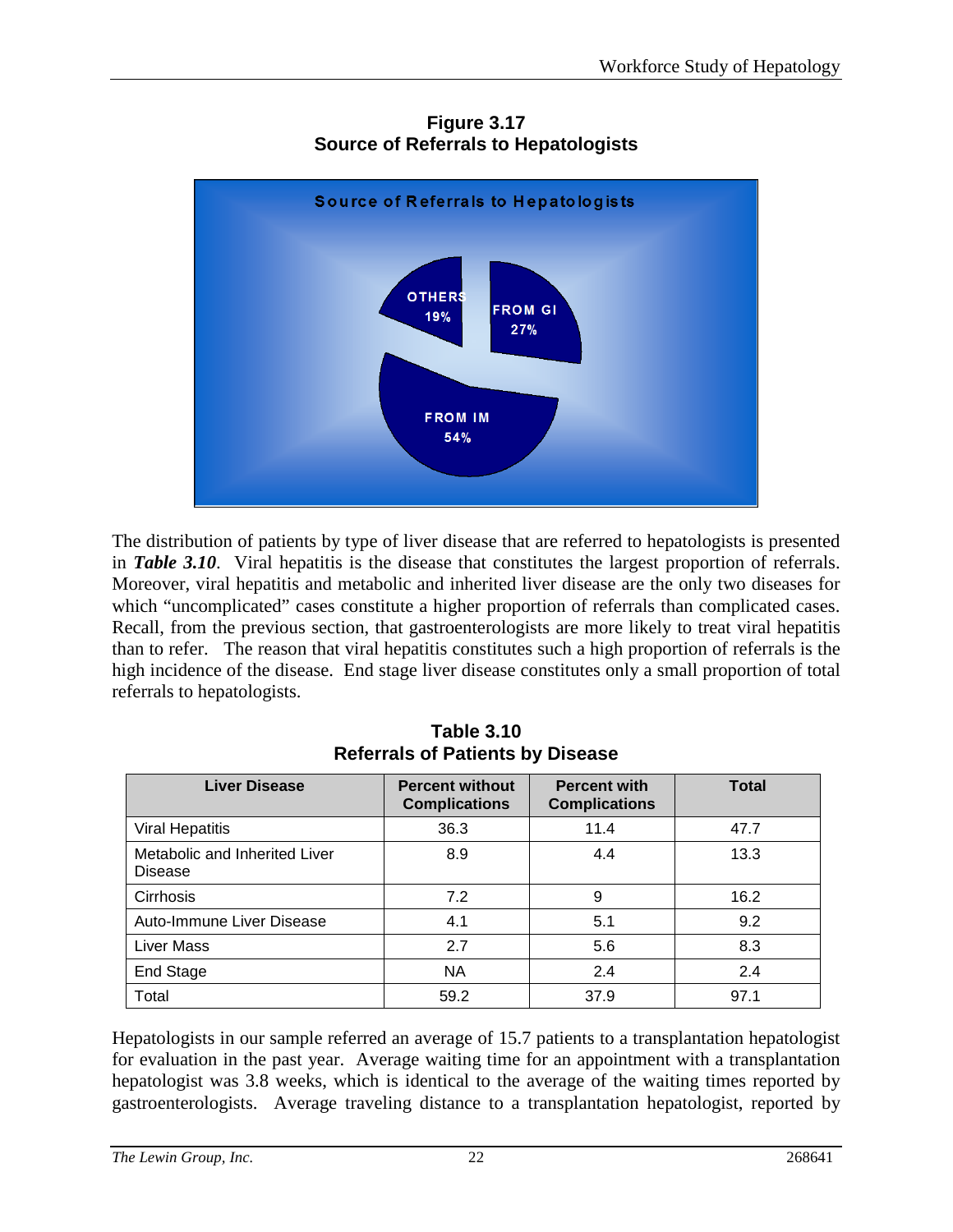**Figure 3.17**
**Source of Referrals to Hepatologists**

Source of Referrals to Hepatologists

OTHERS 19%

FROM GI 27%

FROM IM 54%

The distribution of patients by type of liver disease that are referred to hepatologists is presented in ***Table 3.10***. Viral hepatitis is the disease that constitutes the largest proportion of referrals. Moreover, viral hepatitis and metabolic and inherited liver disease are the only two diseases for which "uncomplicated" cases constitute a higher proportion of referrals than complicated cases. Recall, from the previous section, that gastroenterologists are more likely to treat viral hepatitis than to refer. The reason that viral hepatitis constitutes such a high proportion of referrals is the high incidence of the disease. End stage liver disease constitutes only a small proportion of total referrals to hepatologists.

**Table 3.10**
**Referrals of Patients by Disease**

| Liver Disease | Percent without Complications | Percent with Complications | Total |
|---|---|---|---|
| Viral Hepatitis | 36.3 | 11.4 | 47.7 |
| Metabolic and Inherited Liver Disease | 8.9 | 4.4 | 13.3 |
| Cirrhosis | 7.2 | 9 | 16.2 |
| Auto-Immune Liver Disease | 4.1 | 5.1 | 9.2 |
| Liver Mass | 2.7 | 5.6 | 8.3 |
| End Stage | NA | 2.4 | 2.4 |
| Total | 59.2 | 37.9 | 97.1 |

Hepatologists in our sample referred an average of 15.7 patients to a transplantation hepatologist for evaluation in the past year. Average waiting time for an appointment with a transplantation hepatologist was 3.8 weeks, which is identical to the average of the waiting times reported by gastroenterologists. Average traveling distance to a transplantation hepatologist, reported by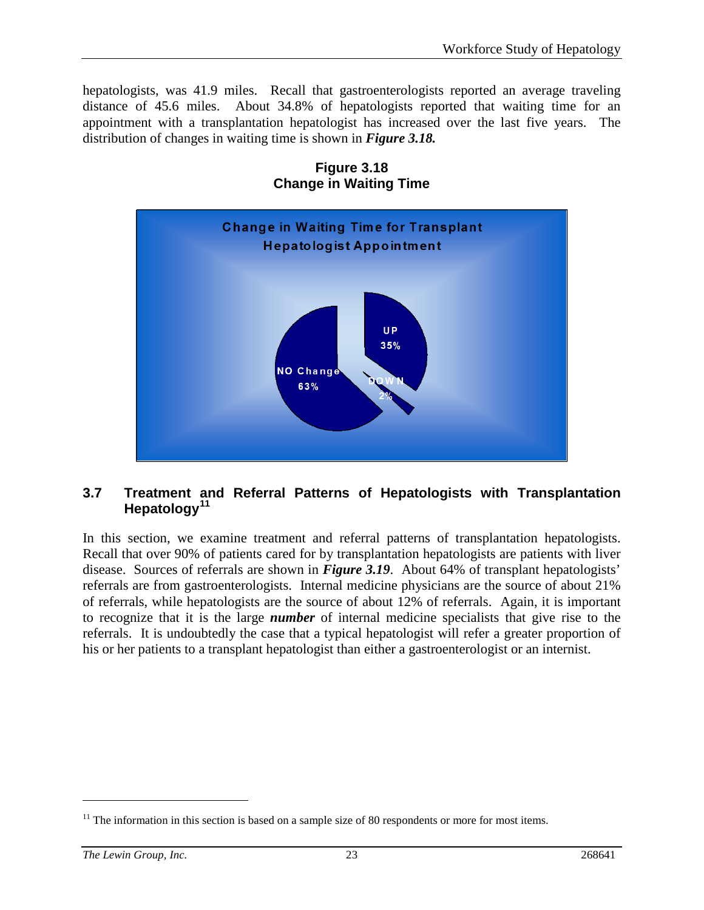hepatologists, was 41.9 miles. Recall that gastroenterologists reported an average traveling distance of 45.6 miles. About 34.8% of hepatologists reported that waiting time for an appointment with a transplantation hepatologist has increased over the last five years. The distribution of changes in waiting time is shown in ***Figure 3.18.***

**Figure 3.18**
**Change in Waiting Time**

Change in Waiting Time for Transplant Hepatologist Appointment

- UP 35%
- DOWN 2%
- NO Change 63%

## 3.7 Treatment and Referral Patterns of Hepatologists with Transplantation Hepatology[11]

In this section, we examine treatment and referral patterns of transplantation hepatologists. Recall that over 90% of patients cared for by transplantation hepatologists are patients with liver disease. Sources of referrals are shown in ***Figure 3.19***. About 64% of transplant hepatologists' referrals are from gastroenterologists. Internal medicine physicians are the source of about 21% of referrals, while hepatologists are the source of about 12% of referrals. Again, it is important to recognize that it is the large ***number*** of internal medicine specialists that give rise to the referrals. It is undoubtedly the case that a typical hepatologist will refer a greater proportion of his or her patients to a transplant hepatologist than either a gastroenterologist or an internist.

---

[11] The information in this section is based on a sample size of 80 respondents or more for most items.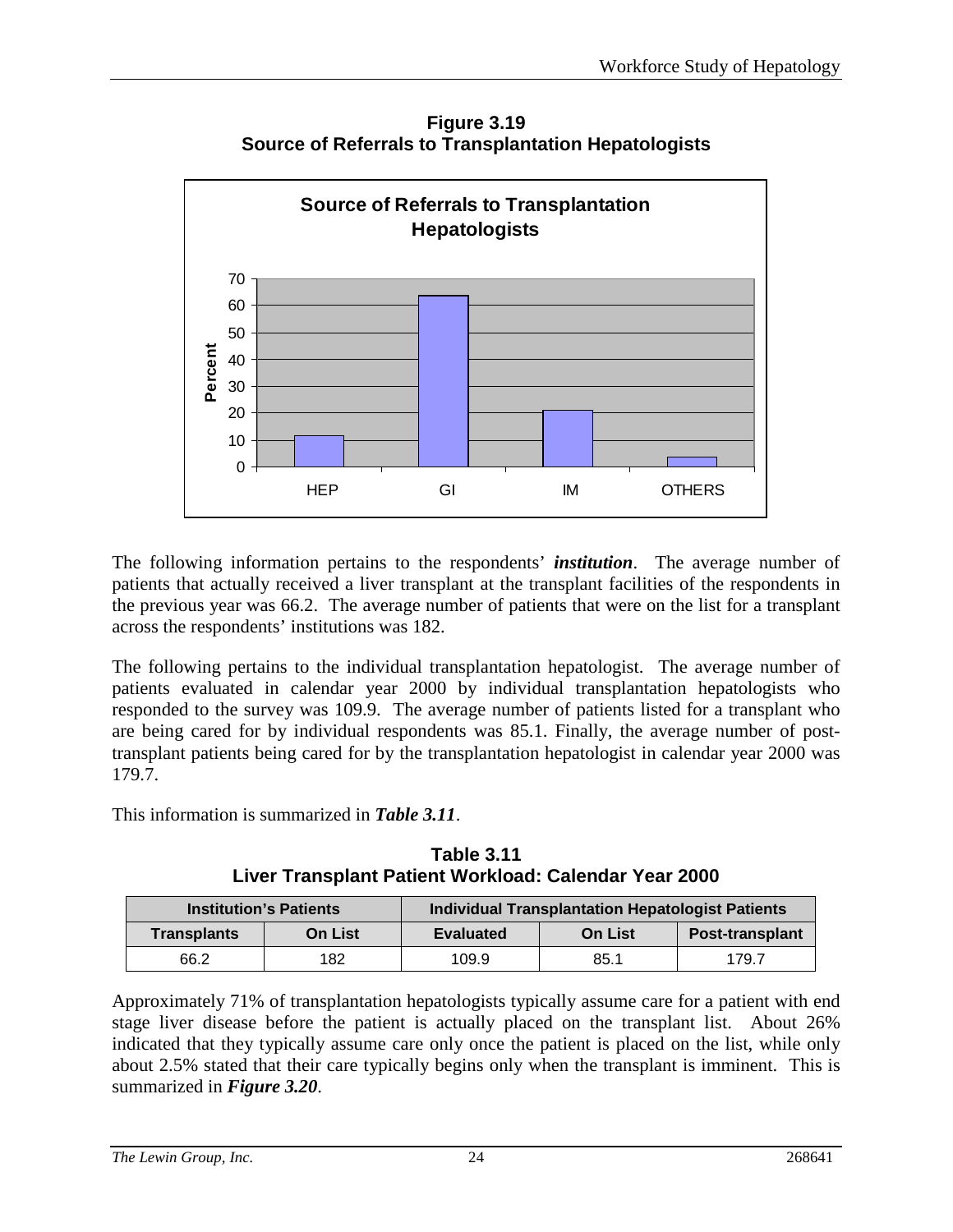**Figure 3.19**
**Source of Referrals to Transplantation Hepatologists**

The following information pertains to the respondents' ***institution***. The average number of patients that actually received a liver transplant at the transplant facilities of the respondents in the previous year was 66.2. The average number of patients that were on the list for a transplant across the respondents' institutions was 182.

The following pertains to the individual transplantation hepatologist. The average number of patients evaluated in calendar year 2000 by individual transplantation hepatologists who responded to the survey was 109.9. The average number of patients listed for a transplant who are being cared for by individual respondents was 85.1. Finally, the average number of post-transplant patients being cared for by the transplantation hepatologist in calendar year 2000 was 179.7.

This information is summarized in ***Table 3.11***.

**Table 3.11**
**Liver Transplant Patient Workload: Calendar Year 2000**

| Institution's Patients | | Individual Transplantation Hepatologist Patients | | |
|---|---|---|---|---|
| **Transplants** | **On List** | **Evaluated** | **On List** | **Post-transplant** |
| 66.2 | 182 | 109.9 | 85.1 | 179.7 |

Approximately 71% of transplantation hepatologists typically assume care for a patient with end stage liver disease before the patient is actually placed on the transplant list. About 26% indicated that they typically assume care only once the patient is placed on the list, while only about 2.5% stated that their care typically begins only when the transplant is imminent. This is summarized in ***Figure 3.20***.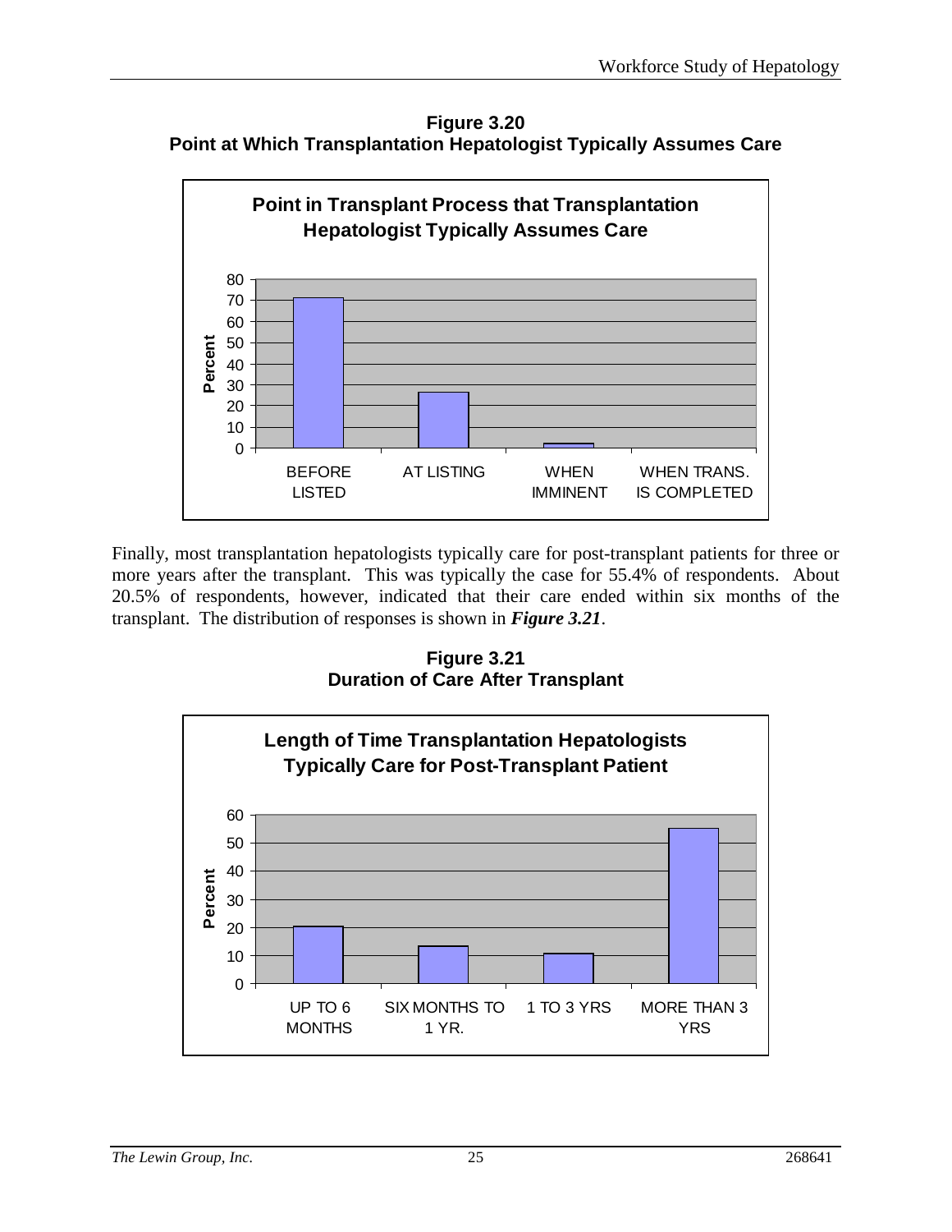**Figure 3.20**
**Point at Which Transplantation Hepatologist Typically Assumes Care**

Finally, most transplantation hepatologists typically care for post-transplant patients for three or more years after the transplant. This was typically the case for 55.4% of respondents. About 20.5% of respondents, however, indicated that their care ended within six months of the transplant. The distribution of responses is shown in ***Figure 3.21***.

**Figure 3.21**
**Duration of Care After Transplant**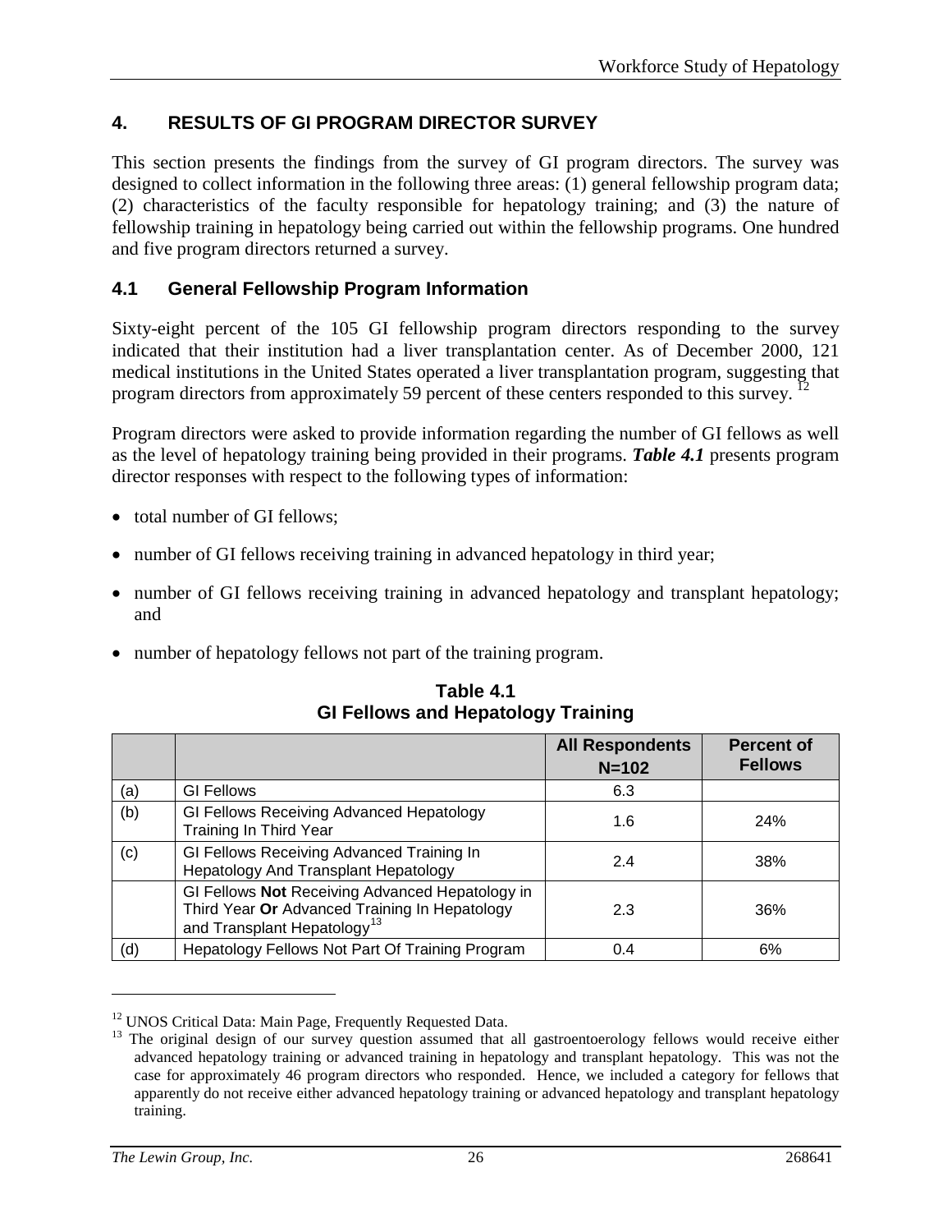# 4. RESULTS OF GI PROGRAM DIRECTOR SURVEY

This section presents the findings from the survey of GI program directors. The survey was designed to collect information in the following three areas: (1) general fellowship program data; (2) characteristics of the faculty responsible for hepatology training; and (3) the nature of fellowship training in hepatology being carried out within the fellowship programs. One hundred and five program directors returned a survey.

## 4.1 General Fellowship Program Information

Sixty-eight percent of the 105 GI fellowship program directors responding to the survey indicated that their institution had a liver transplantation center. As of December 2000, 121 medical institutions in the United States operated a liver transplantation program, suggesting that program directors from approximately 59 percent of these centers responded to this survey.[12]

Program directors were asked to provide information regarding the number of GI fellows as well as the level of hepatology training being provided in their programs. ***Table 4.1*** presents program director responses with respect to the following types of information:

- total number of GI fellows;
- number of GI fellows receiving training in advanced hepatology in third year;
- number of GI fellows receiving training in advanced hepatology and transplant hepatology; and
- number of hepatology fellows not part of the training program.

**Table 4.1**
**GI Fellows and Hepatology Training**

| | | All Respondents N=102 | Percent of Fellows |
|---|---|---|---|
| (a) | GI Fellows | 6.3 | |
| (b) | GI Fellows Receiving Advanced Hepatology Training In Third Year | 1.6 | 24% |
| (c) | GI Fellows Receiving Advanced Training In Hepatology And Transplant Hepatology | 2.4 | 38% |
| | GI Fellows **Not** Receiving Advanced Hepatology in Third Year **Or** Advanced Training In Hepatology and Transplant Hepatology[13] | 2.3 | 36% |
| (d) | Hepatology Fellows Not Part Of Training Program | 0.4 | 6% |

---

[12] UNOS Critical Data: Main Page, Frequently Requested Data.

[13] The original design of our survey question assumed that all gastroentoerology fellows would receive either advanced hepatology training or advanced training in hepatology and transplant hepatology. This was not the case for approximately 46 program directors who responded. Hence, we included a category for fellows that apparently do not receive either advanced hepatology training or advanced hepatology and transplant hepatology training.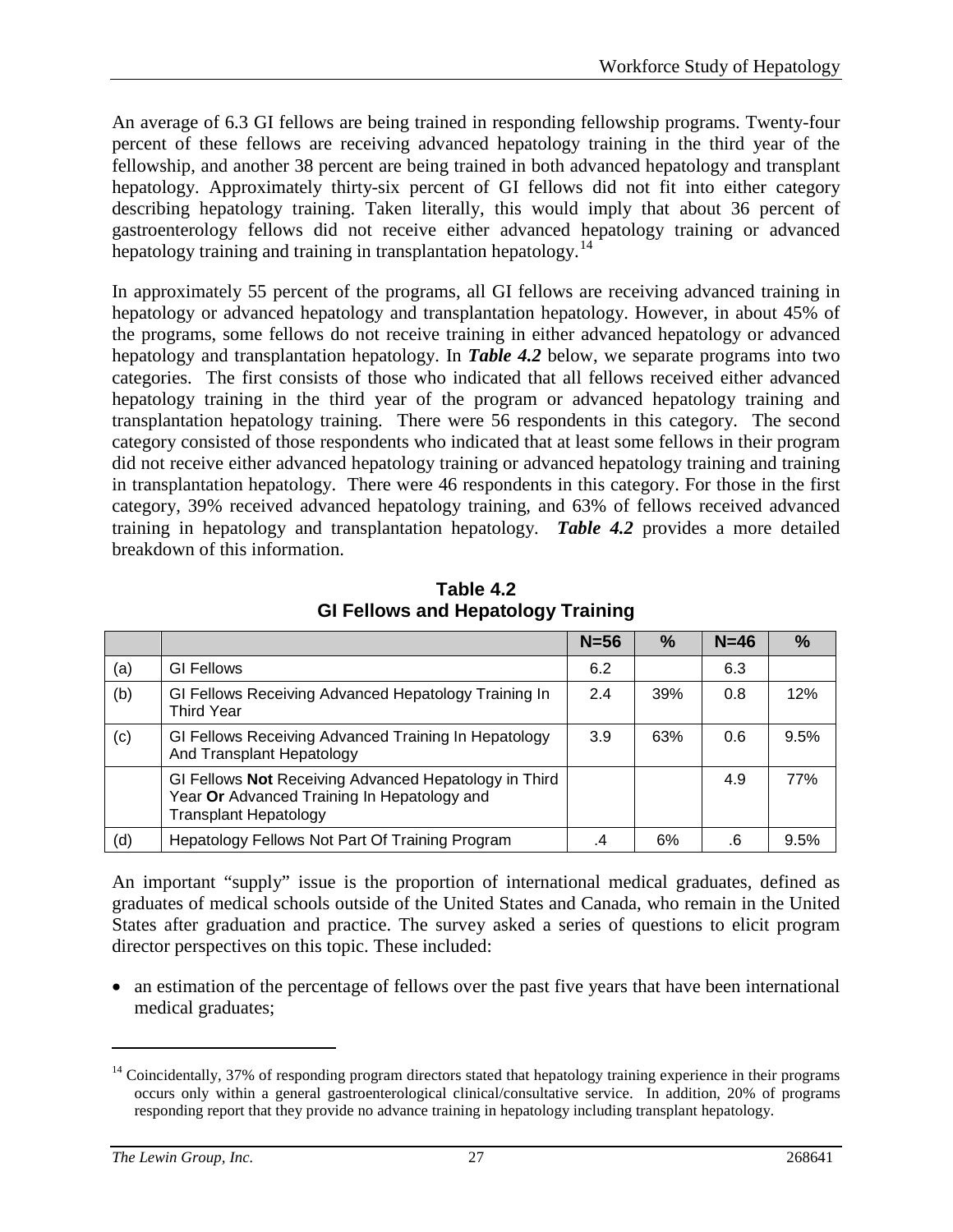An average of 6.3 GI fellows are being trained in responding fellowship programs. Twenty-four percent of these fellows are receiving advanced hepatology training in the third year of the fellowship, and another 38 percent are being trained in both advanced hepatology and transplant hepatology. Approximately thirty-six percent of GI fellows did not fit into either category describing hepatology training. Taken literally, this would imply that about 36 percent of gastroenterology fellows did not receive either advanced hepatology training or advanced hepatology training and training in transplantation hepatology.[14]

In approximately 55 percent of the programs, all GI fellows are receiving advanced training in hepatology or advanced hepatology and transplantation hepatology. However, in about 45% of the programs, some fellows do not receive training in either advanced hepatology or advanced hepatology and transplantation hepatology. In ***Table 4.2*** below, we separate programs into two categories. The first consists of those who indicated that all fellows received either advanced hepatology training in the third year of the program or advanced hepatology training and transplantation hepatology training. There were 56 respondents in this category. The second category consisted of those respondents who indicated that at least some fellows in their program did not receive either advanced hepatology training or advanced hepatology training and training in transplantation hepatology. There were 46 respondents in this category. For those in the first category, 39% received advanced hepatology training, and 63% of fellows received advanced training in hepatology and transplantation hepatology. ***Table 4.2*** provides a more detailed breakdown of this information.

**Table 4.2**
**GI Fellows and Hepatology Training**

| | | N=56 | % | N=46 | % |
|---|---|---|---|---|---|
| (a) | GI Fellows | 6.2 | | 6.3 | |
| (b) | GI Fellows Receiving Advanced Hepatology Training In Third Year | 2.4 | 39% | 0.8 | 12% |
| (c) | GI Fellows Receiving Advanced Training In Hepatology And Transplant Hepatology | 3.9 | 63% | 0.6 | 9.5% |
| | GI Fellows **Not** Receiving Advanced Hepatology in Third Year **Or** Advanced Training In Hepatology and Transplant Hepatology | | | 4.9 | 77% |
| (d) | Hepatology Fellows Not Part Of Training Program | .4 | 6% | .6 | 9.5% |

An important "supply" issue is the proportion of international medical graduates, defined as graduates of medical schools outside of the United States and Canada, who remain in the United States after graduation and practice. The survey asked a series of questions to elicit program director perspectives on this topic. These included:

- an estimation of the percentage of fellows over the past five years that have been international medical graduates;

[14] Coincidentally, 37% of responding program directors stated that hepatology training experience in their programs occurs only within a general gastroenterological clinical/consultative service. In addition, 20% of programs responding report that they provide no advance training in hepatology including transplant hepatology.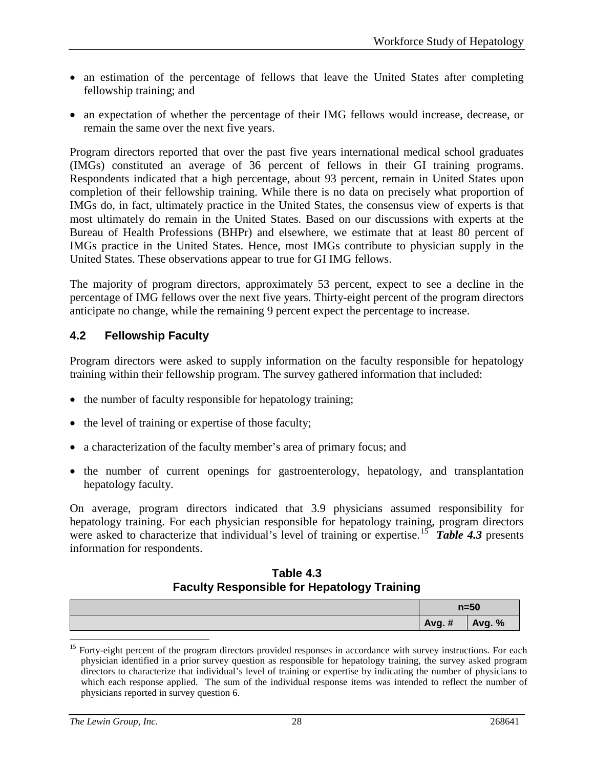- an estimation of the percentage of fellows that leave the United States after completing fellowship training; and
- an expectation of whether the percentage of their IMG fellows would increase, decrease, or remain the same over the next five years.

Program directors reported that over the past five years international medical school graduates (IMGs) constituted an average of 36 percent of fellows in their GI training programs. Respondents indicated that a high percentage, about 93 percent, remain in United States upon completion of their fellowship training. While there is no data on precisely what proportion of IMGs do, in fact, ultimately practice in the United States, the consensus view of experts is that most ultimately do remain in the United States. Based on our discussions with experts at the Bureau of Health Professions (BHPr) and elsewhere, we estimate that at least 80 percent of IMGs practice in the United States. Hence, most IMGs contribute to physician supply in the United States. These observations appear to true for GI IMG fellows.

The majority of program directors, approximately 53 percent, expect to see a decline in the percentage of IMG fellows over the next five years. Thirty-eight percent of the program directors anticipate no change, while the remaining 9 percent expect the percentage to increase.

## 4.2 Fellowship Faculty

Program directors were asked to supply information on the faculty responsible for hepatology training within their fellowship program. The survey gathered information that included:

- the number of faculty responsible for hepatology training;
- the level of training or expertise of those faculty;
- a characterization of the faculty member's area of primary focus; and
- the number of current openings for gastroenterology, hepatology, and transplantation hepatology faculty.

On average, program directors indicated that 3.9 physicians assumed responsibility for hepatology training. For each physician responsible for hepatology training, program directors were asked to characterize that individual's level of training or expertise.[15] ***Table 4.3*** presents information for respondents.

**Table 4.3**
**Faculty Responsible for Hepatology Training**

| | n=50 | |
|---|---|---|
| | **Avg. #** | **Avg. %** |

[15] Forty-eight percent of the program directors provided responses in accordance with survey instructions. For each physician identified in a prior survey question as responsible for hepatology training, the survey asked program directors to characterize that individual's level of training or expertise by indicating the number of physicians to which each response applied. The sum of the individual response items was intended to reflect the number of physicians reported in survey question 6.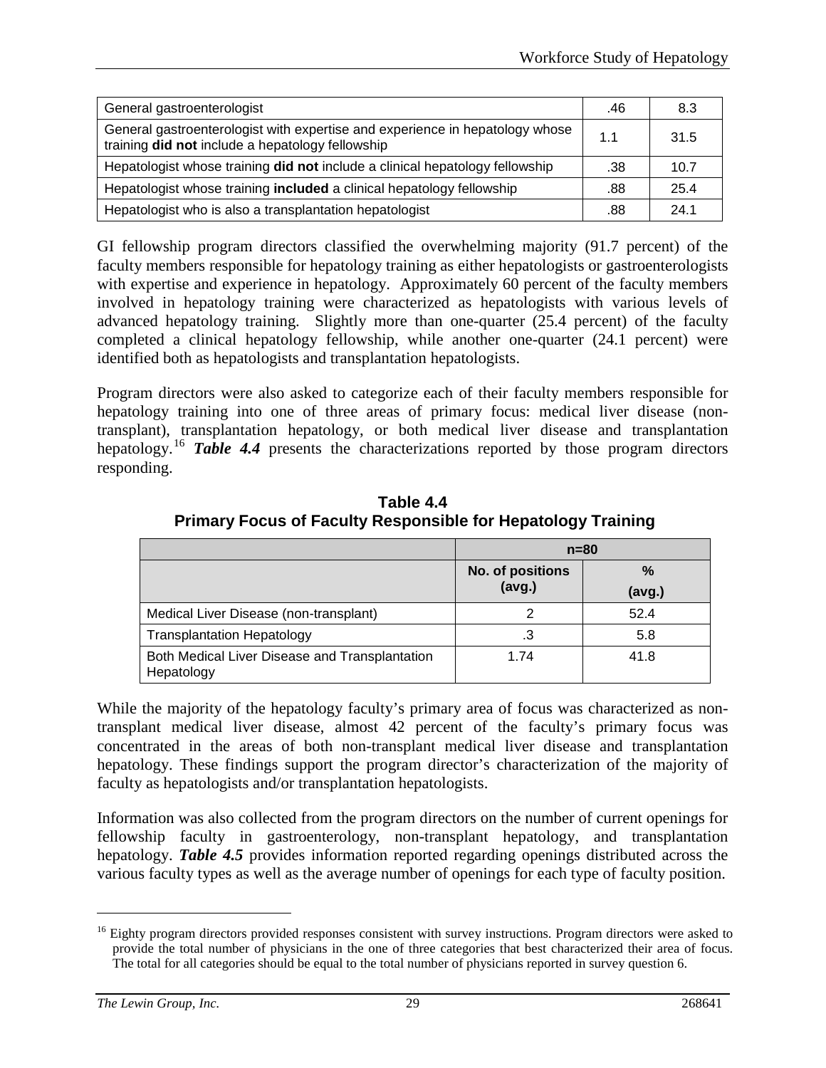| General gastroenterologist | .46 | 8.3 |
|---|---|---|
| General gastroenterologist with expertise and experience in hepatology whose training **did not** include a hepatology fellowship | 1.1 | 31.5 |
| Hepatologist whose training **did not** include a clinical hepatology fellowship | .38 | 10.7 |
| Hepatologist whose training **included** a clinical hepatology fellowship | .88 | 25.4 |
| Hepatologist who is also a transplantation hepatologist | .88 | 24.1 |

GI fellowship program directors classified the overwhelming majority (91.7 percent) of the faculty members responsible for hepatology training as either hepatologists or gastroenterologists with expertise and experience in hepatology. Approximately 60 percent of the faculty members involved in hepatology training were characterized as hepatologists with various levels of advanced hepatology training. Slightly more than one-quarter (25.4 percent) of the faculty completed a clinical hepatology fellowship, while another one-quarter (24.1 percent) were identified both as hepatologists and transplantation hepatologists.

Program directors were also asked to categorize each of their faculty members responsible for hepatology training into one of three areas of primary focus: medical liver disease (non-transplant), transplantation hepatology, or both medical liver disease and transplantation hepatology.[16] ***Table 4.4*** presents the characterizations reported by those program directors responding.

**Table 4.4**
**Primary Focus of Faculty Responsible for Hepatology Training**

| | n=80 | |
|---|---|---|
| | No. of positions (avg.) | % (avg.) |
| Medical Liver Disease (non-transplant) | 2 | 52.4 |
| Transplantation Hepatology | .3 | 5.8 |
| Both Medical Liver Disease and Transplantation Hepatology | 1.74 | 41.8 |

While the majority of the hepatology faculty's primary area of focus was characterized as non-transplant medical liver disease, almost 42 percent of the faculty's primary focus was concentrated in the areas of both non-transplant medical liver disease and transplantation hepatology. These findings support the program director's characterization of the majority of faculty as hepatologists and/or transplantation hepatologists.

Information was also collected from the program directors on the number of current openings for fellowship faculty in gastroenterology, non-transplant hepatology, and transplantation hepatology. ***Table 4.5*** provides information reported regarding openings distributed across the various faculty types as well as the average number of openings for each type of faculty position.

[16] Eighty program directors provided responses consistent with survey instructions. Program directors were asked to provide the total number of physicians in the one of three categories that best characterized their area of focus. The total for all categories should be equal to the total number of physicians reported in survey question 6.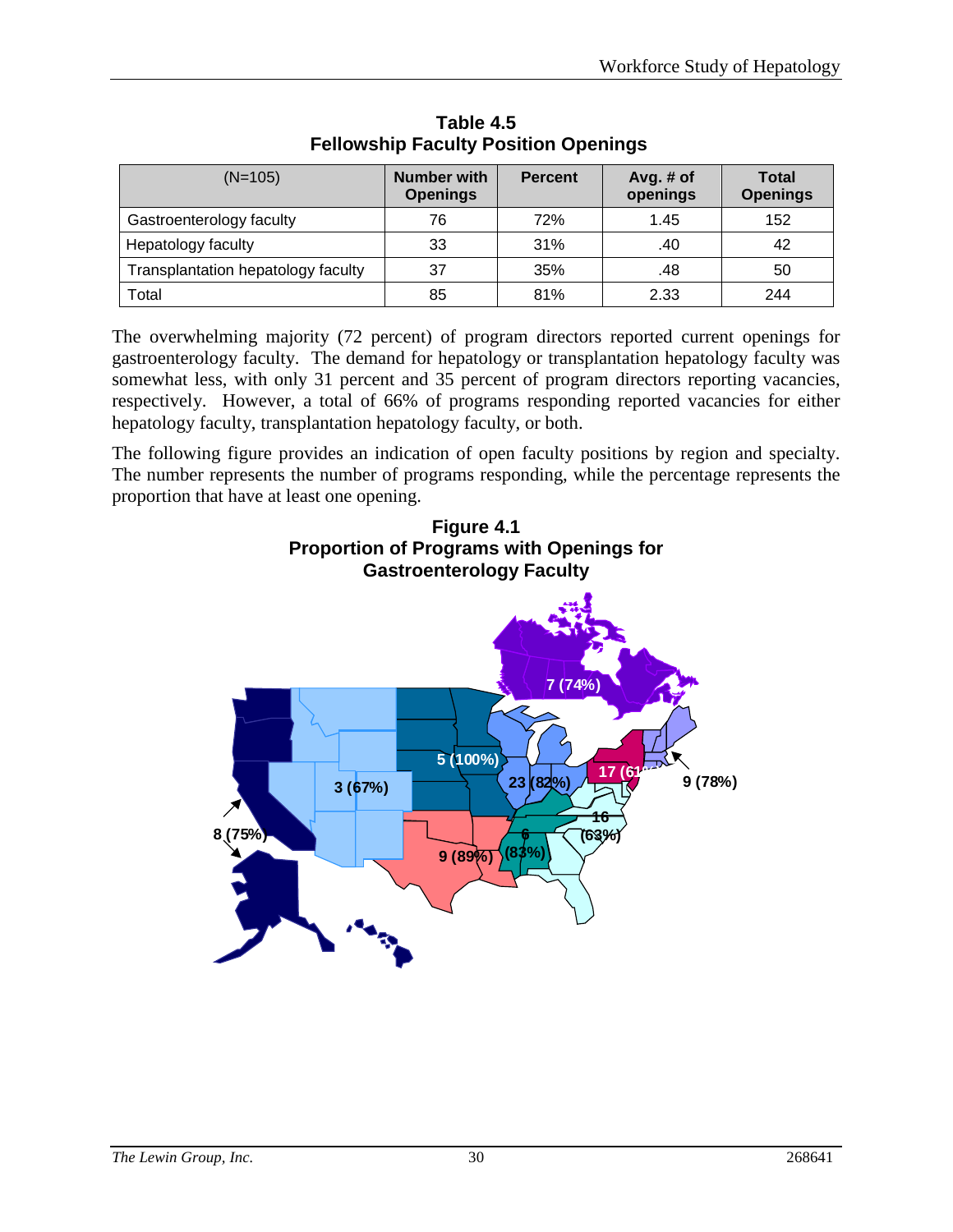**Table 4.5**
**Fellowship Faculty Position Openings**

| (N=105) | Number with Openings | Percent | Avg. # of openings | Total Openings |
|---|---|---|---|---|
| Gastroenterology faculty | 76 | 72% | 1.45 | 152 |
| Hepatology faculty | 33 | 31% | .40 | 42 |
| Transplantation hepatology faculty | 37 | 35% | .48 | 50 |
| Total | 85 | 81% | 2.33 | 244 |

The overwhelming majority (72 percent) of program directors reported current openings for gastroenterology faculty. The demand for hepatology or transplantation hepatology faculty was somewhat less, with only 31 percent and 35 percent of program directors reporting vacancies, respectively. However, a total of 66% of programs responding reported vacancies for either hepatology faculty, transplantation hepatology faculty, or both.

The following figure provides an indication of open faculty positions by region and specialty. The number represents the number of programs responding, while the percentage represents the proportion that have at least one opening.

**Figure 4.1**
**Proportion of Programs with Openings for Gastroenterology Faculty**

7 (74%)
5 (100%)
3 (67%)
8 (75%)
23 (82%)
17 (61%)
9 (78%)
16 (63%)
6 (83%)
9 (89%)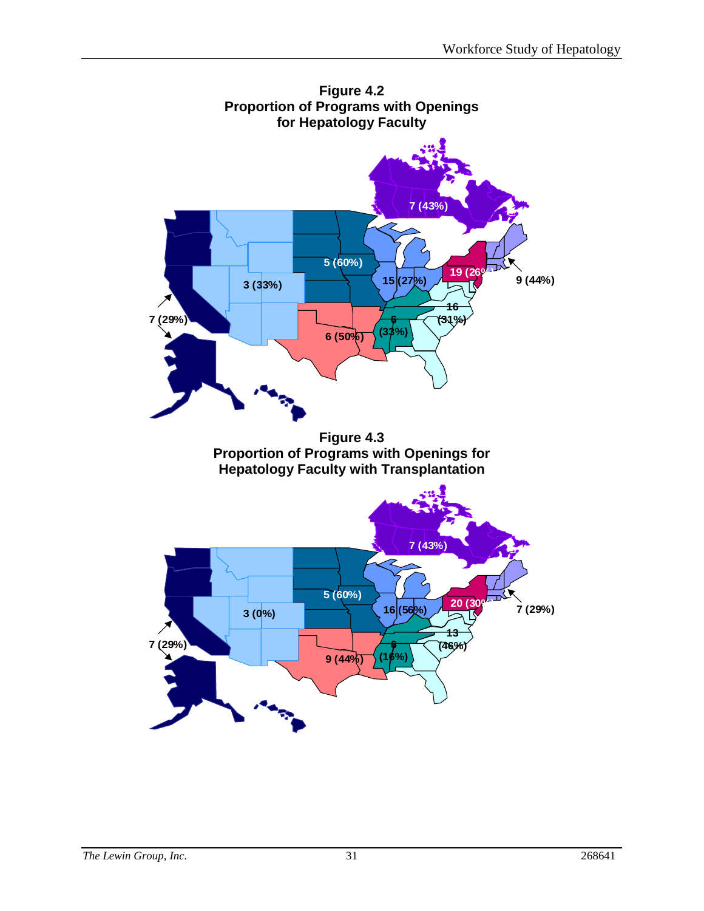**Figure 4.2**
**Proportion of Programs with Openings for Hepatology Faculty**

7 (43%)

5 (60%)

19 (26%)

9 (44%)

15 (27%)

3 (33%)

16 (31%)

7 (29%)

6 (33%)

6 (50%)

**Figure 4.3**
**Proportion of Programs with Openings for Hepatology Faculty with Transplantation**

7 (43%)

5 (60%)

20 (30%)

7 (29%)

16 (56%)

3 (0%)

13 (46%)

7 (29%)

6 (16%)

9 (44%)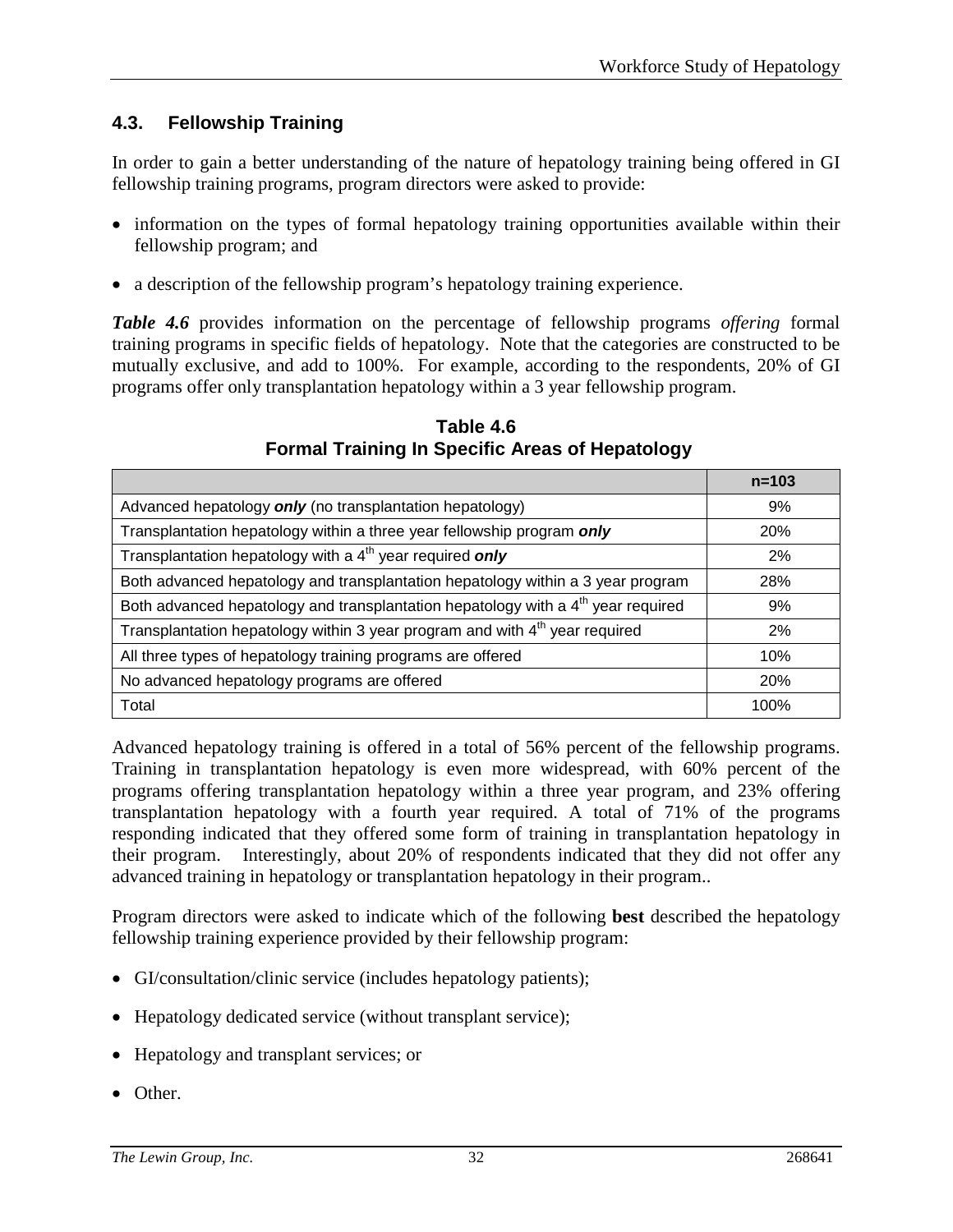### 4.3. Fellowship Training

In order to gain a better understanding of the nature of hepatology training being offered in GI fellowship training programs, program directors were asked to provide:

- information on the types of formal hepatology training opportunities available within their fellowship program; and
- a description of the fellowship program's hepatology training experience.

***Table 4.6*** provides information on the percentage of fellowship programs *offering* formal training programs in specific fields of hepatology. Note that the categories are constructed to be mutually exclusive, and add to 100%. For example, according to the respondents, 20% of GI programs offer only transplantation hepatology within a 3 year fellowship program.

**Table 4.6**
**Formal Training In Specific Areas of Hepatology**

| | n=103 |
|---|---|
| Advanced hepatology ***only*** (no transplantation hepatology) | 9% |
| Transplantation hepatology within a three year fellowship program ***only*** | 20% |
| Transplantation hepatology with a 4th year required ***only*** | 2% |
| Both advanced hepatology and transplantation hepatology within a 3 year program | 28% |
| Both advanced hepatology and transplantation hepatology with a 4th year required | 9% |
| Transplantation hepatology within 3 year program and with 4th year required | 2% |
| All three types of hepatology training programs are offered | 10% |
| No advanced hepatology programs are offered | 20% |
| Total | 100% |

Advanced hepatology training is offered in a total of 56% percent of the fellowship programs. Training in transplantation hepatology is even more widespread, with 60% percent of the programs offering transplantation hepatology within a three year program, and 23% offering transplantation hepatology with a fourth year required. A total of 71% of the programs responding indicated that they offered some form of training in transplantation hepatology in their program. Interestingly, about 20% of respondents indicated that they did not offer any advanced training in hepatology or transplantation hepatology in their program..

Program directors were asked to indicate which of the following **best** described the hepatology fellowship training experience provided by their fellowship program:

- GI/consultation/clinic service (includes hepatology patients);
- Hepatology dedicated service (without transplant service);
- Hepatology and transplant services; or
- Other.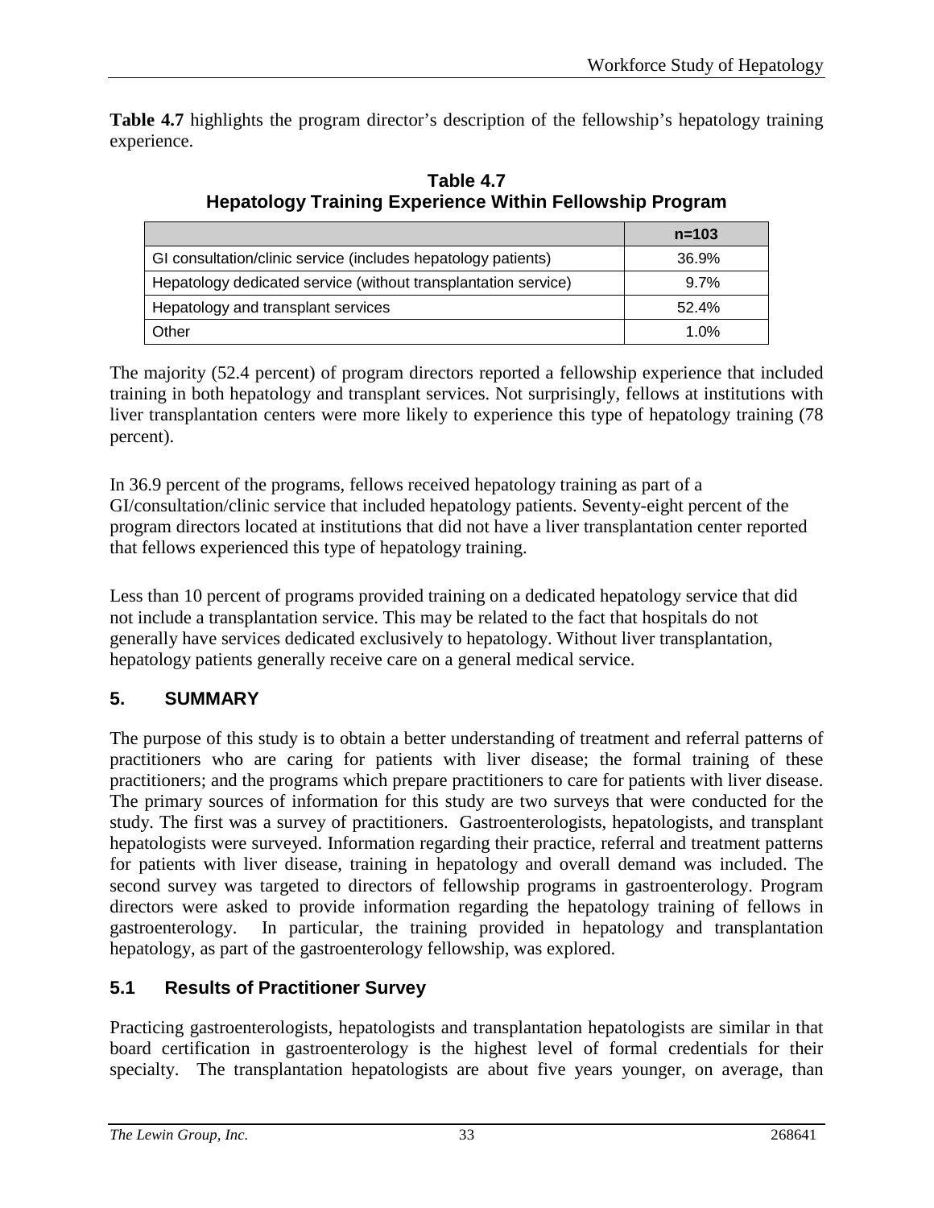**Table 4.7** highlights the program director's description of the fellowship's hepatology training experience.

**Table 4.7**
**Hepatology Training Experience Within Fellowship Program**

| | n=103 |
|---|---|
| GI consultation/clinic service (includes hepatology patients) | 36.9% |
| Hepatology dedicated service (without transplantation service) | 9.7% |
| Hepatology and transplant services | 52.4% |
| Other | 1.0% |

The majority (52.4 percent) of program directors reported a fellowship experience that included training in both hepatology and transplant services. Not surprisingly, fellows at institutions with liver transplantation centers were more likely to experience this type of hepatology training (78 percent).

In 36.9 percent of the programs, fellows received hepatology training as part of a GI/consultation/clinic service that included hepatology patients. Seventy-eight percent of the program directors located at institutions that did not have a liver transplantation center reported that fellows experienced this type of hepatology training.

Less than 10 percent of programs provided training on a dedicated hepatology service that did not include a transplantation service. This may be related to the fact that hospitals do not generally have services dedicated exclusively to hepatology. Without liver transplantation, hepatology patients generally receive care on a general medical service.

## 5. SUMMARY

The purpose of this study is to obtain a better understanding of treatment and referral patterns of practitioners who are caring for patients with liver disease; the formal training of these practitioners; and the programs which prepare practitioners to care for patients with liver disease. The primary sources of information for this study are two surveys that were conducted for the study. The first was a survey of practitioners. Gastroenterologists, hepatologists, and transplant hepatologists were surveyed. Information regarding their practice, referral and treatment patterns for patients with liver disease, training in hepatology and overall demand was included. The second survey was targeted to directors of fellowship programs in gastroenterology. Program directors were asked to provide information regarding the hepatology training of fellows in gastroenterology. In particular, the training provided in hepatology and transplantation hepatology, as part of the gastroenterology fellowship, was explored.

### 5.1 Results of Practitioner Survey

Practicing gastroenterologists, hepatologists and transplantation hepatologists are similar in that board certification in gastroenterology is the highest level of formal credentials for their specialty. The transplantation hepatologists are about five years younger, on average, than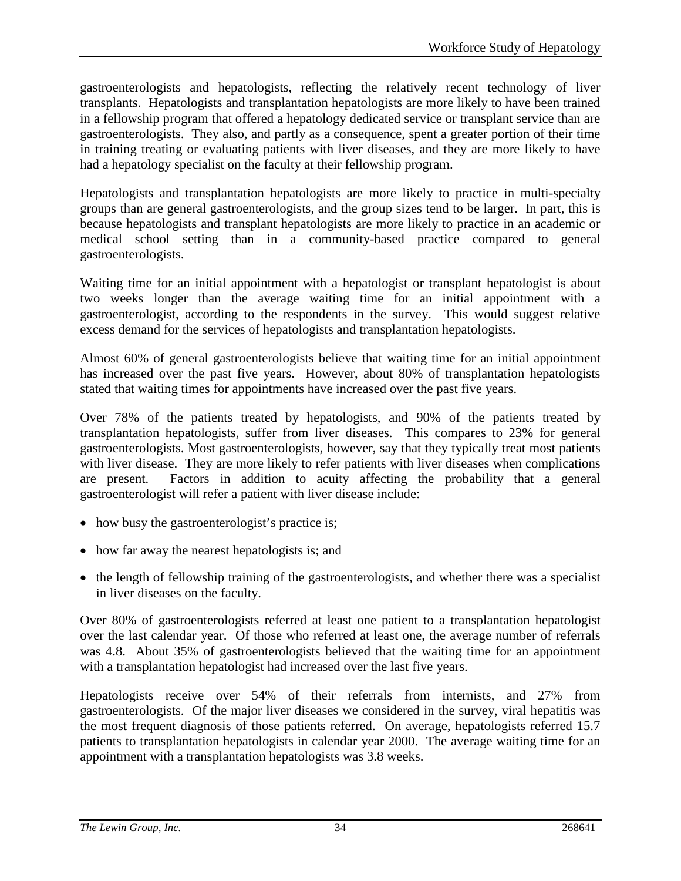gastroenterologists and hepatologists, reflecting the relatively recent technology of liver transplants. Hepatologists and transplantation hepatologists are more likely to have been trained in a fellowship program that offered a hepatology dedicated service or transplant service than are gastroenterologists. They also, and partly as a consequence, spent a greater portion of their time in training treating or evaluating patients with liver diseases, and they are more likely to have had a hepatology specialist on the faculty at their fellowship program.

Hepatologists and transplantation hepatologists are more likely to practice in multi-specialty groups than are general gastroenterologists, and the group sizes tend to be larger. In part, this is because hepatologists and transplant hepatologists are more likely to practice in an academic or medical school setting than in a community-based practice compared to general gastroenterologists.

Waiting time for an initial appointment with a hepatologist or transplant hepatologist is about two weeks longer than the average waiting time for an initial appointment with a gastroenterologist, according to the respondents in the survey. This would suggest relative excess demand for the services of hepatologists and transplantation hepatologists.

Almost 60% of general gastroenterologists believe that waiting time for an initial appointment has increased over the past five years. However, about 80% of transplantation hepatologists stated that waiting times for appointments have increased over the past five years.

Over 78% of the patients treated by hepatologists, and 90% of the patients treated by transplantation hepatologists, suffer from liver diseases. This compares to 23% for general gastroenterologists. Most gastroenterologists, however, say that they typically treat most patients with liver disease. They are more likely to refer patients with liver diseases when complications are present. Factors in addition to acuity affecting the probability that a general gastroenterologist will refer a patient with liver disease include:

- how busy the gastroenterologist's practice is;
- how far away the nearest hepatologists is; and
- the length of fellowship training of the gastroenterologists, and whether there was a specialist in liver diseases on the faculty.

Over 80% of gastroenterologists referred at least one patient to a transplantation hepatologist over the last calendar year. Of those who referred at least one, the average number of referrals was 4.8. About 35% of gastroenterologists believed that the waiting time for an appointment with a transplantation hepatologist had increased over the last five years.

Hepatologists receive over 54% of their referrals from internists, and 27% from gastroenterologists. Of the major liver diseases we considered in the survey, viral hepatitis was the most frequent diagnosis of those patients referred. On average, hepatologists referred 15.7 patients to transplantation hepatologists in calendar year 2000. The average waiting time for an appointment with a transplantation hepatologists was 3.8 weeks.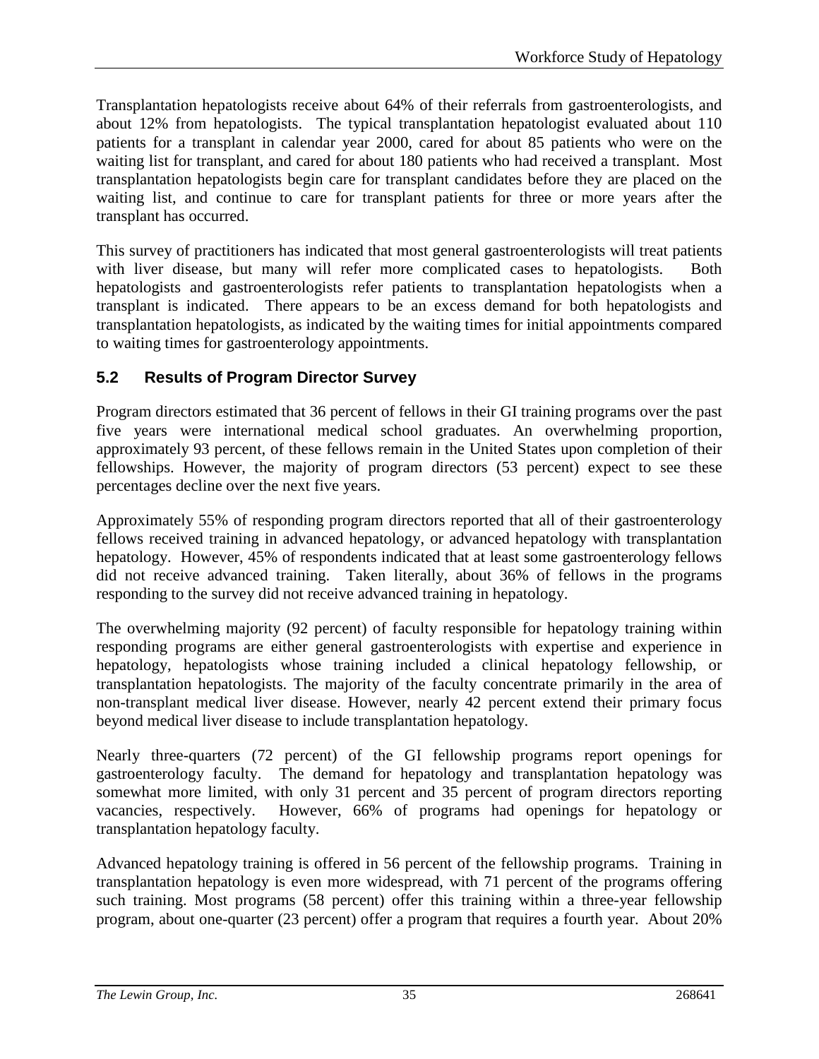Transplantation hepatologists receive about 64% of their referrals from gastroenterologists, and about 12% from hepatologists. The typical transplantation hepatologist evaluated about 110 patients for a transplant in calendar year 2000, cared for about 85 patients who were on the waiting list for transplant, and cared for about 180 patients who had received a transplant. Most transplantation hepatologists begin care for transplant candidates before they are placed on the waiting list, and continue to care for transplant patients for three or more years after the transplant has occurred.

This survey of practitioners has indicated that most general gastroenterologists will treat patients with liver disease, but many will refer more complicated cases to hepatologists. Both hepatologists and gastroenterologists refer patients to transplantation hepatologists when a transplant is indicated. There appears to be an excess demand for both hepatologists and transplantation hepatologists, as indicated by the waiting times for initial appointments compared to waiting times for gastroenterology appointments.

## 5.2 Results of Program Director Survey

Program directors estimated that 36 percent of fellows in their GI training programs over the past five years were international medical school graduates. An overwhelming proportion, approximately 93 percent, of these fellows remain in the United States upon completion of their fellowships. However, the majority of program directors (53 percent) expect to see these percentages decline over the next five years.

Approximately 55% of responding program directors reported that all of their gastroenterology fellows received training in advanced hepatology, or advanced hepatology with transplantation hepatology. However, 45% of respondents indicated that at least some gastroenterology fellows did not receive advanced training. Taken literally, about 36% of fellows in the programs responding to the survey did not receive advanced training in hepatology.

The overwhelming majority (92 percent) of faculty responsible for hepatology training within responding programs are either general gastroenterologists with expertise and experience in hepatology, hepatologists whose training included a clinical hepatology fellowship, or transplantation hepatologists. The majority of the faculty concentrate primarily in the area of non-transplant medical liver disease. However, nearly 42 percent extend their primary focus beyond medical liver disease to include transplantation hepatology.

Nearly three-quarters (72 percent) of the GI fellowship programs report openings for gastroenterology faculty. The demand for hepatology and transplantation hepatology was somewhat more limited, with only 31 percent and 35 percent of program directors reporting vacancies, respectively. However, 66% of programs had openings for hepatology or transplantation hepatology faculty.

Advanced hepatology training is offered in 56 percent of the fellowship programs. Training in transplantation hepatology is even more widespread, with 71 percent of the programs offering such training. Most programs (58 percent) offer this training within a three-year fellowship program, about one-quarter (23 percent) offer a program that requires a fourth year. About 20%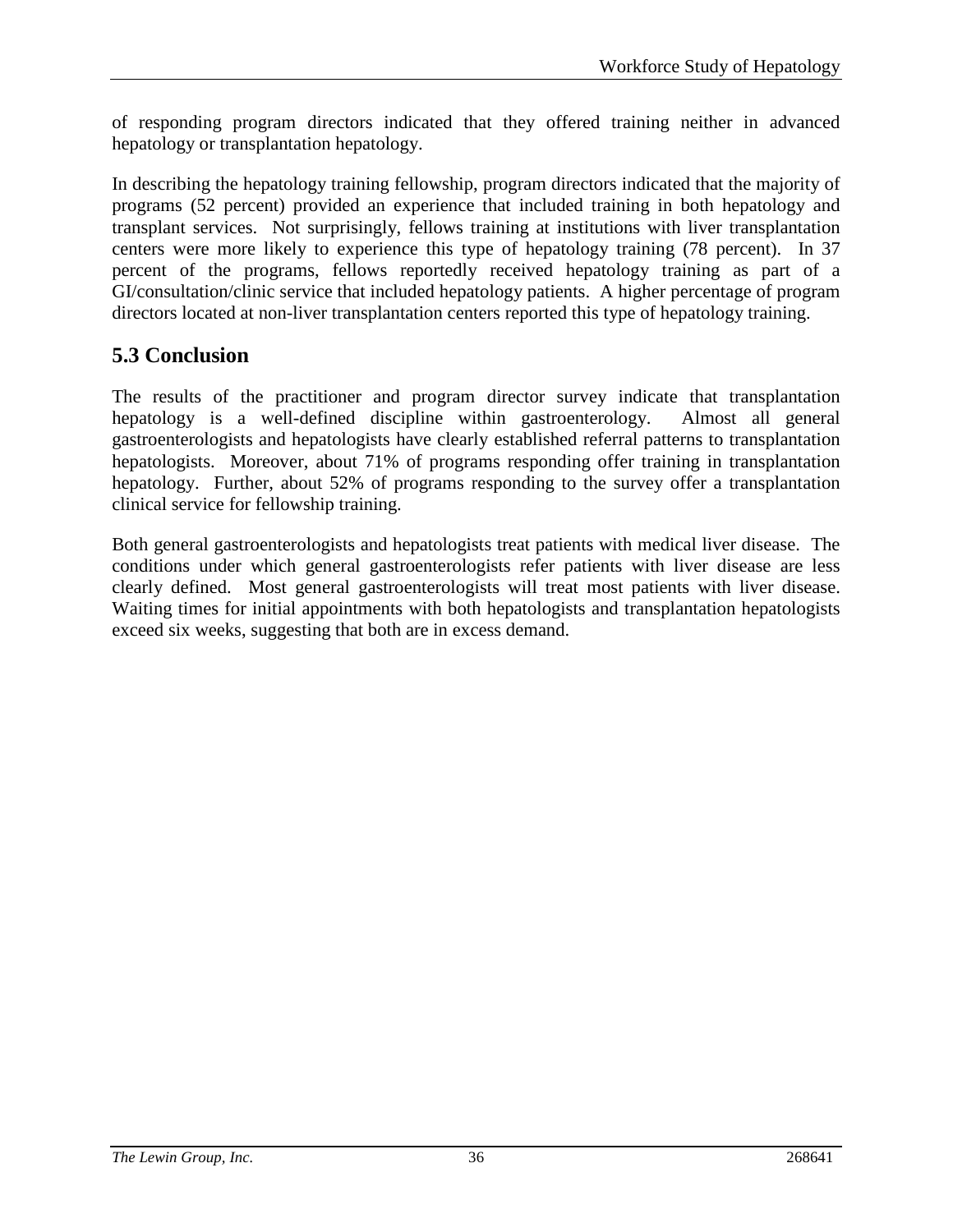of responding program directors indicated that they offered training neither in advanced hepatology or transplantation hepatology.

In describing the hepatology training fellowship, program directors indicated that the majority of programs (52 percent) provided an experience that included training in both hepatology and transplant services. Not surprisingly, fellows training at institutions with liver transplantation centers were more likely to experience this type of hepatology training (78 percent). In 37 percent of the programs, fellows reportedly received hepatology training as part of a GI/consultation/clinic service that included hepatology patients. A higher percentage of program directors located at non-liver transplantation centers reported this type of hepatology training.

## 5.3 Conclusion

The results of the practitioner and program director survey indicate that transplantation hepatology is a well-defined discipline within gastroenterology. Almost all general gastroenterologists and hepatologists have clearly established referral patterns to transplantation hepatologists. Moreover, about 71% of programs responding offer training in transplantation hepatology. Further, about 52% of programs responding to the survey offer a transplantation clinical service for fellowship training.

Both general gastroenterologists and hepatologists treat patients with medical liver disease. The conditions under which general gastroenterologists refer patients with liver disease are less clearly defined. Most general gastroenterologists will treat most patients with liver disease. Waiting times for initial appointments with both hepatologists and transplantation hepatologists exceed six weeks, suggesting that both are in excess demand.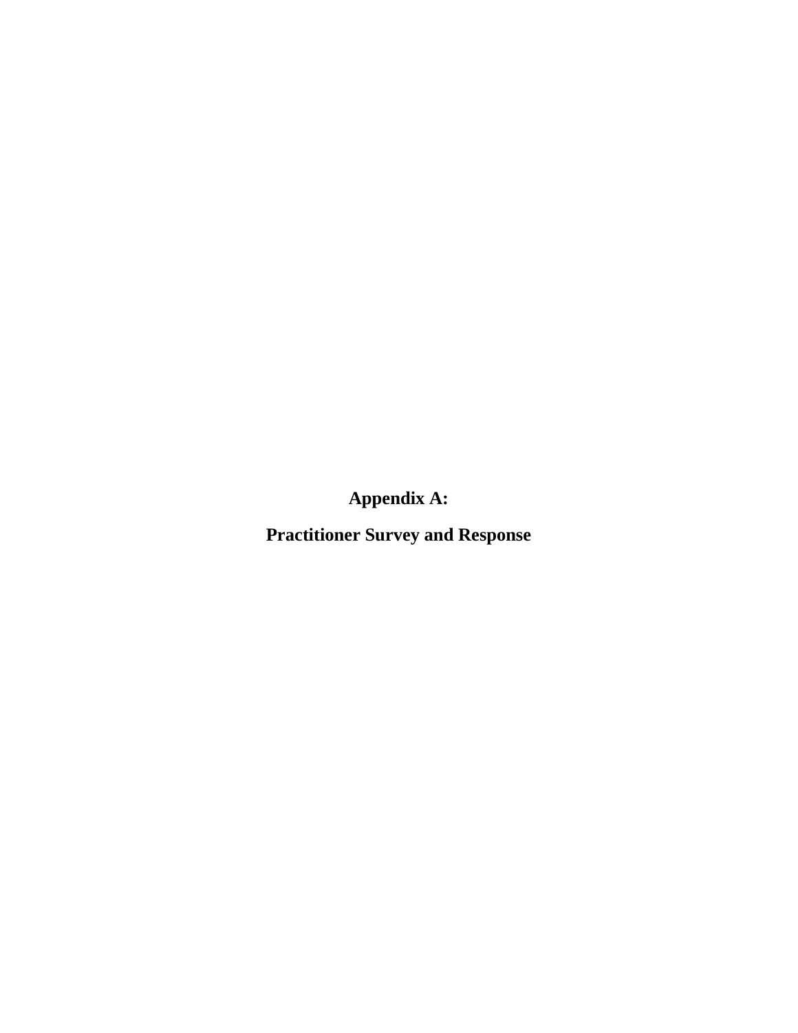# Appendix A:

# Practitioner Survey and Response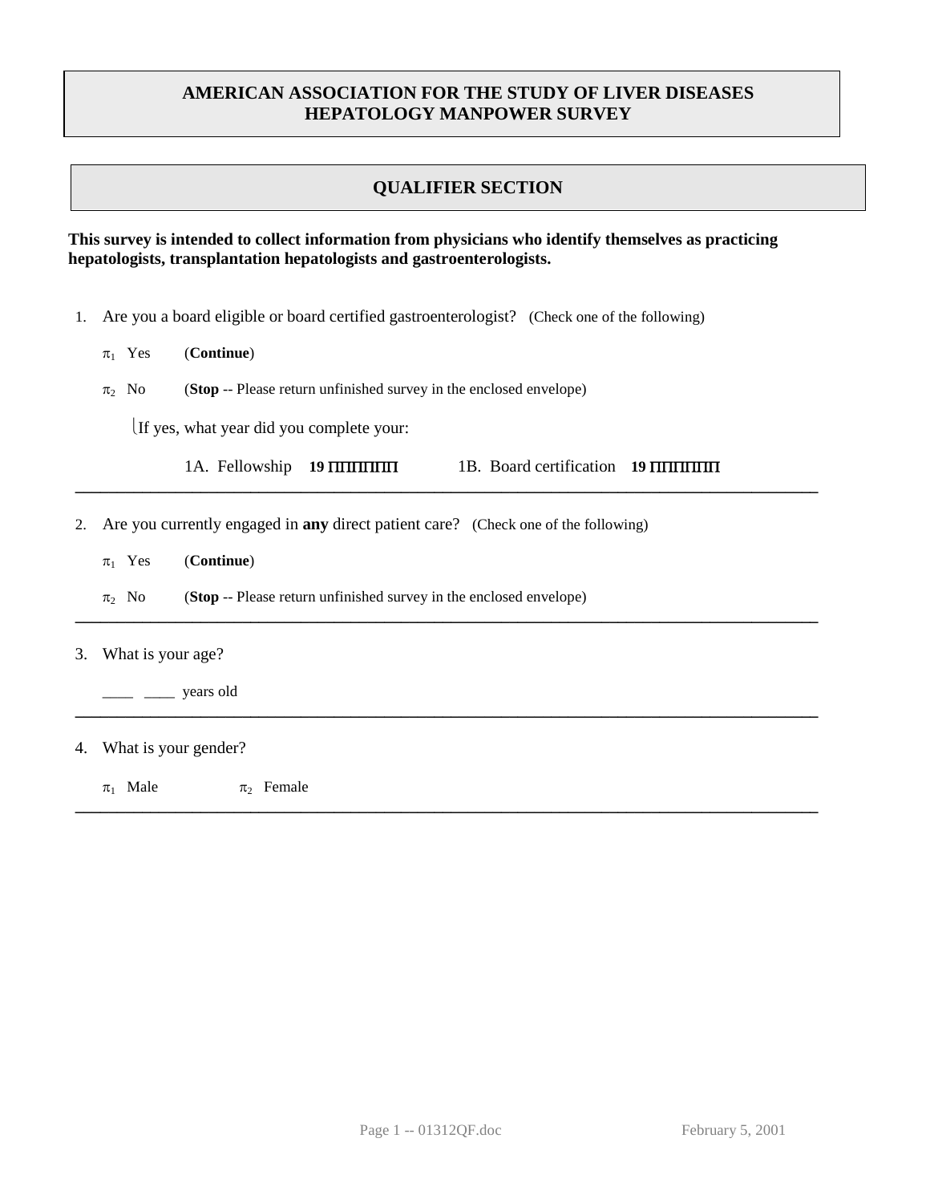# AMERICAN ASSOCIATION FOR THE STUDY OF LIVER DISEASES
# HEPATOLOGY MANPOWER SURVEY

## QUALIFIER SECTION

**This survey is intended to collect information from physicians who identify themselves as practicing hepatologists, transplantation hepatologists and gastroenterologists.**

1. Are you a board eligible or board certified gastroenterologist? (Check one of the following)

   π1 Yes (**Continue**)

   π2 No (**Stop** -- Please return unfinished survey in the enclosed envelope)

   If yes, what year did you complete your:

   1A. Fellowship **19** ΠΠΠΠΠΠ  1B. Board certification **19** ΠΠΠΠΠΠ

---

2. Are you currently engaged in **any** direct patient care? (Check one of the following)

   π1 Yes (**Continue**)

   π2 No (**Stop** -- Please return unfinished survey in the enclosed envelope)

---

3. What is your age?

   ____ ____ years old

---

4. What is your gender?

   π1 Male  π2 Female

---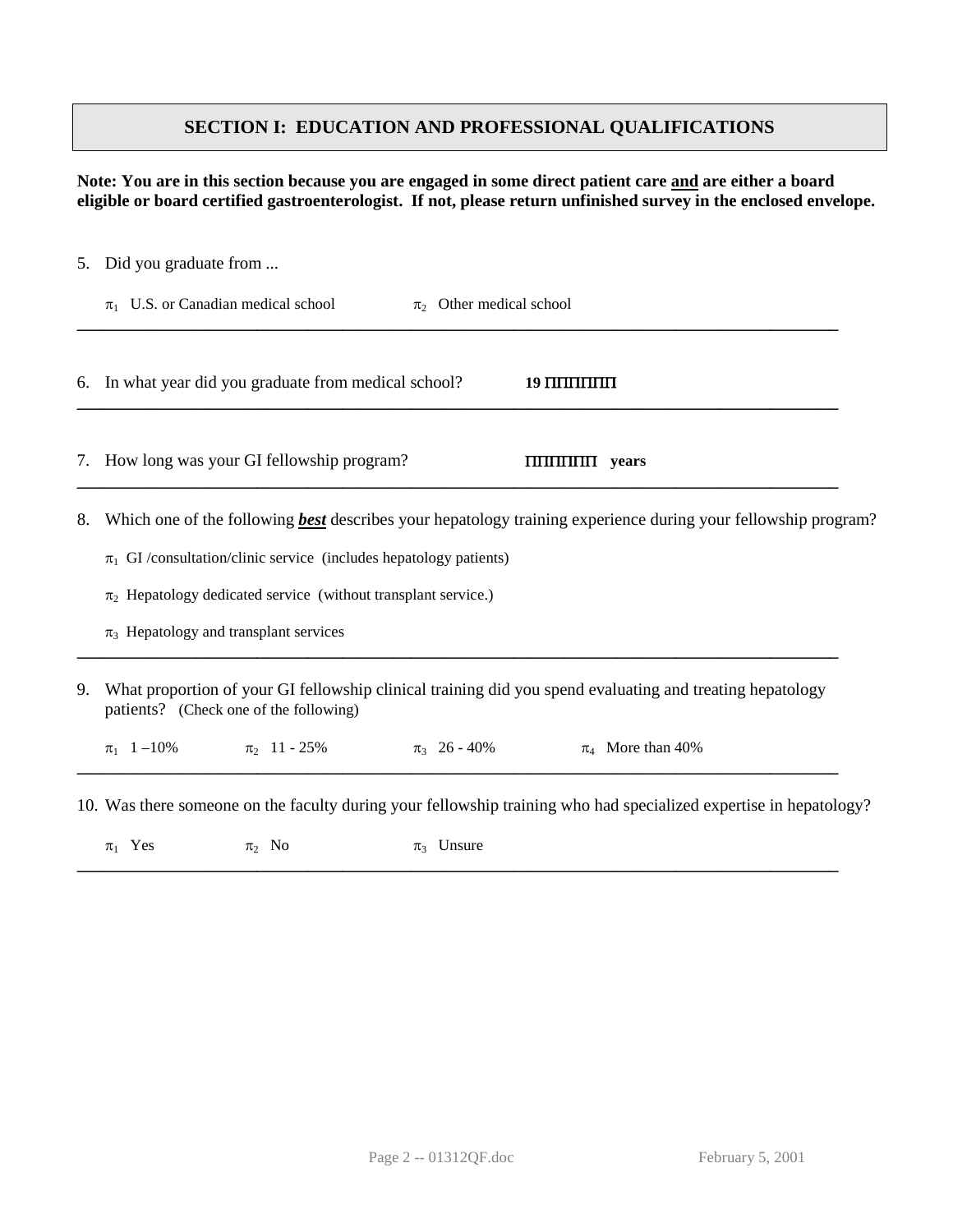## SECTION I: EDUCATION AND PROFESSIONAL QUALIFICATIONS

**Note: You are in this section because you are engaged in some direct patient care and are either a board eligible or board certified gastroenterologist. If not, please return unfinished survey in the enclosed envelope.**

5. Did you graduate from ...

   $\pi_1$ U.S. or Canadian medical school $\pi_2$ Other medical school

---

6. In what year did you graduate from medical school? **19 ΠΠΠΠΠΠ**

---

7. How long was your GI fellowship program? **ΠΠΠΠΠΠ years**

---

8. Which one of the following ***best*** describes your hepatology training experience during your fellowship program?

   $\pi_1$ GI /consultation/clinic service (includes hepatology patients)

   $\pi_2$ Hepatology dedicated service (without transplant service.)

   $\pi_3$ Hepatology and transplant services

---

9. What proportion of your GI fellowship clinical training did you spend evaluating and treating hepatology patients? (Check one of the following)

   $\pi_1$ 1 –10% $\pi_2$ 11 - 25% $\pi_3$ 26 - 40% $\pi_4$ More than 40%

---

10. Was there someone on the faculty during your fellowship training who had specialized expertise in hepatology?

    $\pi_1$ Yes $\pi_2$ No $\pi_3$ Unsure

---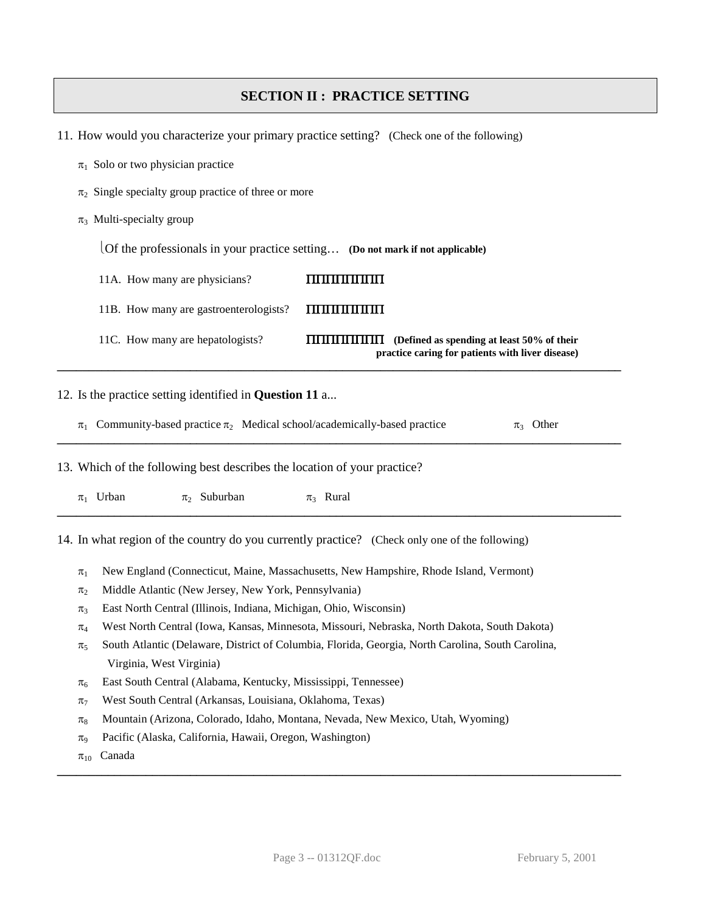## SECTION II : PRACTICE SETTING

11. How would you characterize your primary practice setting? (Check one of the following)

   $\pi_1$ Solo or two physician practice

   $\pi_2$ Single specialty group practice of three or more

   $\pi_3$ Multi-specialty group

   Of the professionals in your practice setting… **(Do not mark if not applicable)**

   11A. How many are physicians? ΠΠΠΠΠΠΠΠΠΠ

   11B. How many are gastroenterologists? ΠΠΠΠΠΠΠΠΠΠ

   11C. How many are hepatologists? ΠΠΠΠΠΠΠΠΠΠ **(Defined as spending at least 50% of their practice caring for patients with liver disease)**

---

12. Is the practice setting identified in **Question 11** a...

   $\pi_1$ Community-based practice $\pi_2$ Medical school/academically-based practice $\pi_3$ Other

---

13. Which of the following best describes the location of your practice?

   $\pi_1$ Urban $\pi_2$ Suburban $\pi_3$ Rural

---

14. In what region of the country do you currently practice? (Check only one of the following)

   $\pi_1$ New England (Connecticut, Maine, Massachusetts, New Hampshire, Rhode Island, Vermont)
   $\pi_2$ Middle Atlantic (New Jersey, New York, Pennsylvania)
   $\pi_3$ East North Central (Illinois, Indiana, Michigan, Ohio, Wisconsin)
   $\pi_4$ West North Central (Iowa, Kansas, Minnesota, Missouri, Nebraska, North Dakota, South Dakota)
   $\pi_5$ South Atlantic (Delaware, District of Columbia, Florida, Georgia, North Carolina, South Carolina, Virginia, West Virginia)
   $\pi_6$ East South Central (Alabama, Kentucky, Mississippi, Tennessee)
   $\pi_7$ West South Central (Arkansas, Louisiana, Oklahoma, Texas)
   $\pi_8$ Mountain (Arizona, Colorado, Idaho, Montana, Nevada, New Mexico, Utah, Wyoming)
   $\pi_9$ Pacific (Alaska, California, Hawaii, Oregon, Washington)
   $\pi_{10}$ Canada

---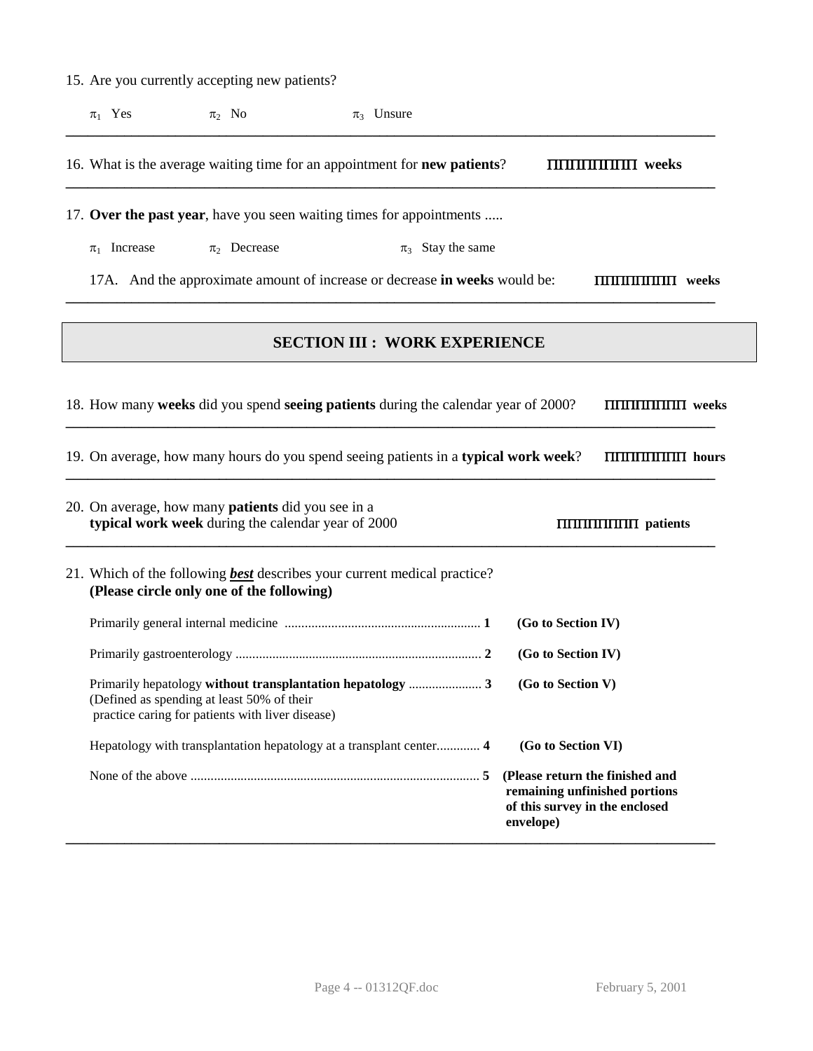15. Are you currently accepting new patients?

   $\pi_1$ Yes    $\pi_2$ No    $\pi_3$ Unsure

---

16. What is the average waiting time for an appointment for **new patients**?    ΠΠΠΠΠΠΠΠΠΠ **weeks**

---

17. **Over the past year**, have you seen waiting times for appointments .....

   $\pi_1$ Increase    $\pi_2$ Decrease    $\pi_3$ Stay the same

   17A. And the approximate amount of increase or decrease **in weeks** would be:    ΠΠΠΠΠΠΠΠΠΠ **weeks**

---

## SECTION III : WORK EXPERIENCE

18. How many **weeks** did you spend **seeing patients** during the calendar year of 2000?    ΠΠΠΠΠΠΠΠΠΠ **weeks**

---

19. On average, how many hours do you spend seeing patients in a **typical work week**?    ΠΠΠΠΠΠΠΠΠΠ **hours**

---

20. On average, how many **patients** did you see in a **typical work week** during the calendar year of 2000    ΠΠΠΠΠΠΠΠΠΠ **patients**

---

21. Which of the following ***best*** describes your current medical practice? **(Please circle only one of the following)**

   Primarily general internal medicine ........................................................... **1**    **(Go to Section IV)**

   Primarily gastroenterology ........................................................................... **2**    **(Go to Section IV)**

   Primarily hepatology **without transplantation hepatology** ...................... **3**    **(Go to Section V)**
   (Defined as spending at least 50% of their practice caring for patients with liver disease)

   Hepatology with transplantation hepatology at a transplant center............. **4**    **(Go to Section VI)**

   None of the above ....................................................................................... **5**    **(Please return the finished and remaining unfinished portions of this survey in the enclosed envelope)**

---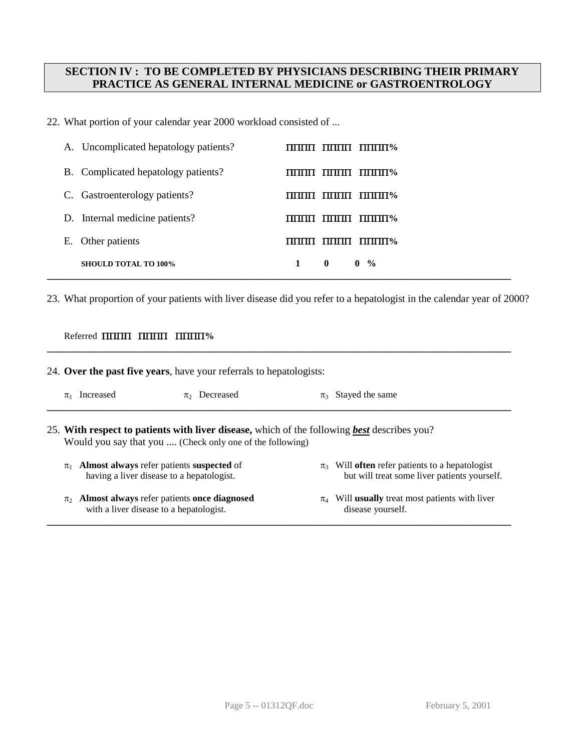## SECTION IV : TO BE COMPLETED BY PHYSICIANS DESCRIBING THEIR PRIMARY PRACTICE AS GENERAL INTERNAL MEDICINE or GASTROENTROLOGY

22. What portion of your calendar year 2000 workload consisted of ...

| | |
|---|---|
| A. Uncomplicated hepatology patients? | ΠΠΠΠ ΠΠΠΠ ΠΠΠΠ% |
| B. Complicated hepatology patients? | ΠΠΠΠ ΠΠΠΠ ΠΠΠΠ% |
| C. Gastroenterology patients? | ΠΠΠΠ ΠΠΠΠ ΠΠΠΠ% |
| D. Internal medicine patients? | ΠΠΠΠ ΠΠΠΠ ΠΠΠΠ% |
| E. Other patients | ΠΠΠΠ ΠΠΠΠ ΠΠΠΠ% |
| **SHOULD TOTAL TO 100%** | **1 0 0 %** |

23. What proportion of your patients with liver disease did you refer to a hepatologist in the calendar year of 2000?

Referred **ΠΠΠΠ ΠΠΠΠ ΠΠΠΠ%**

24. **Over the past five years**, have your referrals to hepatologists:

$\pi_1$ Increased  $\pi_2$ Decreased  $\pi_3$ Stayed the same

25. **With respect to patients with liver disease,** which of the following ***best*** describes you? Would you say that you .... (Check only one of the following)

$\pi_1$ **Almost always** refer patients **suspected** of having a liver disease to a hepatologist.

$\pi_2$ **Almost always** refer patients **once diagnosed** with a liver disease to a hepatologist.

$\pi_3$ Will **often** refer patients to a hepatologist but will treat some liver patients yourself.

$\pi_4$ Will **usually** treat most patients with liver disease yourself.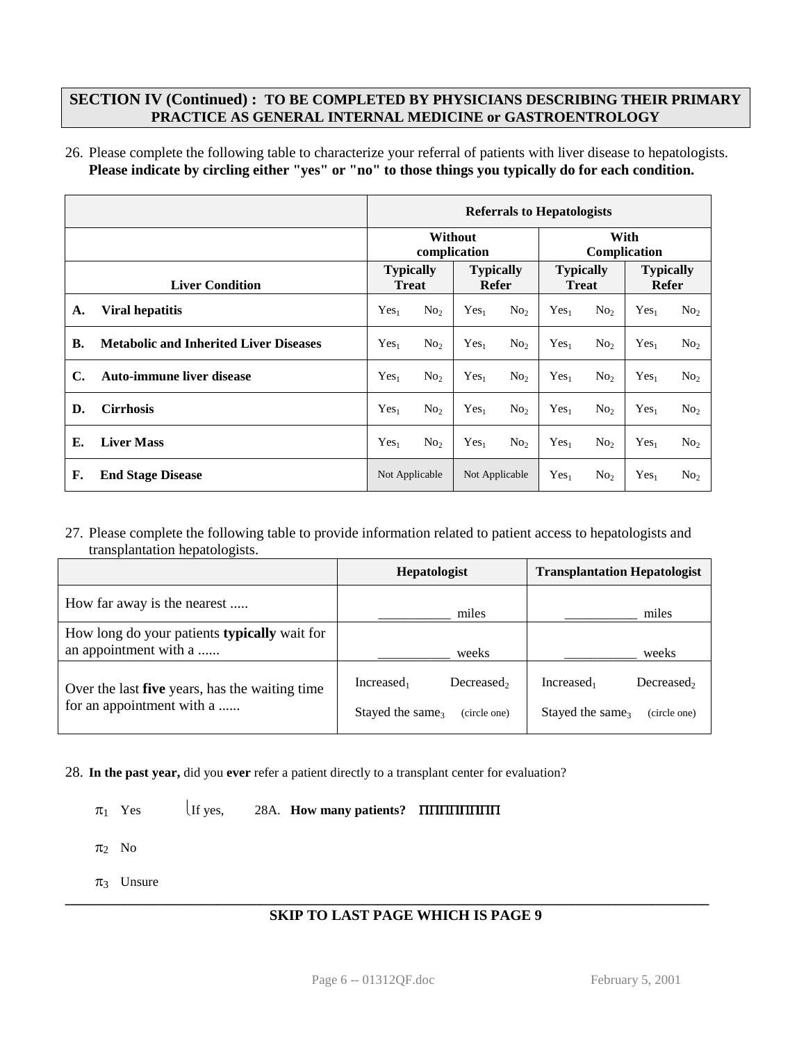**SECTION IV (Continued) : TO BE COMPLETED BY PHYSICIANS DESCRIBING THEIR PRIMARY PRACTICE AS GENERAL INTERNAL MEDICINE or GASTROENTEROLOGY**

26. Please complete the following table to characterize your referral of patients with liver disease to hepatologists. **Please indicate by circling either "yes" or "no" to those things you typically do for each condition.**

| | Referrals to Hepatologists | | | |
|---|---|---|---|---|
| | Without complication | | With Complication | |
| **Liver Condition** | **Typically Treat** | **Typically Refer** | **Typically Treat** | **Typically Refer** |
| **A. Viral hepatitis** | $Yes_1$ $No_2$ | $Yes_1$ $No_2$ | $Yes_1$ $No_2$ | $Yes_1$ $No_2$ |
| **B. Metabolic and Inherited Liver Diseases** | $Yes_1$ $No_2$ | $Yes_1$ $No_2$ | $Yes_1$ $No_2$ | $Yes_1$ $No_2$ |
| **C. Auto-immune liver disease** | $Yes_1$ $No_2$ | $Yes_1$ $No_2$ | $Yes_1$ $No_2$ | $Yes_1$ $No_2$ |
| **D. Cirrhosis** | $Yes_1$ $No_2$ | $Yes_1$ $No_2$ | $Yes_1$ $No_2$ | $Yes_1$ $No_2$ |
| **E. Liver Mass** | $Yes_1$ $No_2$ | $Yes_1$ $No_2$ | $Yes_1$ $No_2$ | $Yes_1$ $No_2$ |
| **F. End Stage Disease** | Not Applicable | Not Applicable | $Yes_1$ $No_2$ | $Yes_1$ $No_2$ |

27. Please complete the following table to provide information related to patient access to hepatologists and transplantation hepatologists.

| | **Hepatologist** | **Transplantation Hepatologist** |
|---|---|---|
| How far away is the nearest ..... | __________ miles | __________ miles |
| How long do your patients **typically** wait for an appointment with a ...... | __________ weeks | __________ weeks |
| Over the last **five** years, has the waiting time for an appointment with a ...... | $Increased_1$ $Decreased_2$ $Stayed\ the\ same_3$ (circle one) | $Increased_1$ $Decreased_2$ $Stayed\ the\ same_3$ (circle one) |

28. **In the past year,** did you **ever** refer a patient directly to a transplant center for evaluation?

- $\pi_1$ Yes — If yes, 28A. **How many patients?** ПППППППП
- $\pi_2$ No
- $\pi_3$ Unsure

---

**SKIP TO LAST PAGE WHICH IS PAGE 9**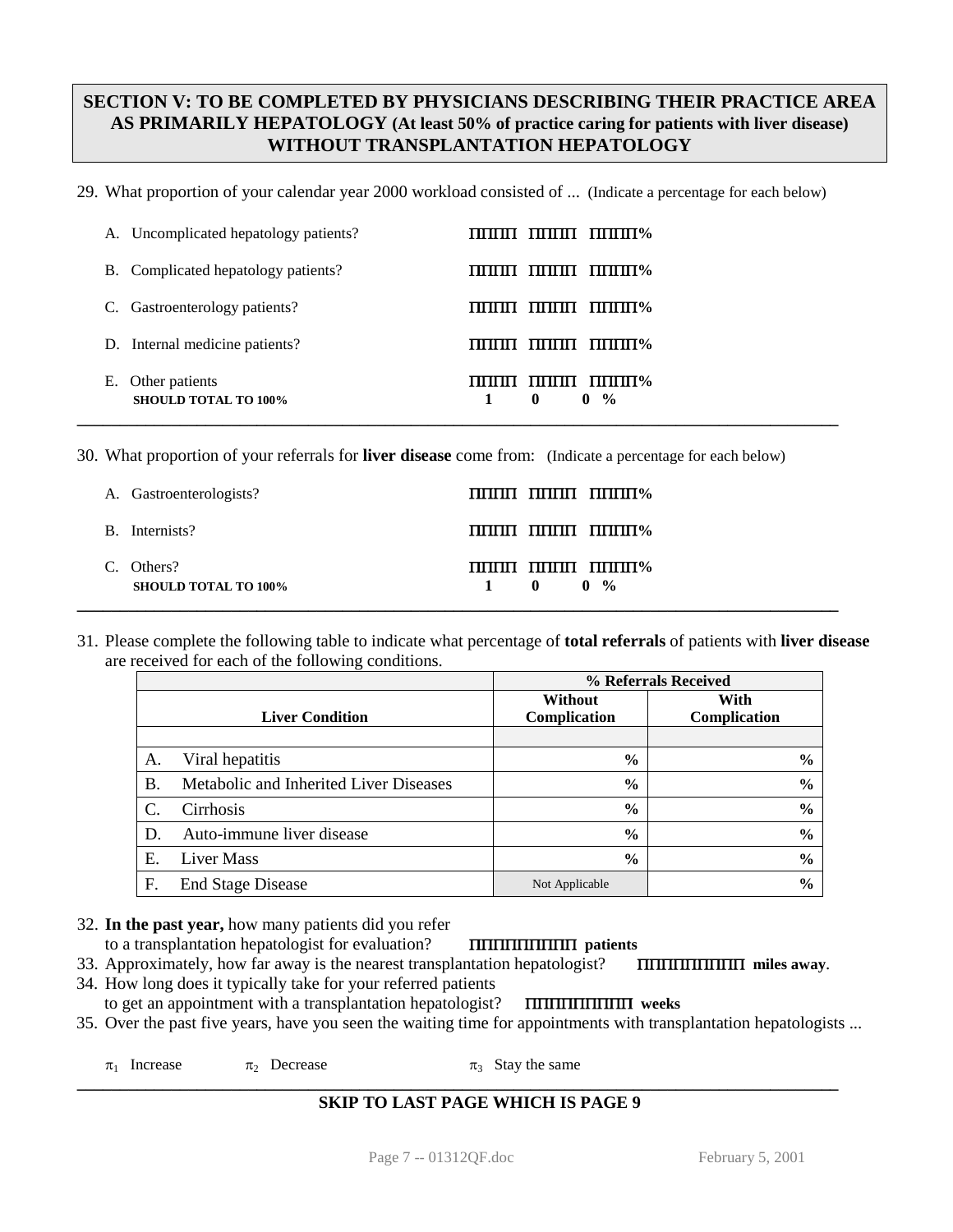**SECTION V: TO BE COMPLETED BY PHYSICIANS DESCRIBING THEIR PRACTICE AREA AS PRIMARILY HEPATOLOGY (At least 50% of practice caring for patients with liver disease) WITHOUT TRANSPLANTATION HEPATOLOGY**

29. What proportion of your calendar year 2000 workload consisted of ... (Indicate a percentage for each below)

    A. Uncomplicated hepatology patients? ΠΠΠΠΠ ΠΠΠΠΠ ΠΠΠΠΠ%

    B. Complicated hepatology patients? ΠΠΠΠΠ ΠΠΠΠΠ ΠΠΠΠΠ%

    C. Gastroenterology patients? ΠΠΠΠΠ ΠΠΠΠΠ ΠΠΠΠΠ%

    D. Internal medicine patients? ΠΠΠΠΠ ΠΠΠΠΠ ΠΠΠΠΠ%

    E. Other patients ΠΠΠΠΠ ΠΠΠΠΠ ΠΠΠΠΠ%
    **SHOULD TOTAL TO 100%** **1 0 0 %**

30. What proportion of your referrals for **liver disease** come from: (Indicate a percentage for each below)

    A. Gastroenterologists? ΠΠΠΠΠ ΠΠΠΠΠ ΠΠΠΠΠ%

    B. Internists? ΠΠΠΠΠ ΠΠΠΠΠ ΠΠΠΠΠ%

    C. Others? ΠΠΠΠΠ ΠΠΠΠΠ ΠΠΠΠΠ%
    **SHOULD TOTAL TO 100%** **1 0 0 %**

31. Please complete the following table to indicate what percentage of **total referrals** of patients with **liver disease** are received for each of the following conditions.

| | % Referrals Received | |
|---|---|---|
| **Liver Condition** | **Without Complication** | **With Complication** |
| | | |
| A. Viral hepatitis | **%** | **%** |
| B. Metabolic and Inherited Liver Diseases | **%** | **%** |
| C. Cirrhosis | **%** | **%** |
| D. Auto-immune liver disease | **%** | **%** |
| E. Liver Mass | **%** | **%** |
| F. End Stage Disease | Not Applicable | **%** |

32. **In the past year,** how many patients did you refer to a transplantation hepatologist for evaluation? ΠΠΠΠΠΠΠΠΠΠ **patients**
33. Approximately, how far away is the nearest transplantation hepatologist? ΠΠΠΠΠΠΠΠΠΠ **miles away**.
34. How long does it typically take for your referred patients to get an appointment with a transplantation hepatologist? ΠΠΠΠΠΠΠΠΠΠ **weeks**
35. Over the past five years, have you seen the waiting time for appointments with transplantation hepatologists ...

    $\pi_1$ Increase $\pi_2$ Decrease $\pi_3$ Stay the same

**SKIP TO LAST PAGE WHICH IS PAGE 9**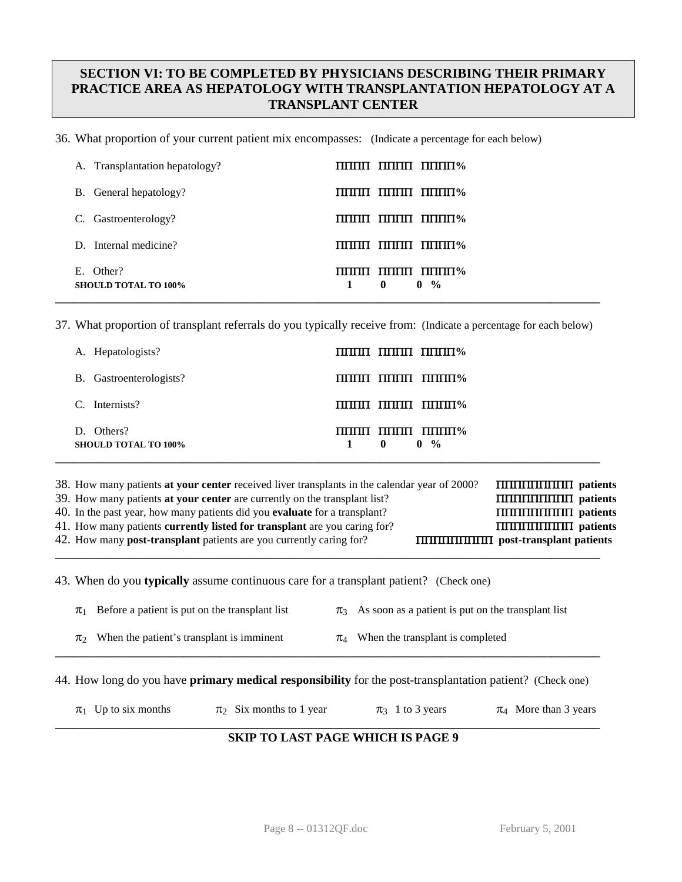## SECTION VI: TO BE COMPLETED BY PHYSICIANS DESCRIBING THEIR PRIMARY PRACTICE AREA AS HEPATOLOGY WITH TRANSPLANTATION HEPATOLOGY AT A TRANSPLANT CENTER

36. What proportion of your current patient mix encompasses: (Indicate a percentage for each below)

| | |
|---|---|
| A. Transplantation hepatology? | ___ ___ ___% |
| B. General hepatology? | ___ ___ ___% |
| C. Gastroenterology? | ___ ___ ___% |
| D. Internal medicine? | ___ ___ ___% |
| E. Other? | ___ ___ ___% |
| **SHOULD TOTAL TO 100%** | **1 0 0 %** |

---

37. What proportion of transplant referrals do you typically receive from: (Indicate a percentage for each below)

| | |
|---|---|
| A. Hepatologists? | ___ ___ ___% |
| B. Gastroenterologists? | ___ ___ ___% |
| C. Internists? | ___ ___ ___% |
| D. Others? | ___ ___ ___% |
| **SHOULD TOTAL TO 100%** | **1 0 0 %** |

---

38. How many patients **at your center** received liver transplants in the calendar year of 2000? ___ ___ ___ ___ **patients**
39. How many patients **at your center** are currently on the transplant list? ___ ___ ___ ___ **patients**
40. In the past year, how many patients did you **evaluate** for a transplant? ___ ___ ___ ___ **patients**
41. How many patients **currently listed for transplant** are you caring for? ___ ___ ___ ___ **patients**
42. How many **post-transplant** patients are you currently caring for? ___ ___ ___ ___ **post-transplant patients**

---

43. When do you **typically** assume continuous care for a transplant patient? (Check one)

- ☐ 1 Before a patient is put on the transplant list
- ☐ 2 When the patient's transplant is imminent
- ☐ 3 As soon as a patient is put on the transplant list
- ☐ 4 When the transplant is completed

---

44. How long do you have **primary medical responsibility** for the post-transplantation patient? (Check one)

- ☐ 1 Up to six months
- ☐ 2 Six months to 1 year
- ☐ 3 1 to 3 years
- ☐ 4 More than 3 years

---

**SKIP TO LAST PAGE WHICH IS PAGE 9**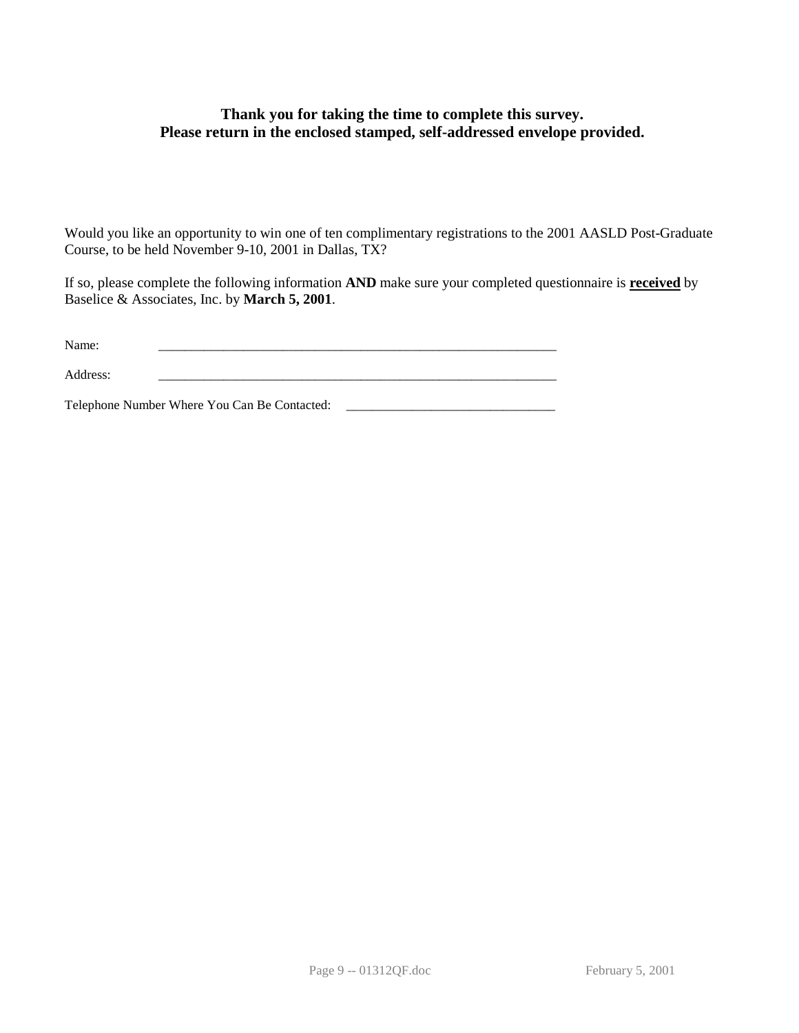**Thank you for taking the time to complete this survey.**
**Please return in the enclosed stamped, self-addressed envelope provided.**

Would you like an opportunity to win one of ten complimentary registrations to the 2001 AASLD Post-Graduate Course, to be held November 9-10, 2001 in Dallas, TX?

If so, please complete the following information **AND** make sure your completed questionnaire is **received** by Baselice & Associates, Inc. by **March 5, 2001**.

Name: ______________________________________________________________

Address: ______________________________________________________________

Telephone Number Where You Can Be Contacted: ________________________________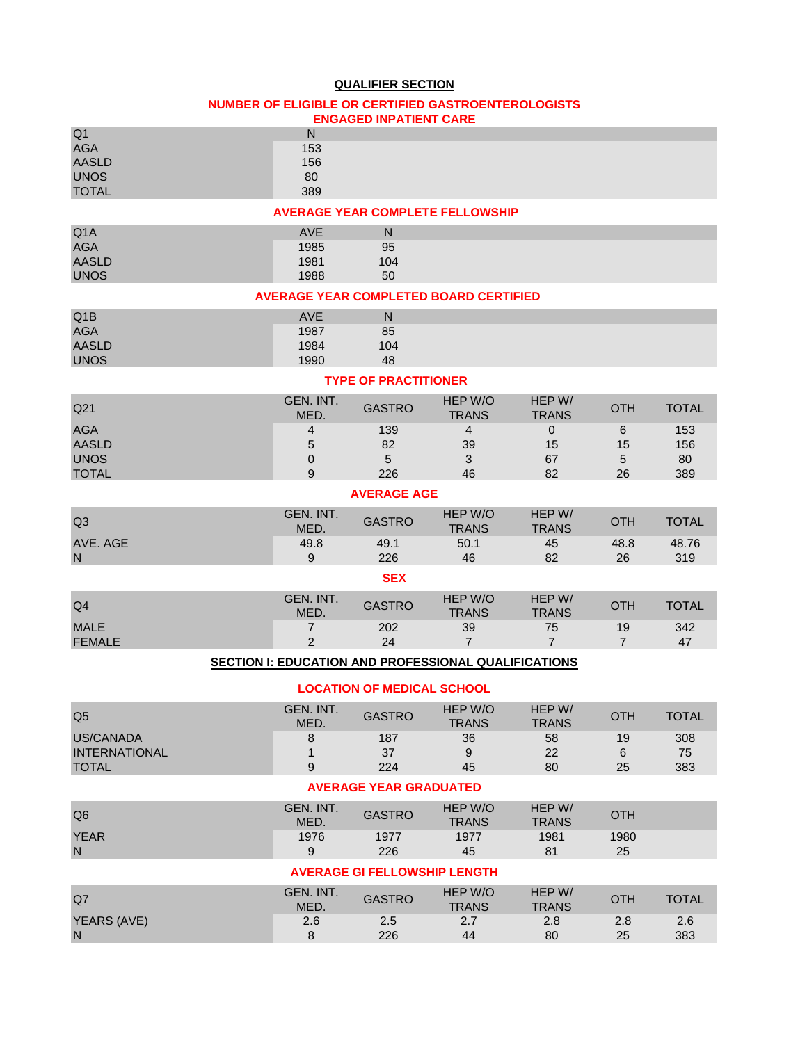## QUALIFIER SECTION

### NUMBER OF ELIGIBLE OR CERTIFIED GASTROENTEROLOGISTS ENGAGED INPATIENT CARE

| Q1 | N |
|---|---|
| AGA | 153 |
| AASLD | 156 |
| UNOS | 80 |
| TOTAL | 389 |

### AVERAGE YEAR COMPLETE FELLOWSHIP

| Q1A | AVE | N |
|---|---|---|
| AGA | 1985 | 95 |
| AASLD | 1981 | 104 |
| UNOS | 1988 | 50 |

### AVERAGE YEAR COMPLETED BOARD CERTIFIED

| Q1B | AVE | N |
|---|---|---|
| AGA | 1987 | 85 |
| AASLD | 1984 | 104 |
| UNOS | 1990 | 48 |

### TYPE OF PRACTITIONER

| Q21 | GEN. INT. MED. | GASTRO | HEP W/O TRANS | HEP W/ TRANS | OTH | TOTAL |
|---|---|---|---|---|---|---|
| AGA | 4 | 139 | 4 | 0 | 6 | 153 |
| AASLD | 5 | 82 | 39 | 15 | 15 | 156 |
| UNOS | 0 | 5 | 3 | 67 | 5 | 80 |
| TOTAL | 9 | 226 | 46 | 82 | 26 | 389 |

### AVERAGE AGE

| Q3 | GEN. INT. MED. | GASTRO | HEP W/O TRANS | HEP W/ TRANS | OTH | TOTAL |
|---|---|---|---|---|---|---|
| AVE. AGE | 49.8 | 49.1 | 50.1 | 45 | 48.8 | 48.76 |
| N | 9 | 226 | 46 | 82 | 26 | 319 |

### SEX

| Q4 | GEN. INT. MED. | GASTRO | HEP W/O TRANS | HEP W/ TRANS | OTH | TOTAL |
|---|---|---|---|---|---|---|
| MALE | 7 | 202 | 39 | 75 | 19 | 342 |
| FEMALE | 2 | 24 | 7 | 7 | 7 | 47 |

## SECTION I: EDUCATION AND PROFESSIONAL QUALIFICATIONS

### LOCATION OF MEDICAL SCHOOL

| Q5 | GEN. INT. MED. | GASTRO | HEP W/O TRANS | HEP W/ TRANS | OTH | TOTAL |
|---|---|---|---|---|---|---|
| US/CANADA | 8 | 187 | 36 | 58 | 19 | 308 |
| INTERNATIONAL | 1 | 37 | 9 | 22 | 6 | 75 |
| TOTAL | 9 | 224 | 45 | 80 | 25 | 383 |

### AVERAGE YEAR GRADUATED

| Q6 | GEN. INT. MED. | GASTRO | HEP W/O TRANS | HEP W/ TRANS | OTH |
|---|---|---|---|---|---|
| YEAR | 1976 | 1977 | 1977 | 1981 | 1980 |
| N | 9 | 226 | 45 | 81 | 25 |

### AVERAGE GI FELLOWSHIP LENGTH

| Q7 | GEN. INT. MED. | GASTRO | HEP W/O TRANS | HEP W/ TRANS | OTH | TOTAL |
|---|---|---|---|---|---|---|
| YEARS (AVE) | 2.6 | 2.5 | 2.7 | 2.8 | 2.8 | 2.6 |
| N | 8 | 226 | 44 | 80 | 25 | 383 |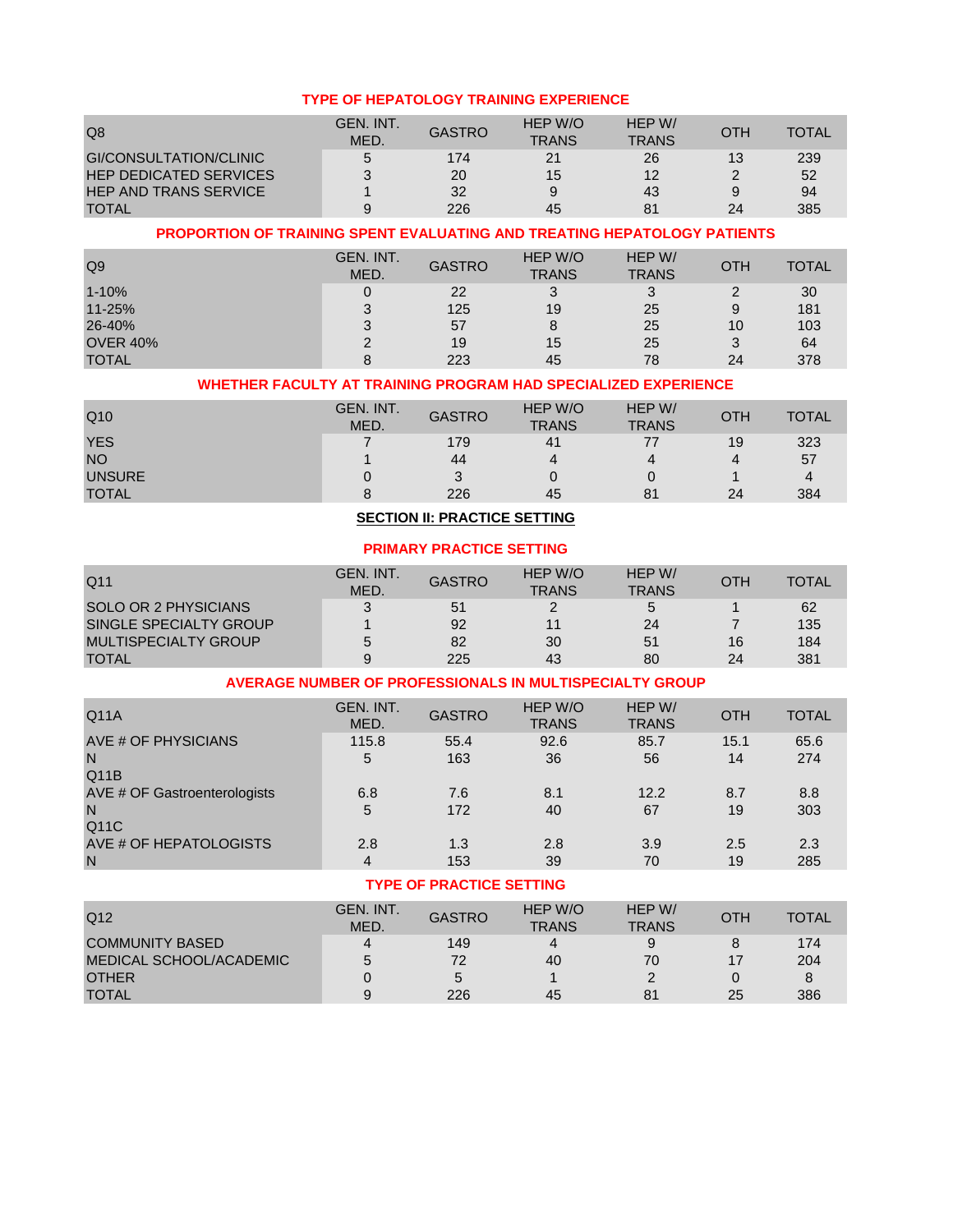### TYPE OF HEPATOLOGY TRAINING EXPERIENCE

| Q8 | GEN. INT. MED. | GASTRO | HEP W/O TRANS | HEP W/ TRANS | OTH | TOTAL |
|---|---|---|---|---|---|---|
| GI/CONSULTATION/CLINIC | 5 | 174 | 21 | 26 | 13 | 239 |
| HEP DEDICATED SERVICES | 3 | 20 | 15 | 12 | 2 | 52 |
| HEP AND TRANS SERVICE | 1 | 32 | 9 | 43 | 9 | 94 |
| TOTAL | 9 | 226 | 45 | 81 | 24 | 385 |

### PROPORTION OF TRAINING SPENT EVALUATING AND TREATING HEPATOLOGY PATIENTS

| Q9 | GEN. INT. MED. | GASTRO | HEP W/O TRANS | HEP W/ TRANS | OTH | TOTAL |
|---|---|---|---|---|---|---|
| 1-10% | 0 | 22 | 3 | 3 | 2 | 30 |
| 11-25% | 3 | 125 | 19 | 25 | 9 | 181 |
| 26-40% | 3 | 57 | 8 | 25 | 10 | 103 |
| OVER 40% | 2 | 19 | 15 | 25 | 3 | 64 |
| TOTAL | 8 | 223 | 45 | 78 | 24 | 378 |

### WHETHER FACULTY AT TRAINING PROGRAM HAD SPECIALIZED EXPERIENCE

| Q10 | GEN. INT. MED. | GASTRO | HEP W/O TRANS | HEP W/ TRANS | OTH | TOTAL |
|---|---|---|---|---|---|---|
| YES | 7 | 179 | 41 | 77 | 19 | 323 |
| NO | 1 | 44 | 4 | 4 | 4 | 57 |
| UNSURE | 0 | 3 | 0 | 0 | 1 | 4 |
| TOTAL | 8 | 226 | 45 | 81 | 24 | 384 |

## SECTION II: PRACTICE SETTING

### PRIMARY PRACTICE SETTING

| Q11 | GEN. INT. MED. | GASTRO | HEP W/O TRANS | HEP W/ TRANS | OTH | TOTAL |
|---|---|---|---|---|---|---|
| SOLO OR 2 PHYSICIANS | 3 | 51 | 2 | 5 | 1 | 62 |
| SINGLE SPECIALTY GROUP | 1 | 92 | 11 | 24 | 7 | 135 |
| MULTISPECIALTY GROUP | 5 | 82 | 30 | 51 | 16 | 184 |
| TOTAL | 9 | 225 | 43 | 80 | 24 | 381 |

### AVERAGE NUMBER OF PROFESSIONALS IN MULTISPECIALTY GROUP

| Q11A | GEN. INT. MED. | GASTRO | HEP W/O TRANS | HEP W/ TRANS | OTH | TOTAL |
|---|---|---|---|---|---|---|
| AVE # OF PHYSICIANS | 115.8 | 55.4 | 92.6 | 85.7 | 15.1 | 65.6 |
| N | 5 | 163 | 36 | 56 | 14 | 274 |
| Q11B | | | | | | |
| AVE # OF Gastroenterologists | 6.8 | 7.6 | 8.1 | 12.2 | 8.7 | 8.8 |
| N | 5 | 172 | 40 | 67 | 19 | 303 |
| Q11C | | | | | | |
| AVE # OF HEPATOLOGISTS | 2.8 | 1.3 | 2.8 | 3.9 | 2.5 | 2.3 |
| N | 4 | 153 | 39 | 70 | 19 | 285 |

### TYPE OF PRACTICE SETTING

| Q12 | GEN. INT. MED. | GASTRO | HEP W/O TRANS | HEP W/ TRANS | OTH | TOTAL |
|---|---|---|---|---|---|---|
| COMMUNITY BASED | 4 | 149 | 4 | 9 | 8 | 174 |
| MEDICAL SCHOOL/ACADEMIC | 5 | 72 | 40 | 70 | 17 | 204 |
| OTHER | 0 | 5 | 1 | 2 | 0 | 8 |
| TOTAL | 9 | 226 | 45 | 81 | 25 | 386 |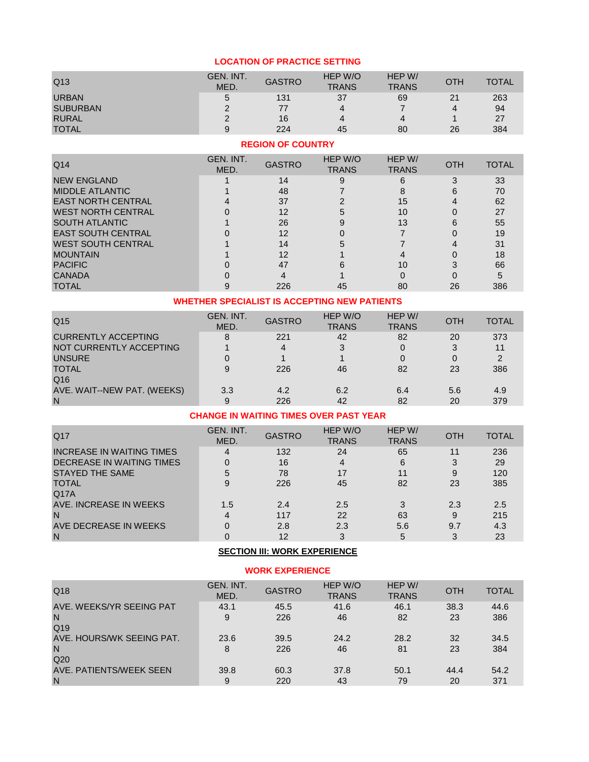## LOCATION OF PRACTICE SETTING

| Q13 | GEN. INT. MED. | GASTRO | HEP W/O TRANS | HEP W/ TRANS | OTH | TOTAL |
|---|---|---|---|---|---|---|
| URBAN | 5 | 131 | 37 | 69 | 21 | 263 |
| SUBURBAN | 2 | 77 | 4 | 7 | 4 | 94 |
| RURAL | 2 | 16 | 4 | 4 | 1 | 27 |
| TOTAL | 9 | 224 | 45 | 80 | 26 | 384 |

## REGION OF COUNTRY

| Q14 | GEN. INT. MED. | GASTRO | HEP W/O TRANS | HEP W/ TRANS | OTH | TOTAL |
|---|---|---|---|---|---|---|
| NEW ENGLAND | 1 | 14 | 9 | 6 | 3 | 33 |
| MIDDLE ATLANTIC | 1 | 48 | 7 | 8 | 6 | 70 |
| EAST NORTH CENTRAL | 4 | 37 | 2 | 15 | 4 | 62 |
| WEST NORTH CENTRAL | 0 | 12 | 5 | 10 | 0 | 27 |
| SOUTH ATLANTIC | 1 | 26 | 9 | 13 | 6 | 55 |
| EAST SOUTH CENTRAL | 0 | 12 | 0 | 7 | 0 | 19 |
| WEST SOUTH CENTRAL | 1 | 14 | 5 | 7 | 4 | 31 |
| MOUNTAIN | 1 | 12 | 1 | 4 | 0 | 18 |
| PACIFIC | 0 | 47 | 6 | 10 | 3 | 66 |
| CANADA | 0 | 4 | 1 | 0 | 0 | 5 |
| TOTAL | 9 | 226 | 45 | 80 | 26 | 386 |

## WHETHER SPECIALIST IS ACCEPTING NEW PATIENTS

| Q15 | GEN. INT. MED. | GASTRO | HEP W/O TRANS | HEP W/ TRANS | OTH | TOTAL |
|---|---|---|---|---|---|---|
| CURRENTLY ACCEPTING | 8 | 221 | 42 | 82 | 20 | 373 |
| NOT CURRENTLY ACCEPTING | 1 | 4 | 3 | 0 | 3 | 11 |
| UNSURE | 0 | 1 | 1 | 0 | 0 | 2 |
| TOTAL | 9 | 226 | 46 | 82 | 23 | 386 |
| Q16 | | | | | | |
| AVE. WAIT--NEW PAT. (WEEKS) | 3.3 | 4.2 | 6.2 | 6.4 | 5.6 | 4.9 |
| N | 9 | 226 | 42 | 82 | 20 | 379 |

## CHANGE IN WAITING TIMES OVER PAST YEAR

| Q17 | GEN. INT. MED. | GASTRO | HEP W/O TRANS | HEP W/ TRANS | OTH | TOTAL |
|---|---|---|---|---|---|---|
| INCREASE IN WAITING TIMES | 4 | 132 | 24 | 65 | 11 | 236 |
| DECREASE IN WAITING TIMES | 0 | 16 | 4 | 6 | 3 | 29 |
| STAYED THE SAME | 5 | 78 | 17 | 11 | 9 | 120 |
| TOTAL | 9 | 226 | 45 | 82 | 23 | 385 |
| Q17A | | | | | | |
| AVE. INCREASE IN WEEKS | 1.5 | 2.4 | 2.5 | 3 | 2.3 | 2.5 |
| N | 4 | 117 | 22 | 63 | 9 | 215 |
| AVE DECREASE IN WEEKS | 0 | 2.8 | 2.3 | 5.6 | 9.7 | 4.3 |
| N | 0 | 12 | 3 | 5 | 3 | 23 |

## SECTION III: WORK EXPERIENCE

## WORK EXPERIENCE

| Q18 | GEN. INT. MED. | GASTRO | HEP W/O TRANS | HEP W/ TRANS | OTH | TOTAL |
|---|---|---|---|---|---|---|
| AVE. WEEKS/YR SEEING PAT | 43.1 | 45.5 | 41.6 | 46.1 | 38.3 | 44.6 |
| N | 9 | 226 | 46 | 82 | 23 | 386 |
| Q19 | | | | | | |
| AVE. HOURS/WK SEEING PAT. | 23.6 | 39.5 | 24.2 | 28.2 | 32 | 34.5 |
| N | 8 | 226 | 46 | 81 | 23 | 384 |
| Q20 | | | | | | |
| AVE. PATIENTS/WEEK SEEN | 39.8 | 60.3 | 37.8 | 50.1 | 44.4 | 54.2 |
| N | 9 | 220 | 43 | 79 | 20 | 371 |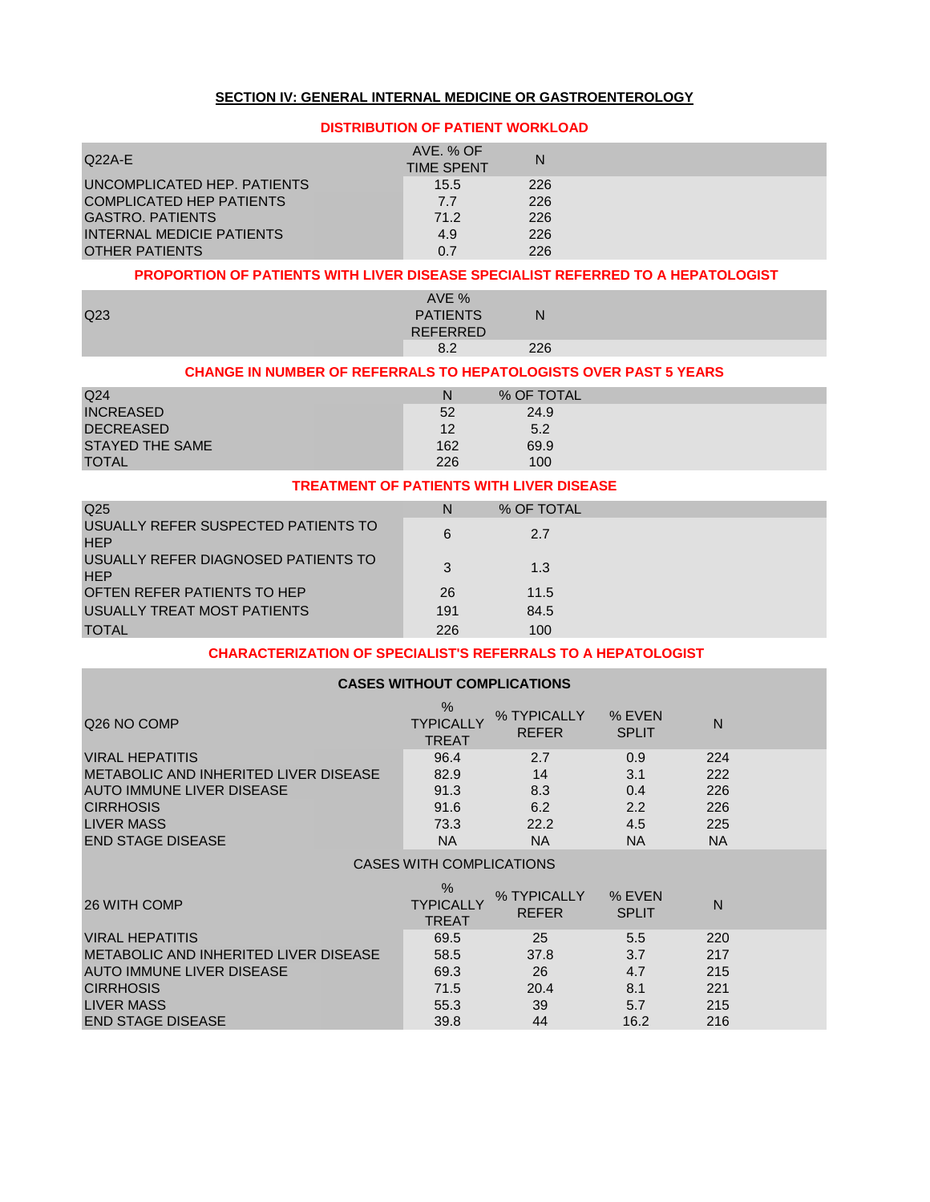## SECTION IV: GENERAL INTERNAL MEDICINE OR GASTROENTEROLOGY

### DISTRIBUTION OF PATIENT WORKLOAD

| Q22A-E | AVE. % OF TIME SPENT | N |
|---|---|---|
| UNCOMPLICATED HEP. PATIENTS | 15.5 | 226 |
| COMPLICATED HEP PATIENTS | 7.7 | 226 |
| GASTRO. PATIENTS | 71.2 | 226 |
| INTERNAL MEDICIE PATIENTS | 4.9 | 226 |
| OTHER PATIENTS | 0.7 | 226 |

### PROPORTION OF PATIENTS WITH LIVER DISEASE SPECIALIST REFERRED TO A HEPATOLOGIST

| Q23 | AVE % PATIENTS REFERRED | N |
|---|---|---|
| | 8.2 | 226 |

### CHANGE IN NUMBER OF REFERRALS TO HEPATOLOGISTS OVER PAST 5 YEARS

| Q24 | N | % OF TOTAL |
|---|---|---|
| INCREASED | 52 | 24.9 |
| DECREASED | 12 | 5.2 |
| STAYED THE SAME | 162 | 69.9 |
| TOTAL | 226 | 100 |

### TREATMENT OF PATIENTS WITH LIVER DISEASE

| Q25 | N | % OF TOTAL |
|---|---|---|
| USUALLY REFER SUSPECTED PATIENTS TO HEP | 6 | 2.7 |
| USUALLY REFER DIAGNOSED PATIENTS TO HEP | 3 | 1.3 |
| OFTEN REFER PATIENTS TO HEP | 26 | 11.5 |
| USUALLY TREAT MOST PATIENTS | 191 | 84.5 |
| TOTAL | 226 | 100 |

### CHARACTERIZATION OF SPECIALIST'S REFERRALS TO A HEPATOLOGIST

**CASES WITHOUT COMPLICATIONS**

| Q26 NO COMP | % TYPICALLY TREAT | % TYPICALLY REFER | % EVEN SPLIT | N |
|---|---|---|---|---|
| VIRAL HEPATITIS | 96.4 | 2.7 | 0.9 | 224 |
| METABOLIC AND INHERITED LIVER DISEASE | 82.9 | 14 | 3.1 | 222 |
| AUTO IMMUNE LIVER DISEASE | 91.3 | 8.3 | 0.4 | 226 |
| CIRRHOSIS | 91.6 | 6.2 | 2.2 | 226 |
| LIVER MASS | 73.3 | 22.2 | 4.5 | 225 |
| END STAGE DISEASE | NA | NA | NA | NA |

CASES WITH COMPLICATIONS

| 26 WITH COMP | % TYPICALLY TREAT | % TYPICALLY REFER | % EVEN SPLIT | N |
|---|---|---|---|---|
| VIRAL HEPATITIS | 69.5 | 25 | 5.5 | 220 |
| METABOLIC AND INHERITED LIVER DISEASE | 58.5 | 37.8 | 3.7 | 217 |
| AUTO IMMUNE LIVER DISEASE | 69.3 | 26 | 4.7 | 215 |
| CIRRHOSIS | 71.5 | 20.4 | 8.1 | 221 |
| LIVER MASS | 55.3 | 39 | 5.7 | 215 |
| END STAGE DISEASE | 39.8 | 44 | 16.2 | 216 |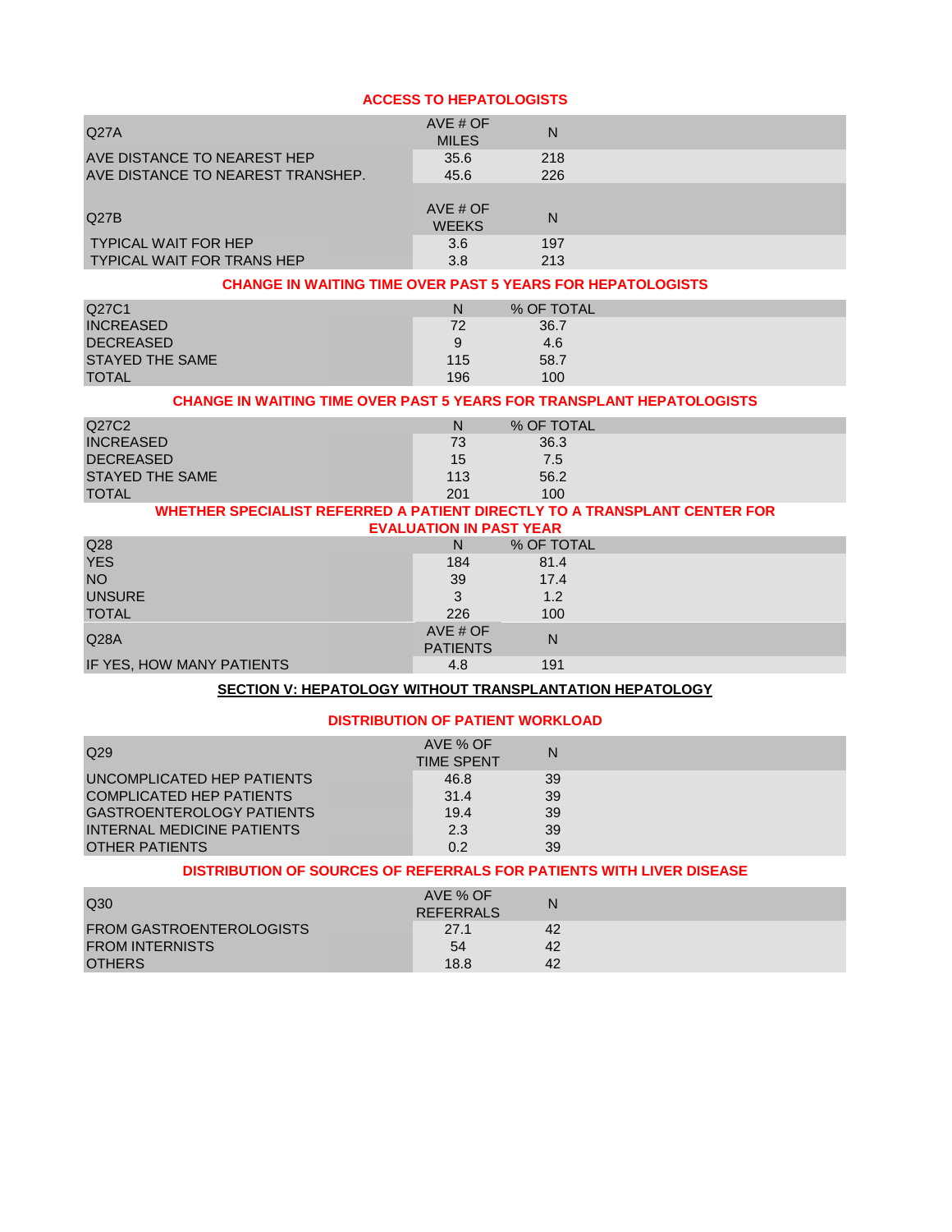## ACCESS TO HEPATOLOGISTS

| Q27A | AVE # OF MILES | N |
|---|---|---|
| AVE DISTANCE TO NEAREST HEP | 35.6 | 218 |
| AVE DISTANCE TO NEAREST TRANSHEP. | 45.6 | 226 |

| Q27B | AVE # OF WEEKS | N |
|---|---|---|
| TYPICAL WAIT FOR HEP | 3.6 | 197 |
| TYPICAL WAIT FOR TRANS HEP | 3.8 | 213 |

## CHANGE IN WAITING TIME OVER PAST 5 YEARS FOR HEPATOLOGISTS

| Q27C1 | N | % OF TOTAL |
|---|---|---|
| INCREASED | 72 | 36.7 |
| DECREASED | 9 | 4.6 |
| STAYED THE SAME | 115 | 58.7 |
| TOTAL | 196 | 100 |

## CHANGE IN WAITING TIME OVER PAST 5 YEARS FOR TRANSPLANT HEPATOLOGISTS

| Q27C2 | N | % OF TOTAL |
|---|---|---|
| INCREASED | 73 | 36.3 |
| DECREASED | 15 | 7.5 |
| STAYED THE SAME | 113 | 56.2 |
| TOTAL | 201 | 100 |

## WHETHER SPECIALIST REFERRED A PATIENT DIRECTLY TO A TRANSPLANT CENTER FOR EVALUATION IN PAST YEAR

| Q28 | N | % OF TOTAL |
|---|---|---|
| YES | 184 | 81.4 |
| NO | 39 | 17.4 |
| UNSURE | 3 | 1.2 |
| TOTAL | 226 | 100 |

| Q28A | AVE # OF PATIENTS | N |
|---|---|---|
| IF YES, HOW MANY PATIENTS | 4.8 | 191 |

# SECTION V: HEPATOLOGY WITHOUT TRANSPLANTATION HEPATOLOGY

## DISTRIBUTION OF PATIENT WORKLOAD

| Q29 | AVE % OF TIME SPENT | N |
|---|---|---|
| UNCOMPLICATED HEP PATIENTS | 46.8 | 39 |
| COMPLICATED HEP PATIENTS | 31.4 | 39 |
| GASTROENTEROLOGY PATIENTS | 19.4 | 39 |
| INTERNAL MEDICINE PATIENTS | 2.3 | 39 |
| OTHER PATIENTS | 0.2 | 39 |

## DISTRIBUTION OF SOURCES OF REFERRALS FOR PATIENTS WITH LIVER DISEASE

| Q30 | AVE % OF REFERRALS | N |
|---|---|---|
| FROM GASTROENTEROLOGISTS | 27.1 | 42 |
| FROM INTERNISTS | 54 | 42 |
| OTHERS | 18.8 | 42 |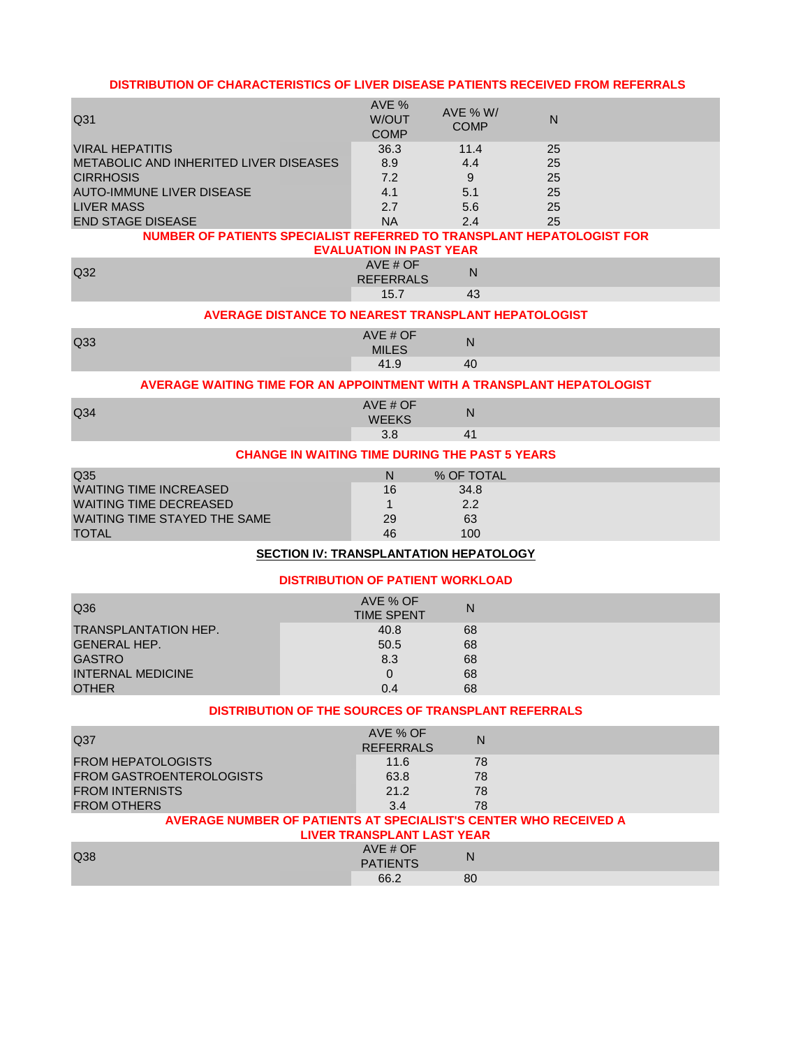### DISTRIBUTION OF CHARACTERISTICS OF LIVER DISEASE PATIENTS RECEIVED FROM REFERRALS

| Q31 | AVE % W/OUT COMP | AVE % W/ COMP | N |
|---|---|---|---|
| VIRAL HEPATITIS | 36.3 | 11.4 | 25 |
| METABOLIC AND INHERITED LIVER DISEASES | 8.9 | 4.4 | 25 |
| CIRRHOSIS | 7.2 | 9 | 25 |
| AUTO-IMMUNE LIVER DISEASE | 4.1 | 5.1 | 25 |
| LIVER MASS | 2.7 | 5.6 | 25 |
| END STAGE DISEASE | NA | 2.4 | 25 |

### NUMBER OF PATIENTS SPECIALIST REFERRED TO TRANSPLANT HEPATOLOGIST FOR EVALUATION IN PAST YEAR

| Q32 | AVE # OF REFERRALS | N |
|---|---|---|
| | 15.7 | 43 |

### AVERAGE DISTANCE TO NEAREST TRANSPLANT HEPATOLOGIST

| Q33 | AVE # OF MILES | N |
|---|---|---|
| | 41.9 | 40 |

### AVERAGE WAITING TIME FOR AN APPOINTMENT WITH A TRANSPLANT HEPATOLOGIST

| Q34 | AVE # OF WEEKS | N |
|---|---|---|
| | 3.8 | 41 |

### CHANGE IN WAITING TIME DURING THE PAST 5 YEARS

| Q35 | N | % OF TOTAL |
|---|---|---|
| WAITING TIME INCREASED | 16 | 34.8 |
| WAITING TIME DECREASED | 1 | 2.2 |
| WAITING TIME STAYED THE SAME | 29 | 63 |
| TOTAL | 46 | 100 |

## SECTION IV: TRANSPLANTATION HEPATOLOGY

### DISTRIBUTION OF PATIENT WORKLOAD

| Q36 | AVE % OF TIME SPENT | N |
|---|---|---|
| TRANSPLANTATION HEP. | 40.8 | 68 |
| GENERAL HEP. | 50.5 | 68 |
| GASTRO | 8.3 | 68 |
| INTERNAL MEDICINE | 0 | 68 |
| OTHER | 0.4 | 68 |

### DISTRIBUTION OF THE SOURCES OF TRANSPLANT REFERRALS

| Q37 | AVE % OF REFERRALS | N |
|---|---|---|
| FROM HEPATOLOGISTS | 11.6 | 78 |
| FROM GASTROENTEROLOGISTS | 63.8 | 78 |
| FROM INTERNISTS | 21.2 | 78 |
| FROM OTHERS | 3.4 | 78 |

### AVERAGE NUMBER OF PATIENTS AT SPECIALIST'S CENTER WHO RECEIVED A LIVER TRANSPLANT LAST YEAR

| Q38 | AVE # OF PATIENTS | N |
|---|---|---|
| | 66.2 | 80 |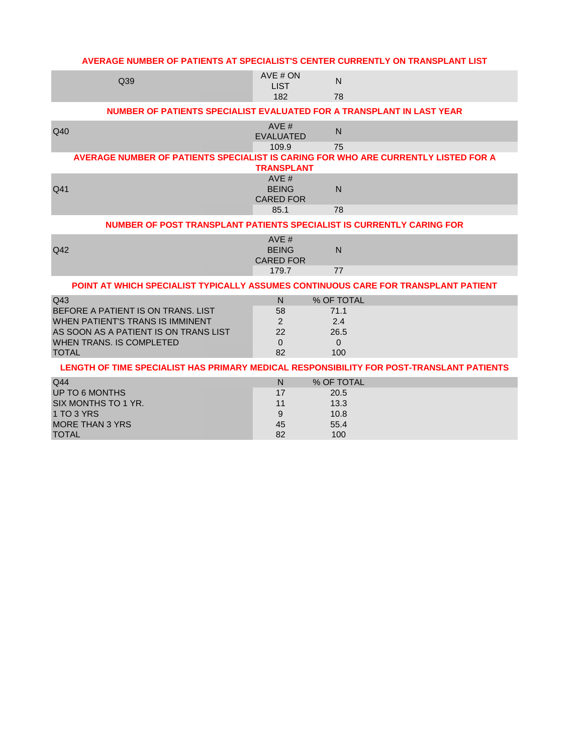### AVERAGE NUMBER OF PATIENTS AT SPECIALIST'S CENTER CURRENTLY ON TRANSPLANT LIST

| Q39 | AVE # ON LIST | N |
|---|---|---|
| | 182 | 78 |

### NUMBER OF PATIENTS SPECIALIST EVALUATED FOR A TRANSPLANT IN LAST YEAR

| Q40 | AVE # EVALUATED | N |
|---|---|---|
| | 109.9 | 75 |

### AVERAGE NUMBER OF PATIENTS SPECIALIST IS CARING FOR WHO ARE CURRENTLY LISTED FOR A TRANSPLANT

| Q41 | AVE # BEING CARED FOR | N |
|---|---|---|
| | 85.1 | 78 |

### NUMBER OF POST TRANSPLANT PATIENTS SPECIALIST IS CURRENTLY CARING FOR

| Q42 | AVE # BEING CARED FOR | N |
|---|---|---|
| | 179.7 | 77 |

### POINT AT WHICH SPECIALIST TYPICALLY ASSUMES CONTINUOUS CARE FOR TRANSPLANT PATIENT

| Q43 | N | % OF TOTAL |
|---|---|---|
| BEFORE A PATIENT IS ON TRANS. LIST | 58 | 71.1 |
| WHEN PATIENT'S TRANS IS IMMINENT | 2 | 2.4 |
| AS SOON AS A PATIENT IS ON TRANS LIST | 22 | 26.5 |
| WHEN TRANS. IS COMPLETED | 0 | 0 |
| TOTAL | 82 | 100 |

### LENGTH OF TIME SPECIALIST HAS PRIMARY MEDICAL RESPONSIBILITY FOR POST-TRANSLANT PATIENTS

| Q44 | N | % OF TOTAL |
|---|---|---|
| UP TO 6 MONTHS | 17 | 20.5 |
| SIX MONTHS TO 1 YR. | 11 | 13.3 |
| 1 TO 3 YRS | 9 | 10.8 |
| MORE THAN 3 YRS | 45 | 55.4 |
| TOTAL | 82 | 100 |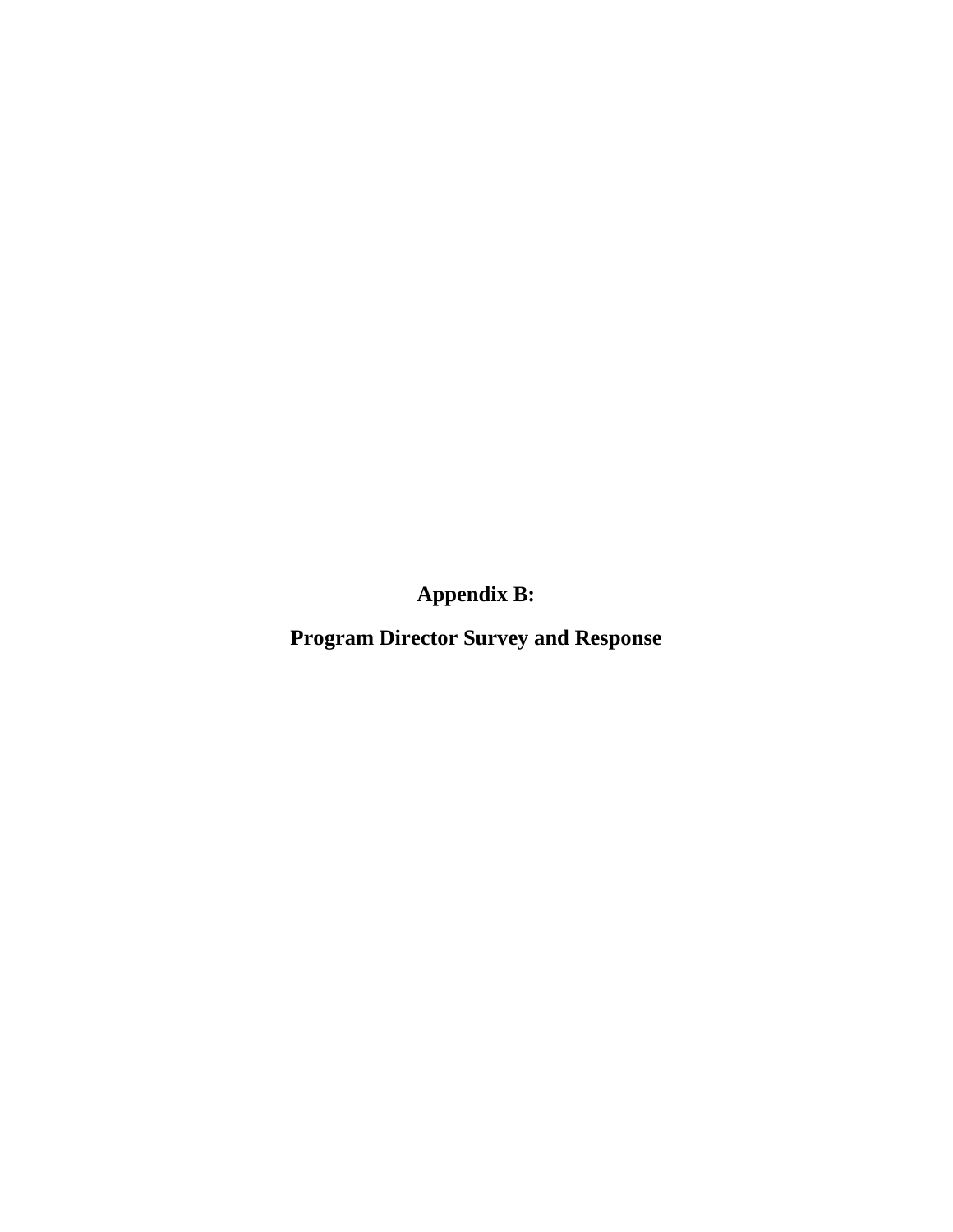# Appendix B:

# Program Director Survey and Response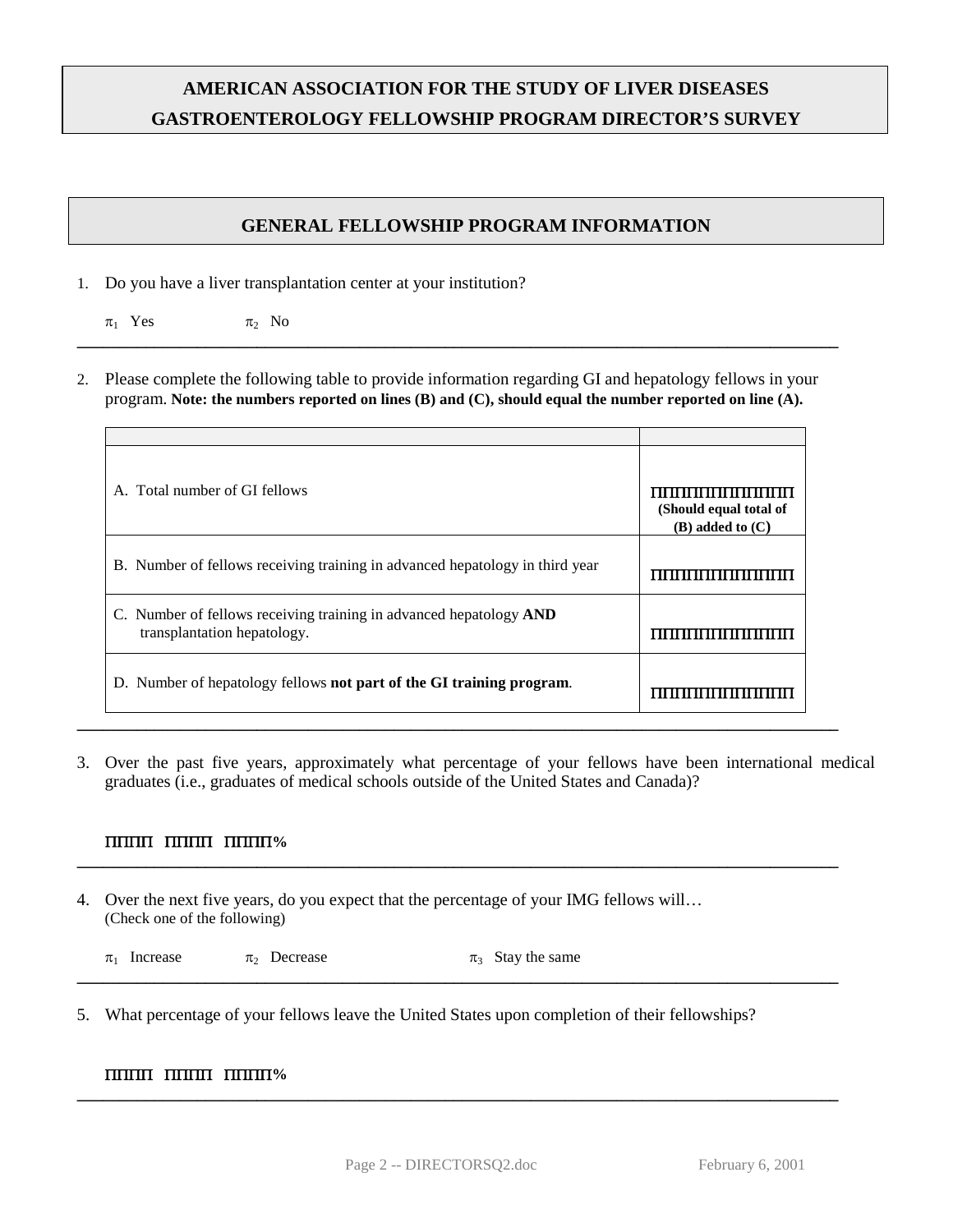# AMERICAN ASSOCIATION FOR THE STUDY OF LIVER DISEASES
# GASTROENTEROLOGY FELLOWSHIP PROGRAM DIRECTOR'S SURVEY

## GENERAL FELLOWSHIP PROGRAM INFORMATION

1. Do you have a liver transplantation center at your institution?

   $\pi_1$ Yes $\pi_2$ No

---

2. Please complete the following table to provide information regarding GI and hepatology fellows in your program. **Note: the numbers reported on lines (B) and (C), should equal the number reported on line (A).**

| | |
|---|---|
| A. Total number of GI fellows | ΠΠΠΠΠΠΠΠΠΠΠΠΠΠΠΠ **(Should equal total of (B) added to (C))** |
| B. Number of fellows receiving training in advanced hepatology in third year | ΠΠΠΠΠΠΠΠΠΠΠΠΠΠΠΠ |
| C. Number of fellows receiving training in advanced hepatology **AND** transplantation hepatology. | ΠΠΠΠΠΠΠΠΠΠΠΠΠΠΠΠ |
| D. Number of hepatology fellows **not part of the GI training program**. | ΠΠΠΠΠΠΠΠΠΠΠΠΠΠΠΠ |

---

3. Over the past five years, approximately what percentage of your fellows have been international medical graduates (i.e., graduates of medical schools outside of the United States and Canada)?

   **ΠΠΠΠ ΠΠΠΠ ΠΠΠΠ%**

---

4. Over the next five years, do you expect that the percentage of your IMG fellows will…
   (Check one of the following)

   $\pi_1$ Increase $\pi_2$ Decrease $\pi_3$ Stay the same

---

5. What percentage of your fellows leave the United States upon completion of their fellowships?

   **ΠΠΠΠ ΠΠΠΠ ΠΠΠΠ%**

---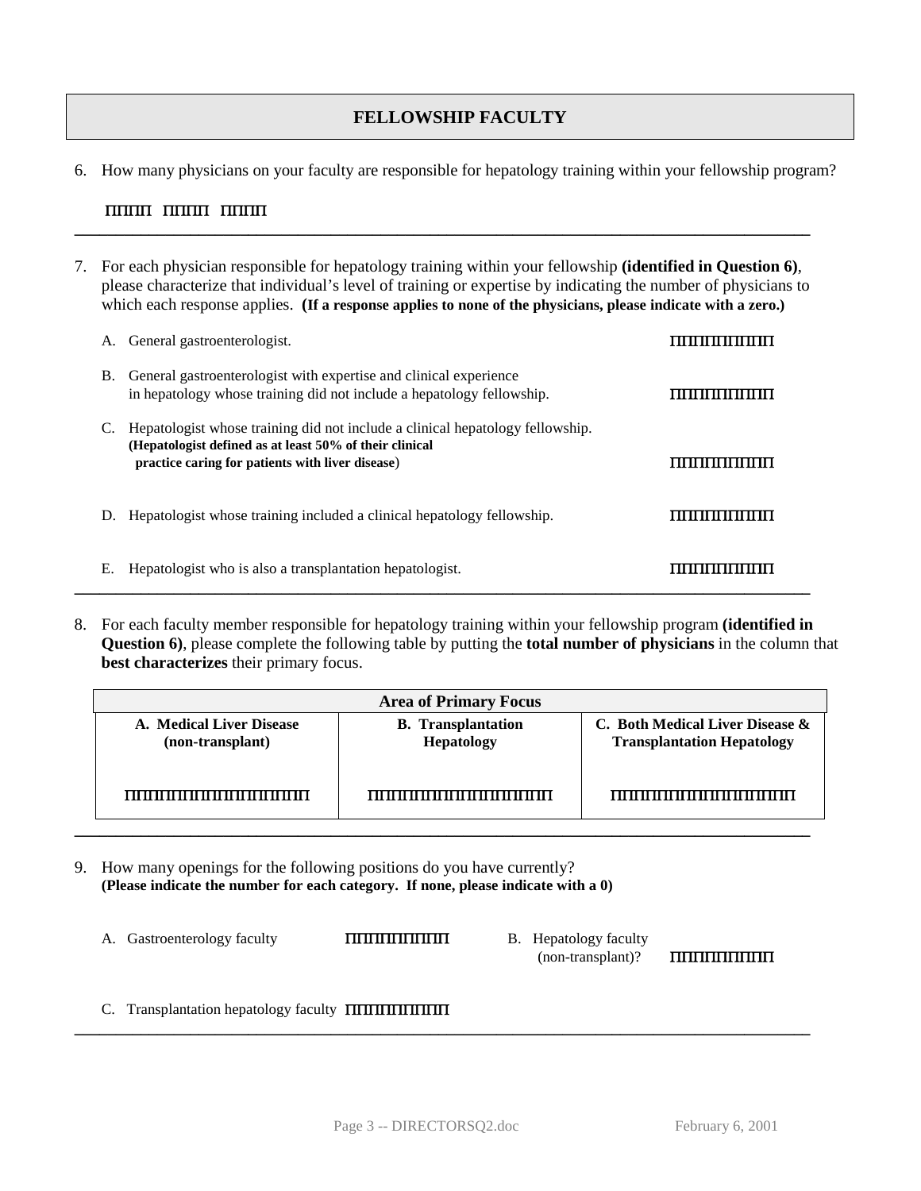## FELLOWSHIP FACULTY

6. How many physicians on your faculty are responsible for hepatology training within your fellowship program?

   ☐☐☐☐☐ ☐☐☐☐☐ ☐☐☐☐☐

---

7. For each physician responsible for hepatology training within your fellowship **(identified in Question 6)**, please characterize that individual's level of training or expertise by indicating the number of physicians to which each response applies. **(If a response applies to none of the physicians, please indicate with a zero.)**

   A. General gastroenterologist. ☐☐☐☐☐☐☐☐☐☐☐

   B. General gastroenterologist with expertise and clinical experience in hepatology whose training did not include a hepatology fellowship. ☐☐☐☐☐☐☐☐☐☐☐

   C. Hepatologist whose training did not include a clinical hepatology fellowship. **(Hepatologist defined as at least 50% of their clinical practice caring for patients with liver disease)** ☐☐☐☐☐☐☐☐☐☐☐

   D. Hepatologist whose training included a clinical hepatology fellowship. ☐☐☐☐☐☐☐☐☐☐☐

   E. Hepatologist who is also a transplantation hepatologist. ☐☐☐☐☐☐☐☐☐☐☐

---

8. For each faculty member responsible for hepatology training within your fellowship program **(identified in Question 6)**, please complete the following table by putting the **total number of physicians** in the column that **best characterizes** their primary focus.

| Area of Primary Focus | | |
|---|---|---|
| **A. Medical Liver Disease (non-transplant)** | **B. Transplantation Hepatology** | **C. Both Medical Liver Disease & Transplantation Hepatology** |
| ☐☐☐☐☐☐☐☐☐☐☐☐☐☐☐☐☐☐☐☐ | ☐☐☐☐☐☐☐☐☐☐☐☐☐☐☐☐☐☐☐☐ | ☐☐☐☐☐☐☐☐☐☐☐☐☐☐☐☐☐☐☐☐ |

---

9. How many openings for the following positions do you have currently? **(Please indicate the number for each category. If none, please indicate with a 0)**

   A. Gastroenterology faculty ☐☐☐☐☐☐☐☐☐☐☐

   B. Hepatology faculty (non-transplant)? ☐☐☐☐☐☐☐☐☐☐☐

   C. Transplantation hepatology faculty ☐☐☐☐☐☐☐☐☐☐☐

---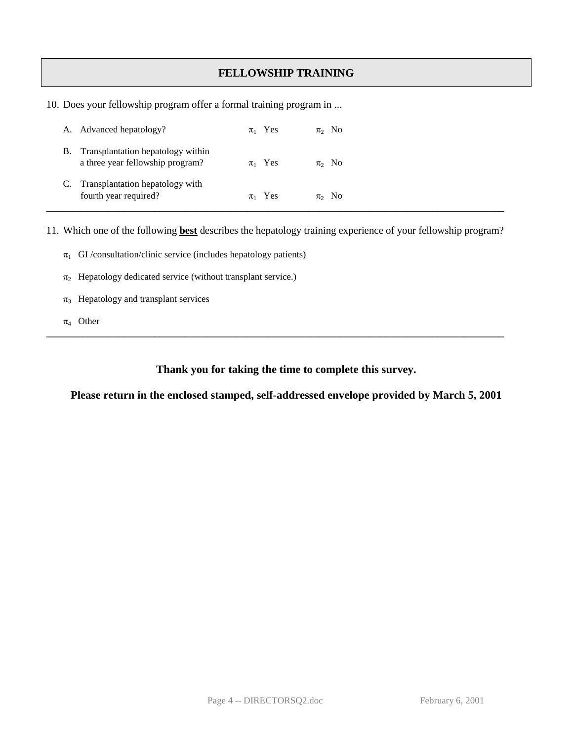## FELLOWSHIP TRAINING

10. Does your fellowship program offer a formal training program in ...

| | | | |
|---|---|---|---|
| A. | Advanced hepatology? | $\pi_1$ Yes | $\pi_2$ No |
| B. | Transplantation hepatology within a three year fellowship program? | $\pi_1$ Yes | $\pi_2$ No |
| C. | Transplantation hepatology with fourth year required? | $\pi_1$ Yes | $\pi_2$ No |

---

11. Which one of the following **best** describes the hepatology training experience of your fellowship program?

$\pi_1$ GI /consultation/clinic service (includes hepatology patients)

$\pi_2$ Hepatology dedicated service (without transplant service.)

$\pi_3$ Hepatology and transplant services

$\pi_4$ Other

---

**Thank you for taking the time to complete this survey.**

**Please return in the enclosed stamped, self-addressed envelope provided by March 5, 2001**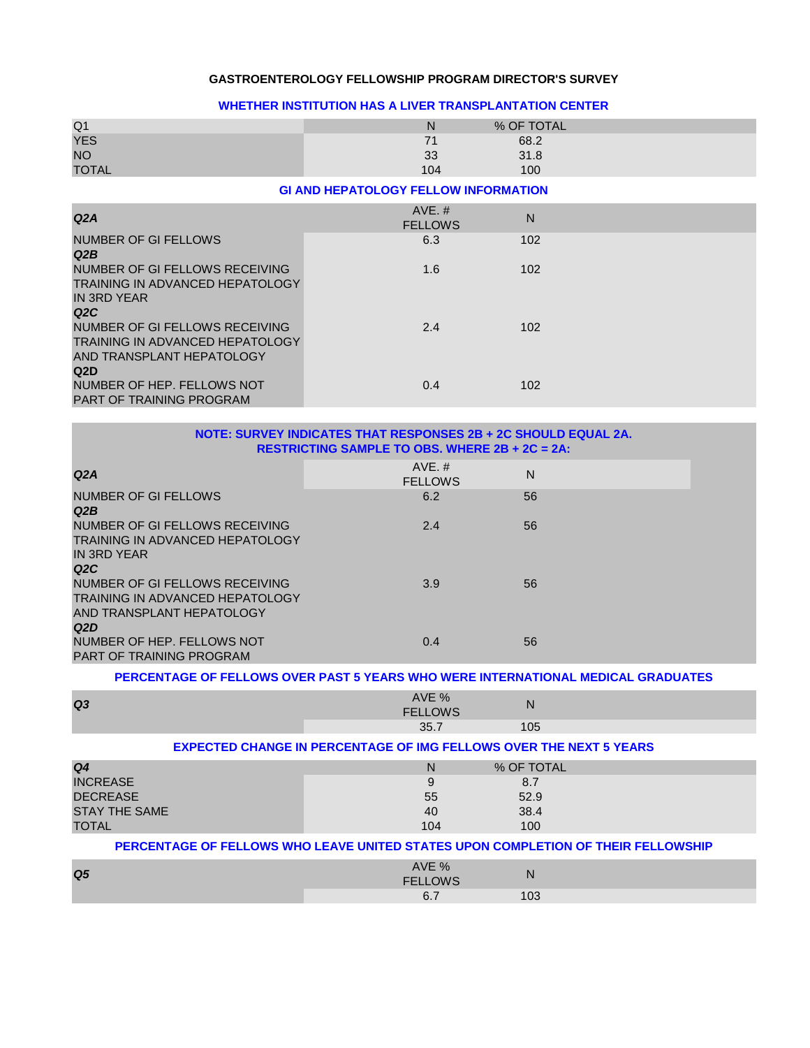# GASTROENTEROLOGY FELLOWSHIP PROGRAM DIRECTOR'S SURVEY

## WHETHER INSTITUTION HAS A LIVER TRANSPLANTATION CENTER

| Q1 | N | % OF TOTAL |
|---|---|---|
| YES | 71 | 68.2 |
| NO | 33 | 31.8 |
| TOTAL | 104 | 100 |

## GI AND HEPATOLOGY FELLOW INFORMATION

| *Q2A* | AVE. # FELLOWS | N |
|---|---|---|
| NUMBER OF GI FELLOWS | 6.3 | 102 |
| ***Q2B*** | | |
| NUMBER OF GI FELLOWS RECEIVING TRAINING IN ADVANCED HEPATOLOGY IN 3RD YEAR | 1.6 | 102 |
| ***Q2C*** | | |
| NUMBER OF GI FELLOWS RECEIVING TRAINING IN ADVANCED HEPATOLOGY AND TRANSPLANT HEPATOLOGY | 2.4 | 102 |
| ***Q2D*** | | |
| NUMBER OF HEP. FELLOWS NOT PART OF TRAINING PROGRAM | 0.4 | 102 |

**NOTE: SURVEY INDICATES THAT RESPONSES 2B + 2C SHOULD EQUAL 2A. RESTRICTING SAMPLE TO OBS. WHERE 2B + 2C = 2A:**

| *Q2A* | AVE. # FELLOWS | N |
|---|---|---|
| NUMBER OF GI FELLOWS | 6.2 | 56 |
| ***Q2B*** | | |
| NUMBER OF GI FELLOWS RECEIVING TRAINING IN ADVANCED HEPATOLOGY IN 3RD YEAR | 2.4 | 56 |
| ***Q2C*** | | |
| NUMBER OF GI FELLOWS RECEIVING TRAINING IN ADVANCED HEPATOLOGY AND TRANSPLANT HEPATOLOGY | 3.9 | 56 |
| ***Q2D*** | | |
| NUMBER OF HEP. FELLOWS NOT PART OF TRAINING PROGRAM | 0.4 | 56 |

## PERCENTAGE OF FELLOWS OVER PAST 5 YEARS WHO WERE INTERNATIONAL MEDICAL GRADUATES

| *Q3* | AVE % FELLOWS | N |
|---|---|---|
| | 35.7 | 105 |

## EXPECTED CHANGE IN PERCENTAGE OF IMG FELLOWS OVER THE NEXT 5 YEARS

| *Q4* | N | % OF TOTAL |
|---|---|---|
| INCREASE | 9 | 8.7 |
| DECREASE | 55 | 52.9 |
| STAY THE SAME | 40 | 38.4 |
| TOTAL | 104 | 100 |

## PERCENTAGE OF FELLOWS WHO LEAVE UNITED STATES UPON COMPLETION OF THEIR FELLOWSHIP

| *Q5* | AVE % FELLOWS | N |
|---|---|---|
| | 6.7 | 103 |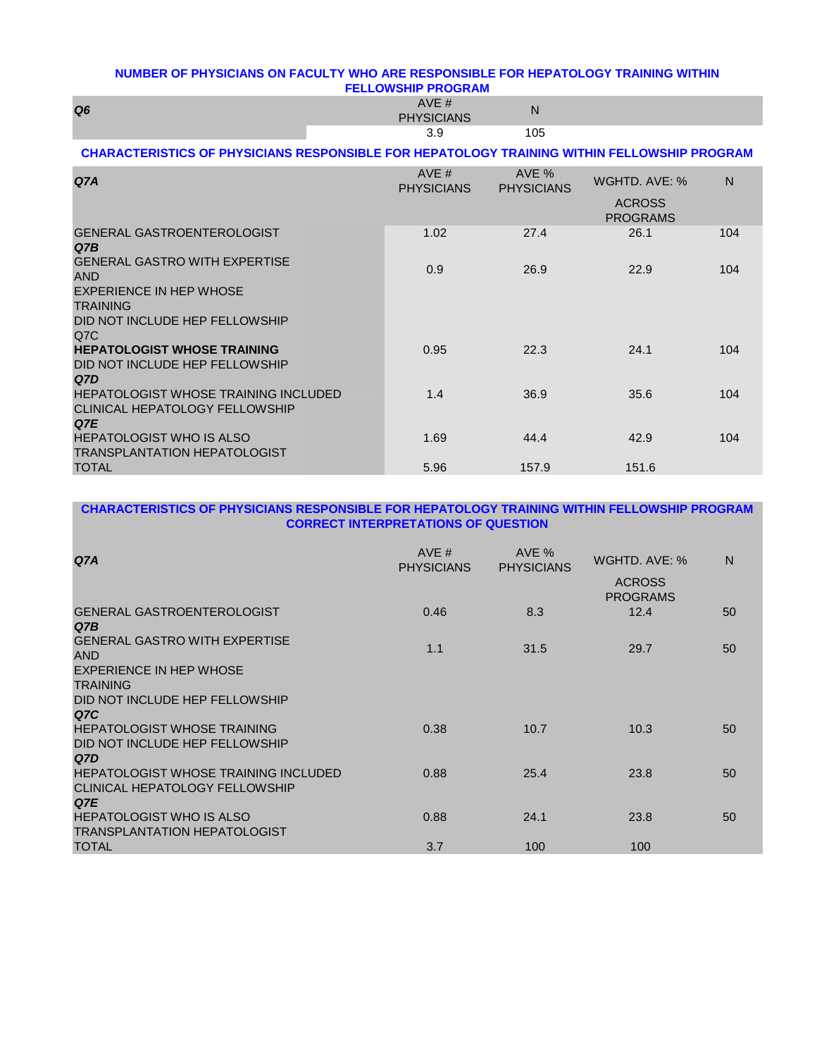## NUMBER OF PHYSICIANS ON FACULTY WHO ARE RESPONSIBLE FOR HEPATOLOGY TRAINING WITHIN FELLOWSHIP PROGRAM

| *Q6* | AVE # PHYSICIANS | N |
|---|---|---|
| | 3.9 | 105 |

## CHARACTERISTICS OF PHYSICIANS RESPONSIBLE FOR HEPATOLOGY TRAINING WITHIN FELLOWSHIP PROGRAM

| *Q7A* | AVE # PHYSICIANS | AVE % PHYSICIANS | WGHTD. AVE: % ACROSS PROGRAMS | N |
|---|---|---|---|---|
| GENERAL GASTROENTEROLOGIST | 1.02 | 27.4 | 26.1 | 104 |
| *Q7B* GENERAL GASTRO WITH EXPERTISE AND EXPERIENCE IN HEP WHOSE TRAINING DID NOT INCLUDE HEP FELLOWSHIP | 0.9 | 26.9 | 22.9 | 104 |
| Q7C **HEPATOLOGIST WHOSE TRAINING** DID NOT INCLUDE HEP FELLOWSHIP | 0.95 | 22.3 | 24.1 | 104 |
| *Q7D* HEPATOLOGIST WHOSE TRAINING INCLUDED CLINICAL HEPATOLOGY FELLOWSHIP | 1.4 | 36.9 | 35.6 | 104 |
| *Q7E* HEPATOLOGIST WHO IS ALSO TRANSPLANTATION HEPATOLOGIST | 1.69 | 44.4 | 42.9 | 104 |
| TOTAL | 5.96 | 157.9 | 151.6 | |

## CHARACTERISTICS OF PHYSICIANS RESPONSIBLE FOR HEPATOLOGY TRAINING WITHIN FELLOWSHIP PROGRAM CORRECT INTERPRETATIONS OF QUESTION

| *Q7A* | AVE # PHYSICIANS | AVE % PHYSICIANS | WGHTD. AVE: % ACROSS PROGRAMS | N |
|---|---|---|---|---|
| GENERAL GASTROENTEROLOGIST | 0.46 | 8.3 | 12.4 | 50 |
| *Q7B* GENERAL GASTRO WITH EXPERTISE AND EXPERIENCE IN HEP WHOSE TRAINING DID NOT INCLUDE HEP FELLOWSHIP | 1.1 | 31.5 | 29.7 | 50 |
| *Q7C* HEPATOLOGIST WHOSE TRAINING DID NOT INCLUDE HEP FELLOWSHIP | 0.38 | 10.7 | 10.3 | 50 |
| *Q7D* HEPATOLOGIST WHOSE TRAINING INCLUDED CLINICAL HEPATOLOGY FELLOWSHIP | 0.88 | 25.4 | 23.8 | 50 |
| *Q7E* HEPATOLOGIST WHO IS ALSO TRANSPLANTATION HEPATOLOGIST | 0.88 | 24.1 | 23.8 | 50 |
| TOTAL | 3.7 | 100 | 100 | |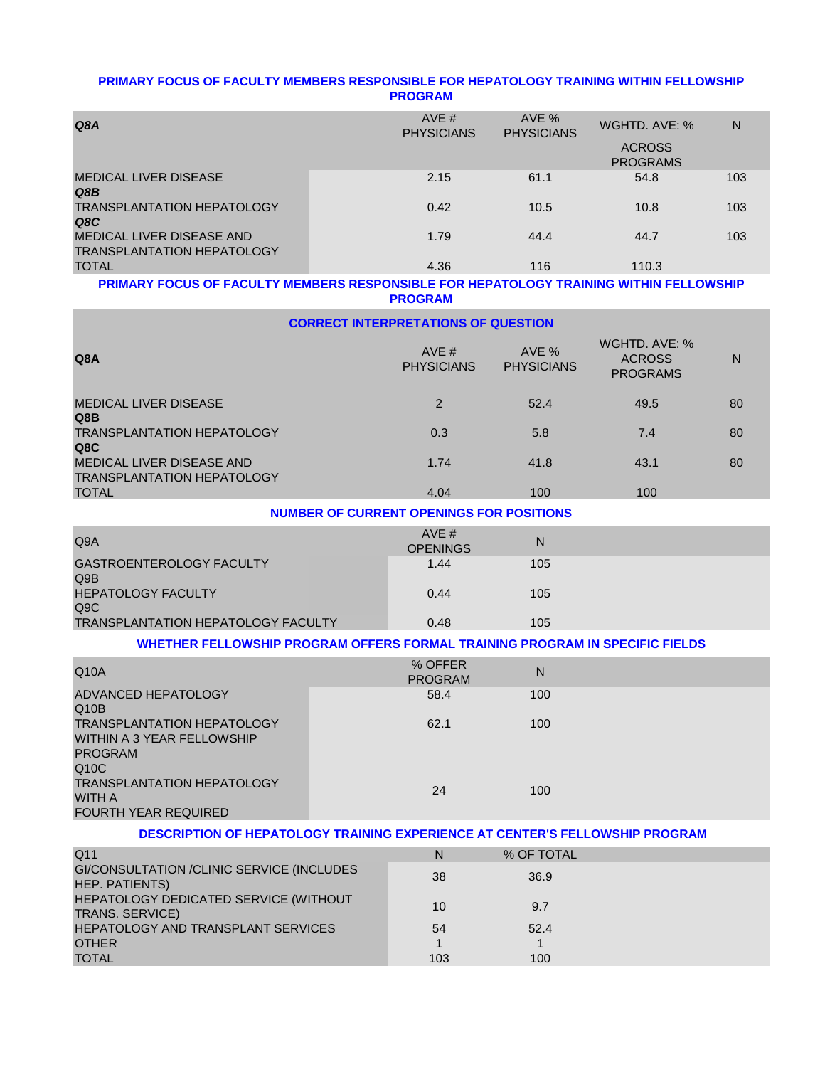**PRIMARY FOCUS OF FACULTY MEMBERS RESPONSIBLE FOR HEPATOLOGY TRAINING WITHIN FELLOWSHIP PROGRAM**

| *Q8A* | AVE # PHYSICIANS | AVE % PHYSICIANS | WGHTD. AVE: % ACROSS PROGRAMS | N |
|---|---|---|---|---|
| MEDICAL LIVER DISEASE | 2.15 | 61.1 | 54.8 | 103 |
| *Q8B* TRANSPLANTATION HEPATOLOGY | 0.42 | 10.5 | 10.8 | 103 |
| *Q8C* MEDICAL LIVER DISEASE AND TRANSPLANTATION HEPATOLOGY | 1.79 | 44.4 | 44.7 | 103 |
| TOTAL | 4.36 | 116 | 110.3 | |

**PRIMARY FOCUS OF FACULTY MEMBERS RESPONSIBLE FOR HEPATOLOGY TRAINING WITHIN FELLOWSHIP PROGRAM**

**CORRECT INTERPRETATIONS OF QUESTION**

| Q8A | AVE # PHYSICIANS | AVE % PHYSICIANS | WGHTD. AVE: % ACROSS PROGRAMS | N |
|---|---|---|---|---|
| MEDICAL LIVER DISEASE | 2 | 52.4 | 49.5 | 80 |
| Q8B TRANSPLANTATION HEPATOLOGY | 0.3 | 5.8 | 7.4 | 80 |
| Q8C MEDICAL LIVER DISEASE AND TRANSPLANTATION HEPATOLOGY | 1.74 | 41.8 | 43.1 | 80 |
| TOTAL | 4.04 | 100 | 100 | |

**NUMBER OF CURRENT OPENINGS FOR POSITIONS**

| Q9A | AVE # OPENINGS | N |
|---|---|---|
| GASTROENTEROLOGY FACULTY | 1.44 | 105 |
| Q9B HEPATOLOGY FACULTY | 0.44 | 105 |
| Q9C TRANSPLANTATION HEPATOLOGY FACULTY | 0.48 | 105 |

**WHETHER FELLOWSHIP PROGRAM OFFERS FORMAL TRAINING PROGRAM IN SPECIFIC FIELDS**

| Q10A | % OFFER PROGRAM | N |
|---|---|---|
| ADVANCED HEPATOLOGY | 58.4 | 100 |
| Q10B TRANSPLANTATION HEPATOLOGY WITHIN A 3 YEAR FELLOWSHIP PROGRAM | 62.1 | 100 |
| Q10C TRANSPLANTATION HEPATOLOGY WITH A FOURTH YEAR REQUIRED | 24 | 100 |

**DESCRIPTION OF HEPATOLOGY TRAINING EXPERIENCE AT CENTER'S FELLOWSHIP PROGRAM**

| Q11 | N | % OF TOTAL |
|---|---|---|
| GI/CONSULTATION /CLINIC SERVICE (INCLUDES HEP. PATIENTS) | 38 | 36.9 |
| HEPATOLOGY DEDICATED SERVICE (WITHOUT TRANS. SERVICE) | 10 | 9.7 |
| HEPATOLOGY AND TRANSPLANT SERVICES | 54 | 52.4 |
| OTHER | 1 | 1 |
| TOTAL | 103 | 100 |